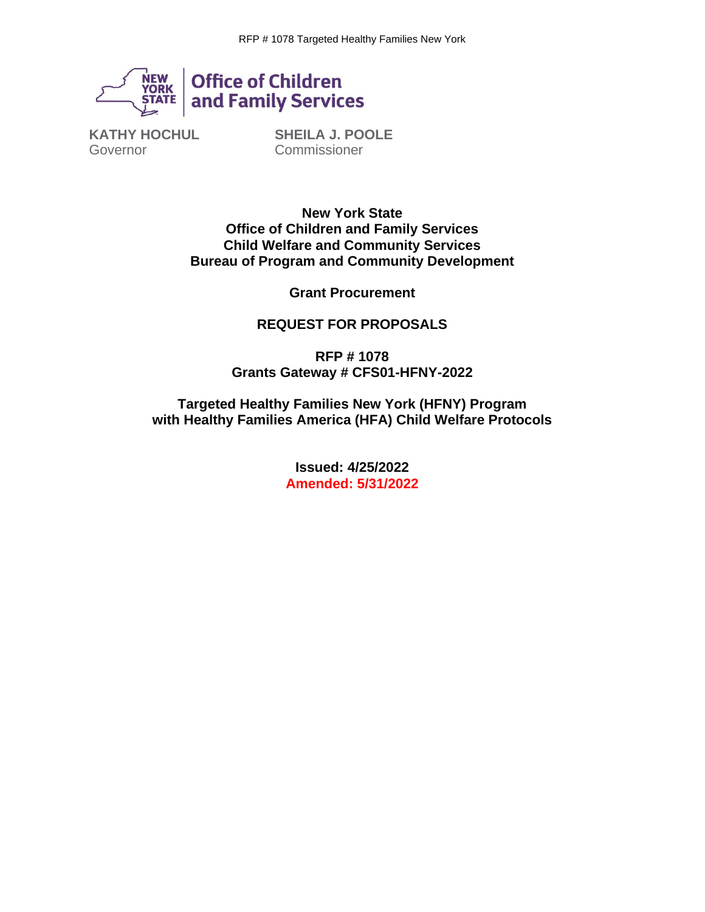**Office of Children and Family Services**

**KATHY HOCHUL**
Governor

**SHEILA J. POOLE**
Commissioner

**New York State**
**Office of Children and Family Services**
**Child Welfare and Community Services**
**Bureau of Program and Community Development**

**Grant Procurement**

**REQUEST FOR PROPOSALS**

**RFP # 1078**
**Grants Gateway # CFS01-HFNY-2022**

**Targeted Healthy Families New York (HFNY) Program with Healthy Families America (HFA) Child Welfare Protocols**

**Issued: 4/25/2022**
**Amended: 5/31/2022**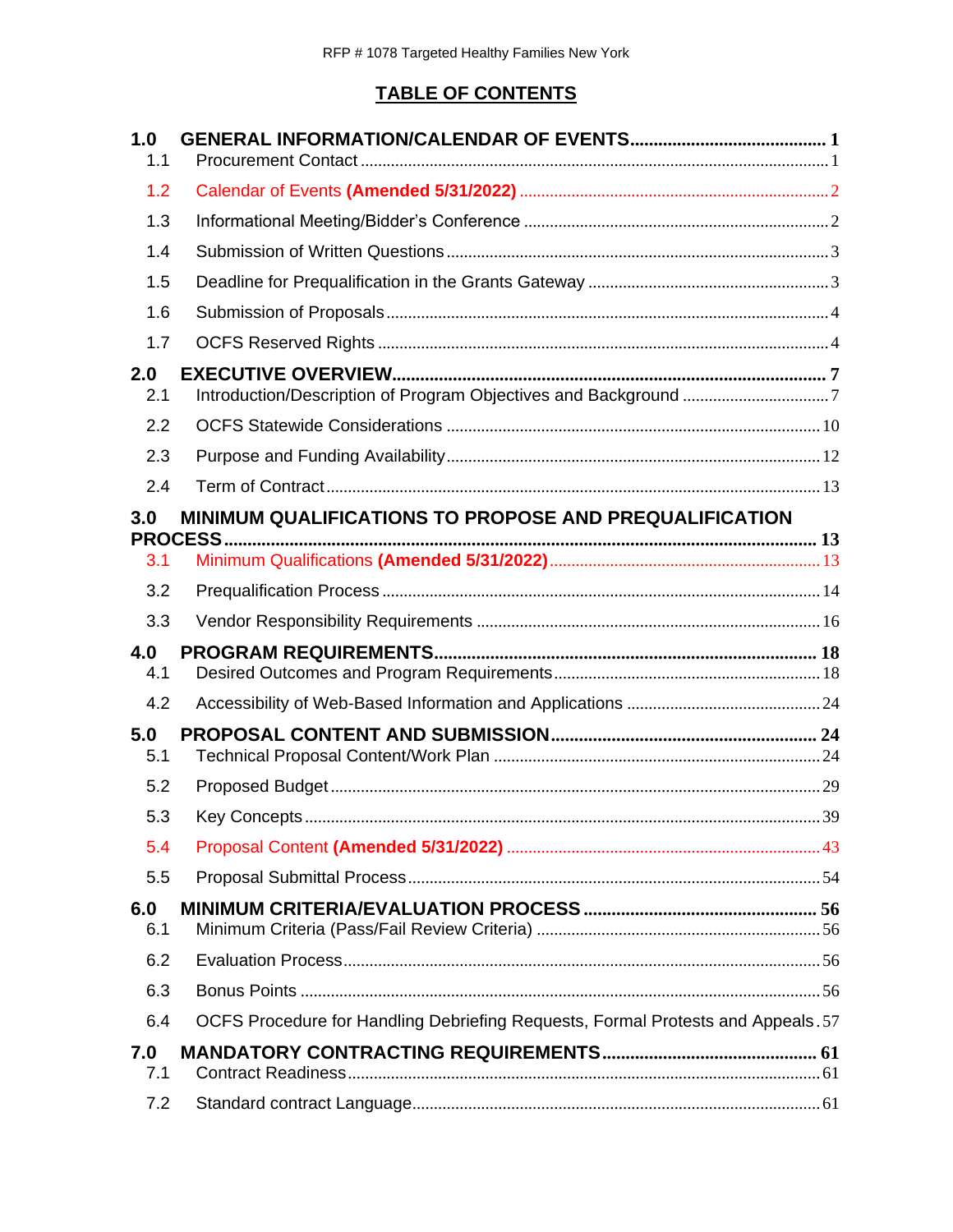## TABLE OF CONTENTS

**1.0 GENERAL INFORMATION/CALENDAR OF EVENTS ..... 1**

1.1 Procurement Contact ..... 1

1.2 Calendar of Events **(Amended 5/31/2022)** ..... 2

1.3 Informational Meeting/Bidder's Conference ..... 2

1.4 Submission of Written Questions ..... 3

1.5 Deadline for Prequalification in the Grants Gateway ..... 3

1.6 Submission of Proposals ..... 4

1.7 OCFS Reserved Rights ..... 4

**2.0 EXECUTIVE OVERVIEW ..... 7**

2.1 Introduction/Description of Program Objectives and Background ..... 7

2.2 OCFS Statewide Considerations ..... 10

2.3 Purpose and Funding Availability ..... 12

2.4 Term of Contract ..... 13

**3.0 MINIMUM QUALIFICATIONS TO PROPOSE AND PREQUALIFICATION PROCESS ..... 13**

3.1 Minimum Qualifications **(Amended 5/31/2022)** ..... 13

3.2 Prequalification Process ..... 14

3.3 Vendor Responsibility Requirements ..... 16

**4.0 PROGRAM REQUIREMENTS ..... 18**

4.1 Desired Outcomes and Program Requirements ..... 18

4.2 Accessibility of Web-Based Information and Applications ..... 24

**5.0 PROPOSAL CONTENT AND SUBMISSION ..... 24**

5.1 Technical Proposal Content/Work Plan ..... 24

5.2 Proposed Budget ..... 29

5.3 Key Concepts ..... 39

5.4 Proposal Content **(Amended 5/31/2022)** ..... 43

5.5 Proposal Submittal Process ..... 54

**6.0 MINIMUM CRITERIA/EVALUATION PROCESS ..... 56**

6.1 Minimum Criteria (Pass/Fail Review Criteria) ..... 56

6.2 Evaluation Process ..... 56

6.3 Bonus Points ..... 56

6.4 OCFS Procedure for Handling Debriefing Requests, Formal Protests and Appeals ..... 57

**7.0 MANDATORY CONTRACTING REQUIREMENTS ..... 61**

7.1 Contract Readiness ..... 61

7.2 Standard contract Language ..... 61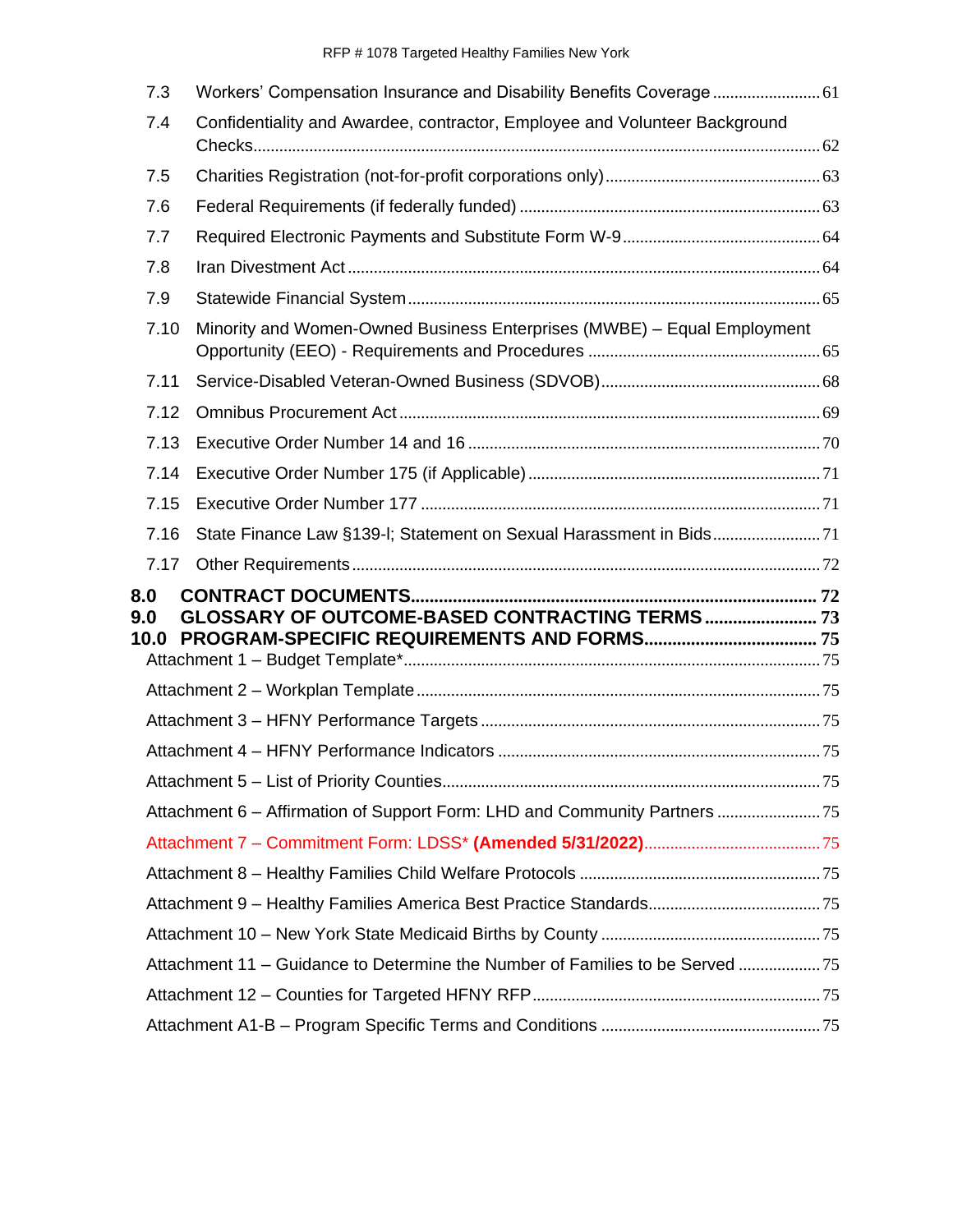7.3 Workers' Compensation Insurance and Disability Benefits Coverage ..... 61

7.4 Confidentiality and Awardee, contractor, Employee and Volunteer Background Checks ..... 62

7.5 Charities Registration (not-for-profit corporations only) ..... 63

7.6 Federal Requirements (if federally funded) ..... 63

7.7 Required Electronic Payments and Substitute Form W-9 ..... 64

7.8 Iran Divestment Act ..... 64

7.9 Statewide Financial System ..... 65

7.10 Minority and Women-Owned Business Enterprises (MWBE) – Equal Employment Opportunity (EEO) - Requirements and Procedures ..... 65

7.11 Service-Disabled Veteran-Owned Business (SDVOB) ..... 68

7.12 Omnibus Procurement Act ..... 69

7.13 Executive Order Number 14 and 16 ..... 70

7.14 Executive Order Number 175 (if Applicable) ..... 71

7.15 Executive Order Number 177 ..... 71

7.16 State Finance Law §139-l; Statement on Sexual Harassment in Bids ..... 71

7.17 Other Requirements ..... 72

**8.0 CONTRACT DOCUMENTS ..... 72**

**9.0 GLOSSARY OF OUTCOME-BASED CONTRACTING TERMS ..... 73**

**10.0 PROGRAM-SPECIFIC REQUIREMENTS AND FORMS ..... 75**

Attachment 1 – Budget Template* ..... 75

Attachment 2 – Workplan Template ..... 75

Attachment 3 – HFNY Performance Targets ..... 75

Attachment 4 – HFNY Performance Indicators ..... 75

Attachment 5 – List of Priority Counties ..... 75

Attachment 6 – Affirmation of Support Form: LHD and Community Partners ..... 75

Attachment 7 – Commitment Form: LDSS* **(Amended 5/31/2022)** ..... 75

Attachment 8 – Healthy Families Child Welfare Protocols ..... 75

Attachment 9 – Healthy Families America Best Practice Standards ..... 75

Attachment 10 – New York State Medicaid Births by County ..... 75

Attachment 11 – Guidance to Determine the Number of Families to be Served ..... 75

Attachment 12 – Counties for Targeted HFNY RFP ..... 75

Attachment A1-B – Program Specific Terms and Conditions ..... 75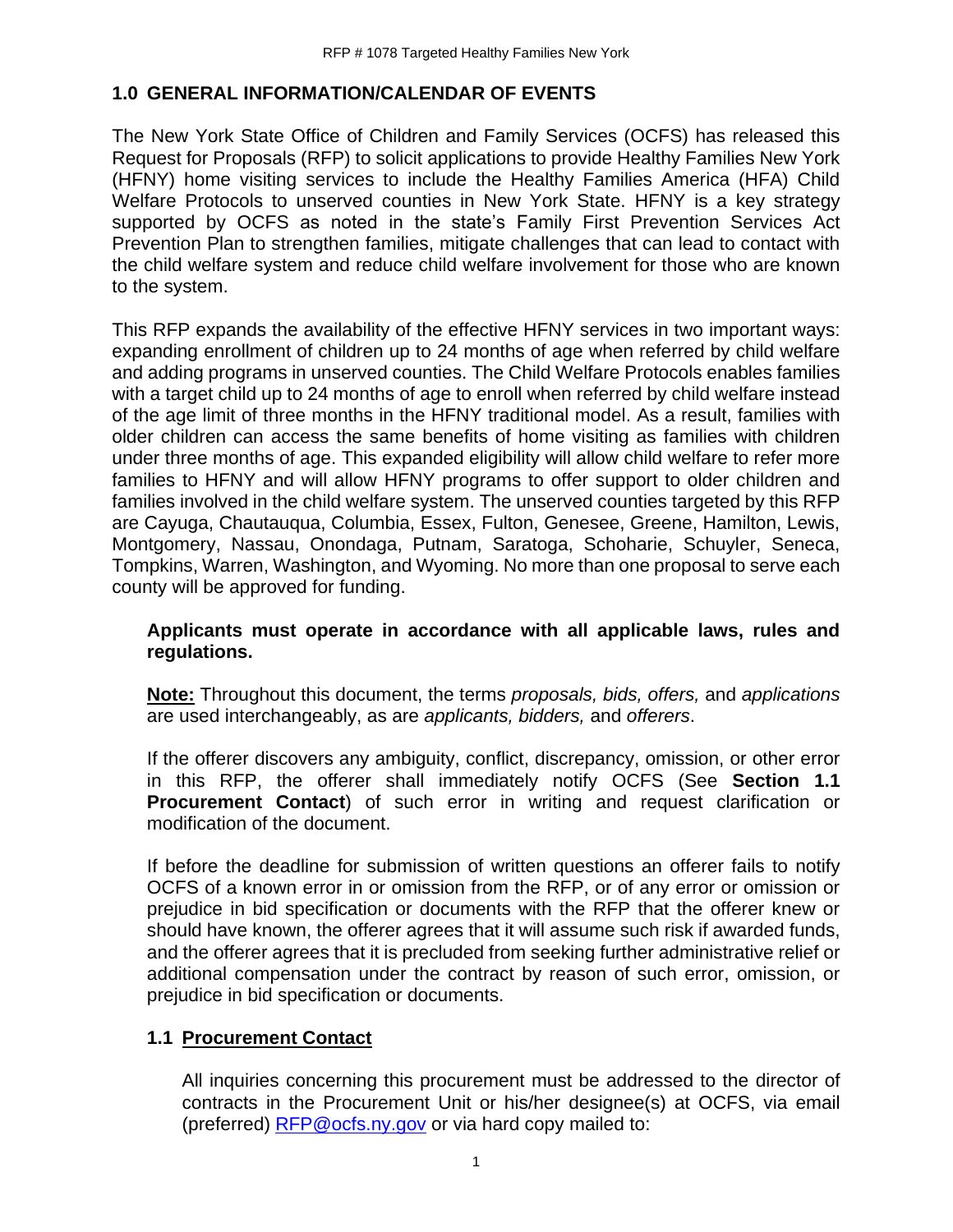## 1.0 GENERAL INFORMATION/CALENDAR OF EVENTS

The New York State Office of Children and Family Services (OCFS) has released this Request for Proposals (RFP) to solicit applications to provide Healthy Families New York (HFNY) home visiting services to include the Healthy Families America (HFA) Child Welfare Protocols to unserved counties in New York State. HFNY is a key strategy supported by OCFS as noted in the state's Family First Prevention Services Act Prevention Plan to strengthen families, mitigate challenges that can lead to contact with the child welfare system and reduce child welfare involvement for those who are known to the system.

This RFP expands the availability of the effective HFNY services in two important ways: expanding enrollment of children up to 24 months of age when referred by child welfare and adding programs in unserved counties. The Child Welfare Protocols enables families with a target child up to 24 months of age to enroll when referred by child welfare instead of the age limit of three months in the HFNY traditional model. As a result, families with older children can access the same benefits of home visiting as families with children under three months of age. This expanded eligibility will allow child welfare to refer more families to HFNY and will allow HFNY programs to offer support to older children and families involved in the child welfare system. The unserved counties targeted by this RFP are Cayuga, Chautauqua, Columbia, Essex, Fulton, Genesee, Greene, Hamilton, Lewis, Montgomery, Nassau, Onondaga, Putnam, Saratoga, Schoharie, Schuyler, Seneca, Tompkins, Warren, Washington, and Wyoming. No more than one proposal to serve each county will be approved for funding.

**Applicants must operate in accordance with all applicable laws, rules and regulations.**

**Note:** Throughout this document, the terms *proposals, bids, offers,* and *applications* are used interchangeably, as are *applicants, bidders,* and *offerers*.

If the offerer discovers any ambiguity, conflict, discrepancy, omission, or other error in this RFP, the offerer shall immediately notify OCFS (See **Section 1.1 Procurement Contact**) of such error in writing and request clarification or modification of the document.

If before the deadline for submission of written questions an offerer fails to notify OCFS of a known error in or omission from the RFP, or of any error or omission or prejudice in bid specification or documents with the RFP that the offerer knew or should have known, the offerer agrees that it will assume such risk if awarded funds, and the offerer agrees that it is precluded from seeking further administrative relief or additional compensation under the contract by reason of such error, omission, or prejudice in bid specification or documents.

### 1.1 Procurement Contact

All inquiries concerning this procurement must be addressed to the director of contracts in the Procurement Unit or his/her designee(s) at OCFS, via email (preferred) RFP@ocfs.ny.gov or via hard copy mailed to: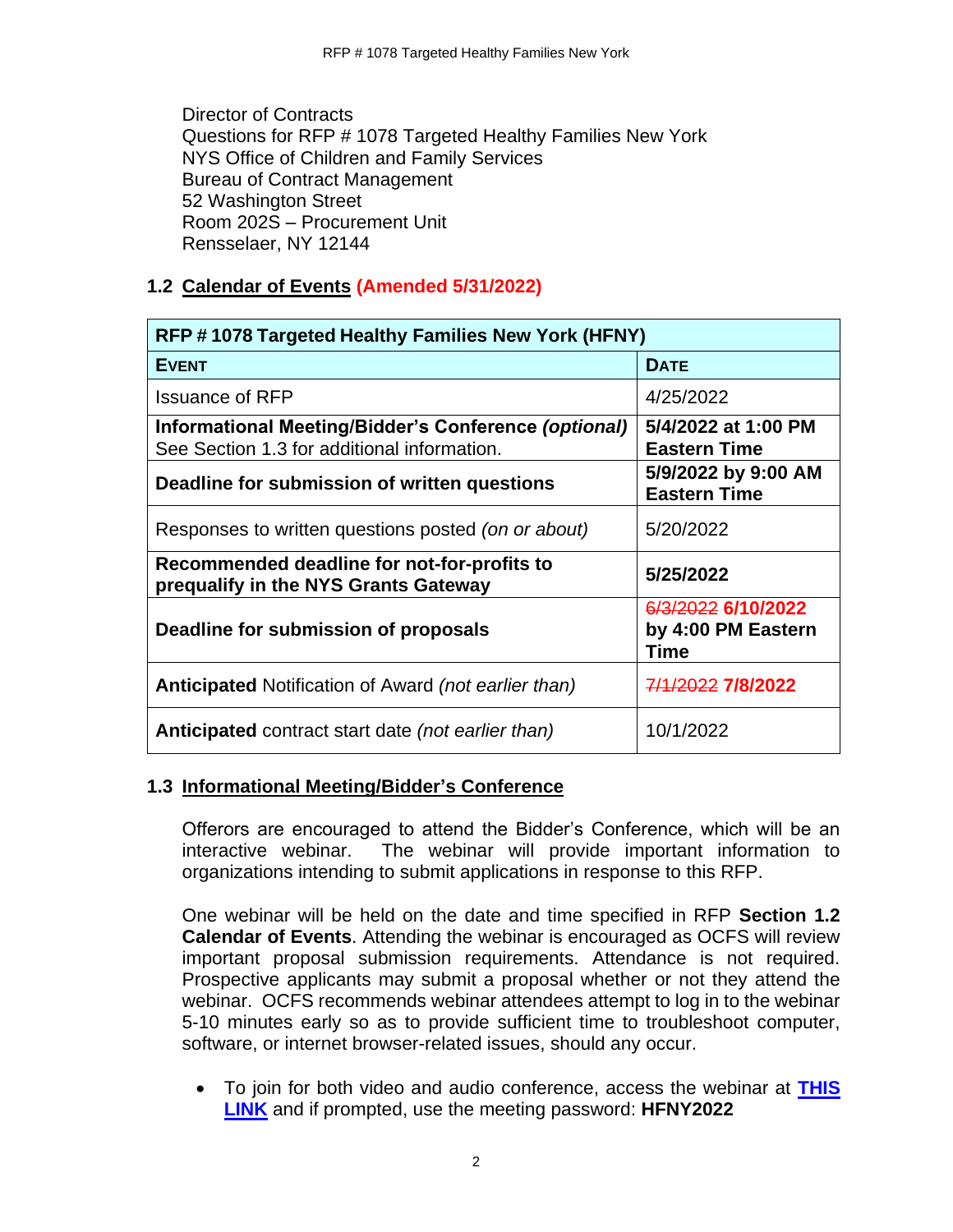Director of Contracts
Questions for RFP # 1078 Targeted Healthy Families New York
NYS Office of Children and Family Services
Bureau of Contract Management
52 Washington Street
Room 202S – Procurement Unit
Rensselaer, NY 12144

## 1.2 Calendar of Events (Amended 5/31/2022)

| RFP # 1078 Targeted Healthy Families New York (HFNY) | |
|---|---|
| **EVENT** | **DATE** |
| Issuance of RFP | 4/25/2022 |
| **Informational Meeting/Bidder's Conference *(optional)*** See Section 1.3 for additional information. | **5/4/2022 at 1:00 PM Eastern Time** |
| **Deadline for submission of written questions** | **5/9/2022 by 9:00 AM Eastern Time** |
| Responses to written questions posted *(on or about)* | 5/20/2022 |
| **Recommended deadline for not-for-profits to prequalify in the NYS Grants Gateway** | **5/25/2022** |
| **Deadline for submission of proposals** | ~~6/3/2022~~ **6/10/2022 by 4:00 PM Eastern Time** |
| **Anticipated** Notification of Award *(not earlier than)* | ~~7/1/2022~~ **7/8/2022** |
| **Anticipated** contract start date *(not earlier than)* | 10/1/2022 |

## 1.3 Informational Meeting/Bidder's Conference

Offerors are encouraged to attend the Bidder's Conference, which will be an interactive webinar. The webinar will provide important information to organizations intending to submit applications in response to this RFP.

One webinar will be held on the date and time specified in RFP **Section 1.2 Calendar of Events**. Attending the webinar is encouraged as OCFS will review important proposal submission requirements. Attendance is not required. Prospective applicants may submit a proposal whether or not they attend the webinar. OCFS recommends webinar attendees attempt to log in to the webinar 5-10 minutes early so as to provide sufficient time to troubleshoot computer, software, or internet browser-related issues, should any occur.

- To join for both video and audio conference, access the webinar at **THIS LINK** and if prompted, use the meeting password: **HFNY2022**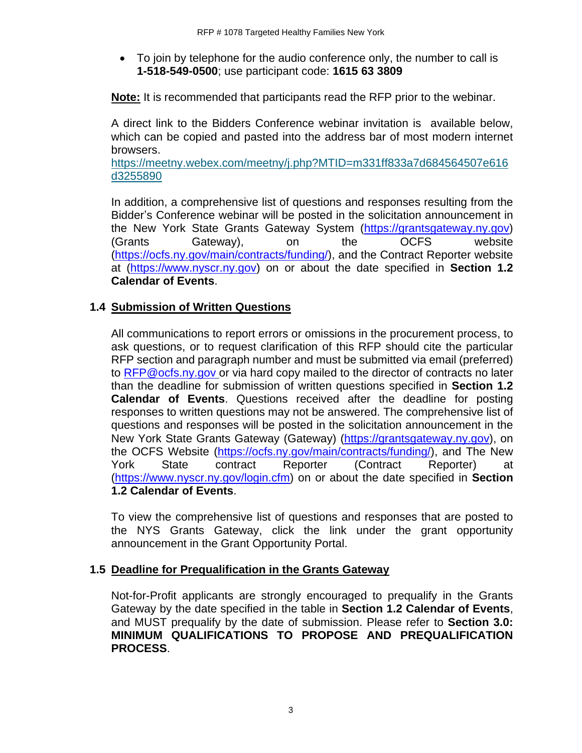- To join by telephone for the audio conference only, the number to call is **1-518-549-0500**; use participant code: **1615 63 3809**

**Note:** It is recommended that participants read the RFP prior to the webinar.

A direct link to the Bidders Conference webinar invitation is available below, which can be copied and pasted into the address bar of most modern internet browsers.
https://meetny.webex.com/meetny/j.php?MTID=m331ff833a7d684564507e616d3255890

In addition, a comprehensive list of questions and responses resulting from the Bidder's Conference webinar will be posted in the solicitation announcement in the New York State Grants Gateway System (https://grantsgateway.ny.gov) (Grants Gateway), on the OCFS website (https://ocfs.ny.gov/main/contracts/funding/), and the Contract Reporter website at (https://www.nyscr.ny.gov) on or about the date specified in **Section 1.2 Calendar of Events**.

### 1.4 Submission of Written Questions

All communications to report errors or omissions in the procurement process, to ask questions, or to request clarification of this RFP should cite the particular RFP section and paragraph number and must be submitted via email (preferred) to RFP@ocfs.ny.gov or via hard copy mailed to the director of contracts no later than the deadline for submission of written questions specified in **Section 1.2 Calendar of Events**. Questions received after the deadline for posting responses to written questions may not be answered. The comprehensive list of questions and responses will be posted in the solicitation announcement in the New York State Grants Gateway (Gateway) (https://grantsgateway.ny.gov), on the OCFS Website (https://ocfs.ny.gov/main/contracts/funding/), and The New York State contract Reporter (Contract Reporter) at (https://www.nyscr.ny.gov/login.cfm) on or about the date specified in **Section 1.2 Calendar of Events**.

To view the comprehensive list of questions and responses that are posted to the NYS Grants Gateway, click the link under the grant opportunity announcement in the Grant Opportunity Portal.

### 1.5 Deadline for Prequalification in the Grants Gateway

Not-for-Profit applicants are strongly encouraged to prequalify in the Grants Gateway by the date specified in the table in **Section 1.2 Calendar of Events**, and MUST prequalify by the date of submission. Please refer to **Section 3.0: MINIMUM QUALIFICATIONS TO PROPOSE AND PREQUALIFICATION PROCESS**.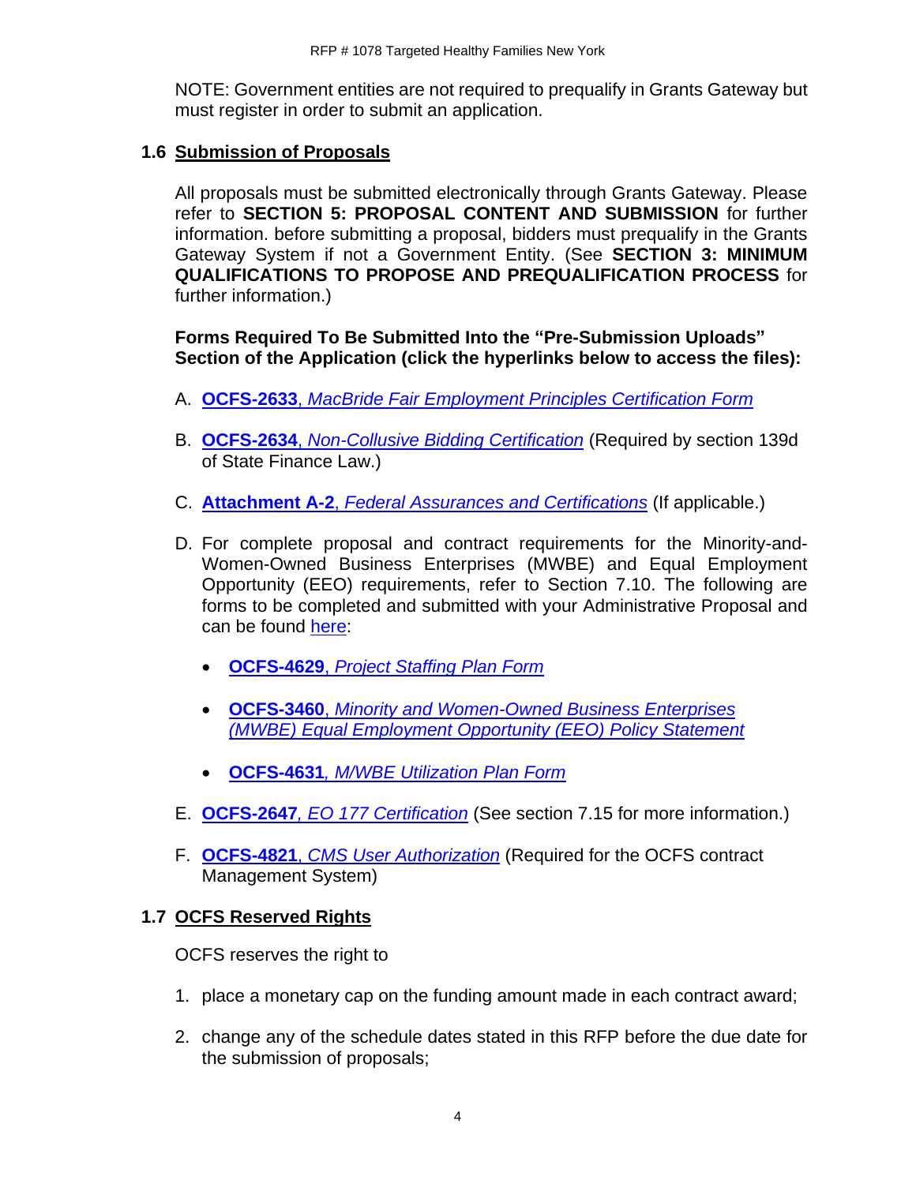NOTE: Government entities are not required to prequalify in Grants Gateway but must register in order to submit an application.

### 1.6 Submission of Proposals

All proposals must be submitted electronically through Grants Gateway. Please refer to **SECTION 5: PROPOSAL CONTENT AND SUBMISSION** for further information. before submitting a proposal, bidders must prequalify in the Grants Gateway System if not a Government Entity. (See **SECTION 3: MINIMUM QUALIFICATIONS TO PROPOSE AND PREQUALIFICATION PROCESS** for further information.)

**Forms Required To Be Submitted Into the "Pre-Submission Uploads" Section of the Application (click the hyperlinks below to access the files):**

A. **OCFS-2633**, *MacBride Fair Employment Principles Certification Form*

B. **OCFS-2634**, *Non-Collusive Bidding Certification* (Required by section 139d of State Finance Law.)

C. **Attachment A-2**, *Federal Assurances and Certifications* (If applicable.)

D. For complete proposal and contract requirements for the Minority-and-Women-Owned Business Enterprises (MWBE) and Equal Employment Opportunity (EEO) requirements, refer to Section 7.10. The following are forms to be completed and submitted with your Administrative Proposal and can be found here:

- **OCFS-4629**, *Project Staffing Plan Form*
- **OCFS-3460**, *Minority and Women-Owned Business Enterprises (MWBE) Equal Employment Opportunity (EEO) Policy Statement*
- **OCFS-4631**, *M/WBE Utilization Plan Form*

E. **OCFS-2647**, *EO 177 Certification* (See section 7.15 for more information.)

F. **OCFS-4821**, *CMS User Authorization* (Required for the OCFS contract Management System)

### 1.7 OCFS Reserved Rights

OCFS reserves the right to

1. place a monetary cap on the funding amount made in each contract award;
2. change any of the schedule dates stated in this RFP before the due date for the submission of proposals;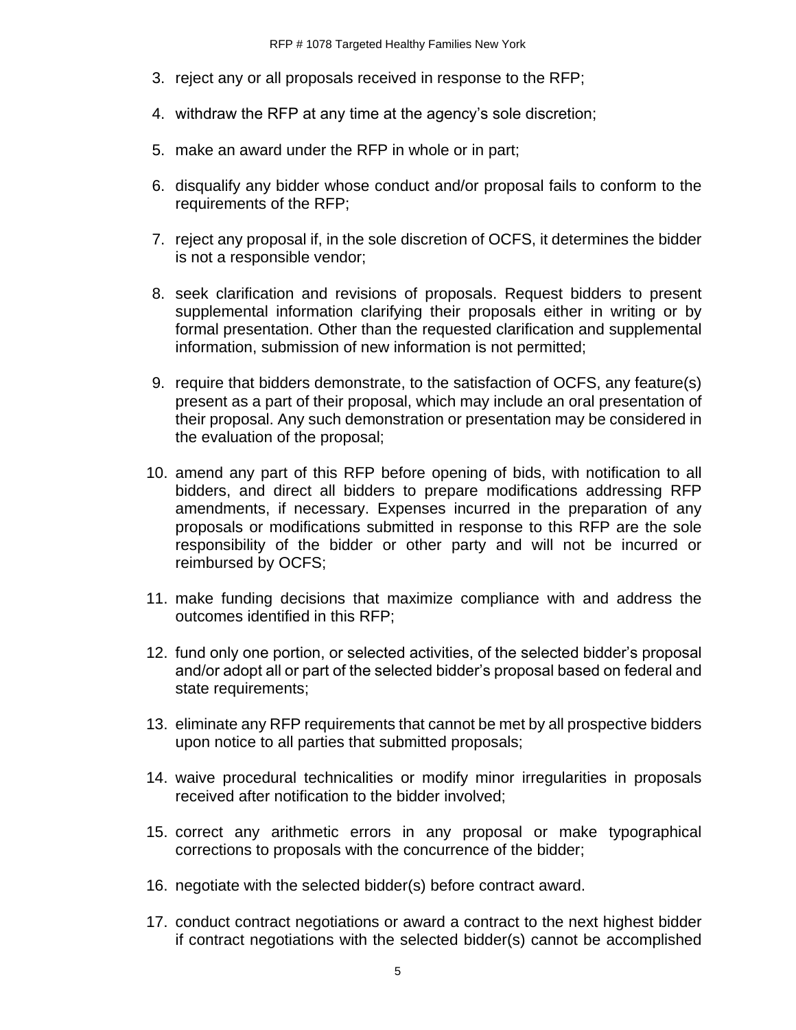3. reject any or all proposals received in response to the RFP;
4. withdraw the RFP at any time at the agency's sole discretion;
5. make an award under the RFP in whole or in part;
6. disqualify any bidder whose conduct and/or proposal fails to conform to the requirements of the RFP;
7. reject any proposal if, in the sole discretion of OCFS, it determines the bidder is not a responsible vendor;
8. seek clarification and revisions of proposals. Request bidders to present supplemental information clarifying their proposals either in writing or by formal presentation. Other than the requested clarification and supplemental information, submission of new information is not permitted;
9. require that bidders demonstrate, to the satisfaction of OCFS, any feature(s) present as a part of their proposal, which may include an oral presentation of their proposal. Any such demonstration or presentation may be considered in the evaluation of the proposal;
10. amend any part of this RFP before opening of bids, with notification to all bidders, and direct all bidders to prepare modifications addressing RFP amendments, if necessary. Expenses incurred in the preparation of any proposals or modifications submitted in response to this RFP are the sole responsibility of the bidder or other party and will not be incurred or reimbursed by OCFS;
11. make funding decisions that maximize compliance with and address the outcomes identified in this RFP;
12. fund only one portion, or selected activities, of the selected bidder's proposal and/or adopt all or part of the selected bidder's proposal based on federal and state requirements;
13. eliminate any RFP requirements that cannot be met by all prospective bidders upon notice to all parties that submitted proposals;
14. waive procedural technicalities or modify minor irregularities in proposals received after notification to the bidder involved;
15. correct any arithmetic errors in any proposal or make typographical corrections to proposals with the concurrence of the bidder;
16. negotiate with the selected bidder(s) before contract award.
17. conduct contract negotiations or award a contract to the next highest bidder if contract negotiations with the selected bidder(s) cannot be accomplished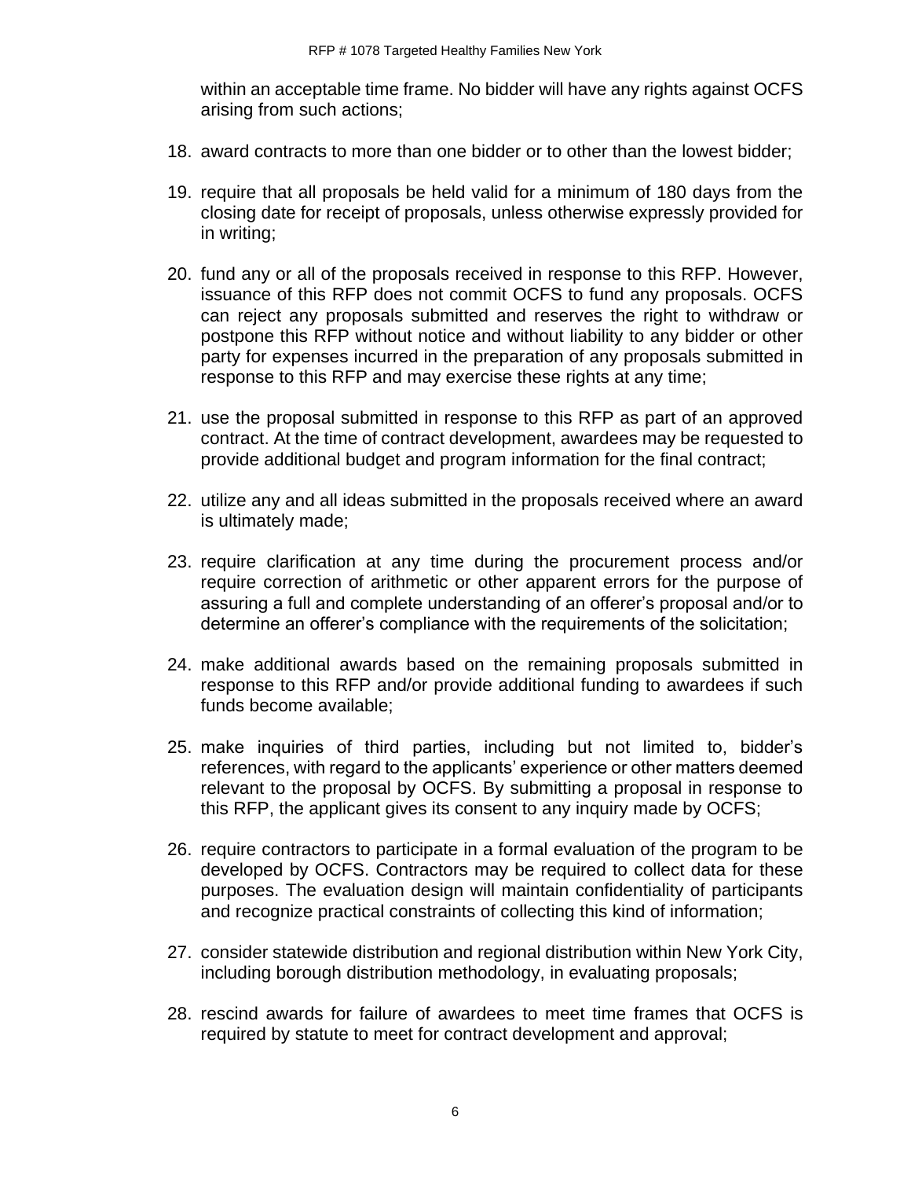within an acceptable time frame. No bidder will have any rights against OCFS arising from such actions;

18. award contracts to more than one bidder or to other than the lowest bidder;

19. require that all proposals be held valid for a minimum of 180 days from the closing date for receipt of proposals, unless otherwise expressly provided for in writing;

20. fund any or all of the proposals received in response to this RFP. However, issuance of this RFP does not commit OCFS to fund any proposals. OCFS can reject any proposals submitted and reserves the right to withdraw or postpone this RFP without notice and without liability to any bidder or other party for expenses incurred in the preparation of any proposals submitted in response to this RFP and may exercise these rights at any time;

21. use the proposal submitted in response to this RFP as part of an approved contract. At the time of contract development, awardees may be requested to provide additional budget and program information for the final contract;

22. utilize any and all ideas submitted in the proposals received where an award is ultimately made;

23. require clarification at any time during the procurement process and/or require correction of arithmetic or other apparent errors for the purpose of assuring a full and complete understanding of an offerer's proposal and/or to determine an offerer's compliance with the requirements of the solicitation;

24. make additional awards based on the remaining proposals submitted in response to this RFP and/or provide additional funding to awardees if such funds become available;

25. make inquiries of third parties, including but not limited to, bidder's references, with regard to the applicants' experience or other matters deemed relevant to the proposal by OCFS. By submitting a proposal in response to this RFP, the applicant gives its consent to any inquiry made by OCFS;

26. require contractors to participate in a formal evaluation of the program to be developed by OCFS. Contractors may be required to collect data for these purposes. The evaluation design will maintain confidentiality of participants and recognize practical constraints of collecting this kind of information;

27. consider statewide distribution and regional distribution within New York City, including borough distribution methodology, in evaluating proposals;

28. rescind awards for failure of awardees to meet time frames that OCFS is required by statute to meet for contract development and approval;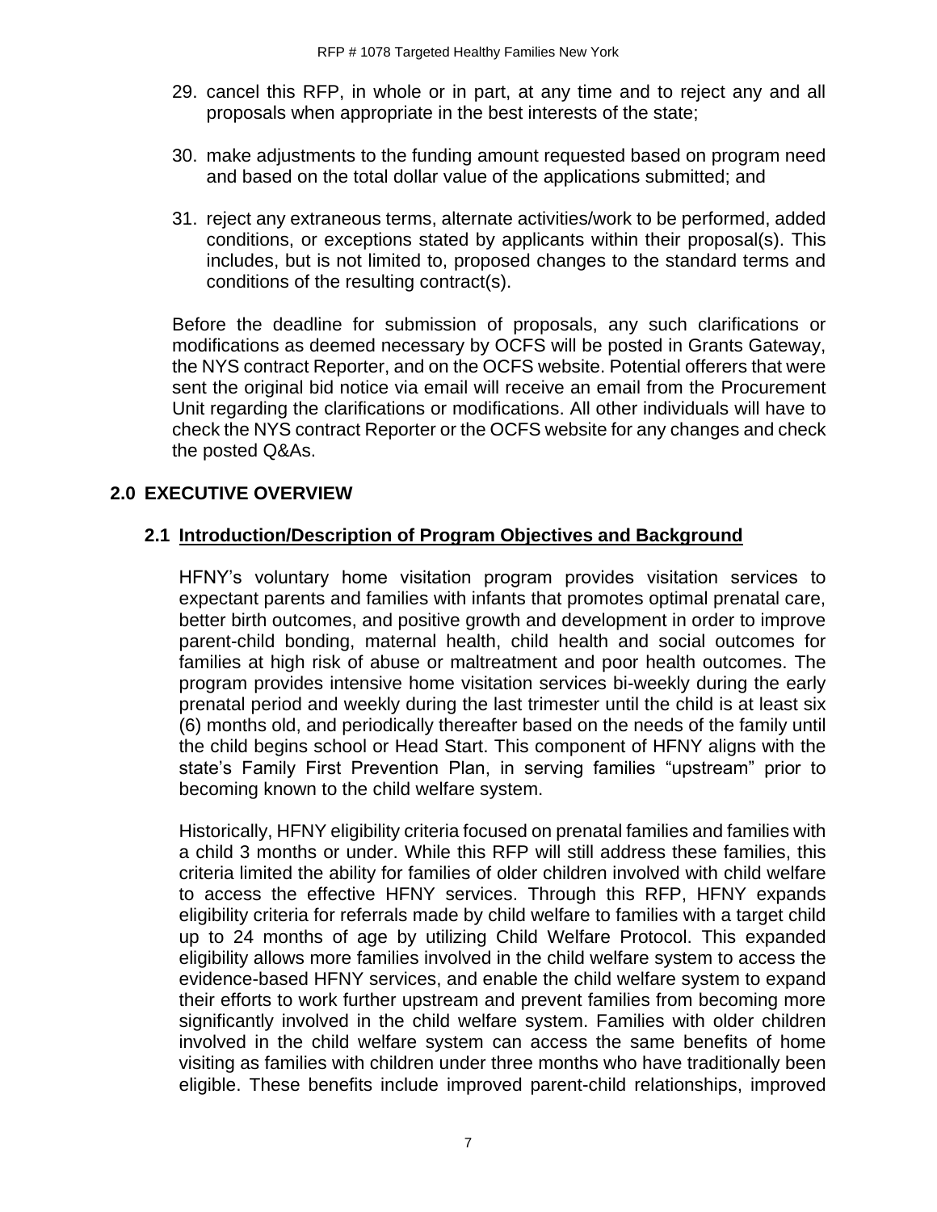29. cancel this RFP, in whole or in part, at any time and to reject any and all proposals when appropriate in the best interests of the state;

30. make adjustments to the funding amount requested based on program need and based on the total dollar value of the applications submitted; and

31. reject any extraneous terms, alternate activities/work to be performed, added conditions, or exceptions stated by applicants within their proposal(s). This includes, but is not limited to, proposed changes to the standard terms and conditions of the resulting contract(s).

Before the deadline for submission of proposals, any such clarifications or modifications as deemed necessary by OCFS will be posted in Grants Gateway, the NYS contract Reporter, and on the OCFS website. Potential offerers that were sent the original bid notice via email will receive an email from the Procurement Unit regarding the clarifications or modifications. All other individuals will have to check the NYS contract Reporter or the OCFS website for any changes and check the posted Q&As.

## 2.0 EXECUTIVE OVERVIEW

### 2.1 Introduction/Description of Program Objectives and Background

HFNY's voluntary home visitation program provides visitation services to expectant parents and families with infants that promotes optimal prenatal care, better birth outcomes, and positive growth and development in order to improve parent-child bonding, maternal health, child health and social outcomes for families at high risk of abuse or maltreatment and poor health outcomes. The program provides intensive home visitation services bi-weekly during the early prenatal period and weekly during the last trimester until the child is at least six (6) months old, and periodically thereafter based on the needs of the family until the child begins school or Head Start. This component of HFNY aligns with the state's Family First Prevention Plan, in serving families "upstream" prior to becoming known to the child welfare system.

Historically, HFNY eligibility criteria focused on prenatal families and families with a child 3 months or under. While this RFP will still address these families, this criteria limited the ability for families of older children involved with child welfare to access the effective HFNY services. Through this RFP, HFNY expands eligibility criteria for referrals made by child welfare to families with a target child up to 24 months of age by utilizing Child Welfare Protocol. This expanded eligibility allows more families involved in the child welfare system to access the evidence-based HFNY services, and enable the child welfare system to expand their efforts to work further upstream and prevent families from becoming more significantly involved in the child welfare system. Families with older children involved in the child welfare system can access the same benefits of home visiting as families with children under three months who have traditionally been eligible. These benefits include improved parent-child relationships, improved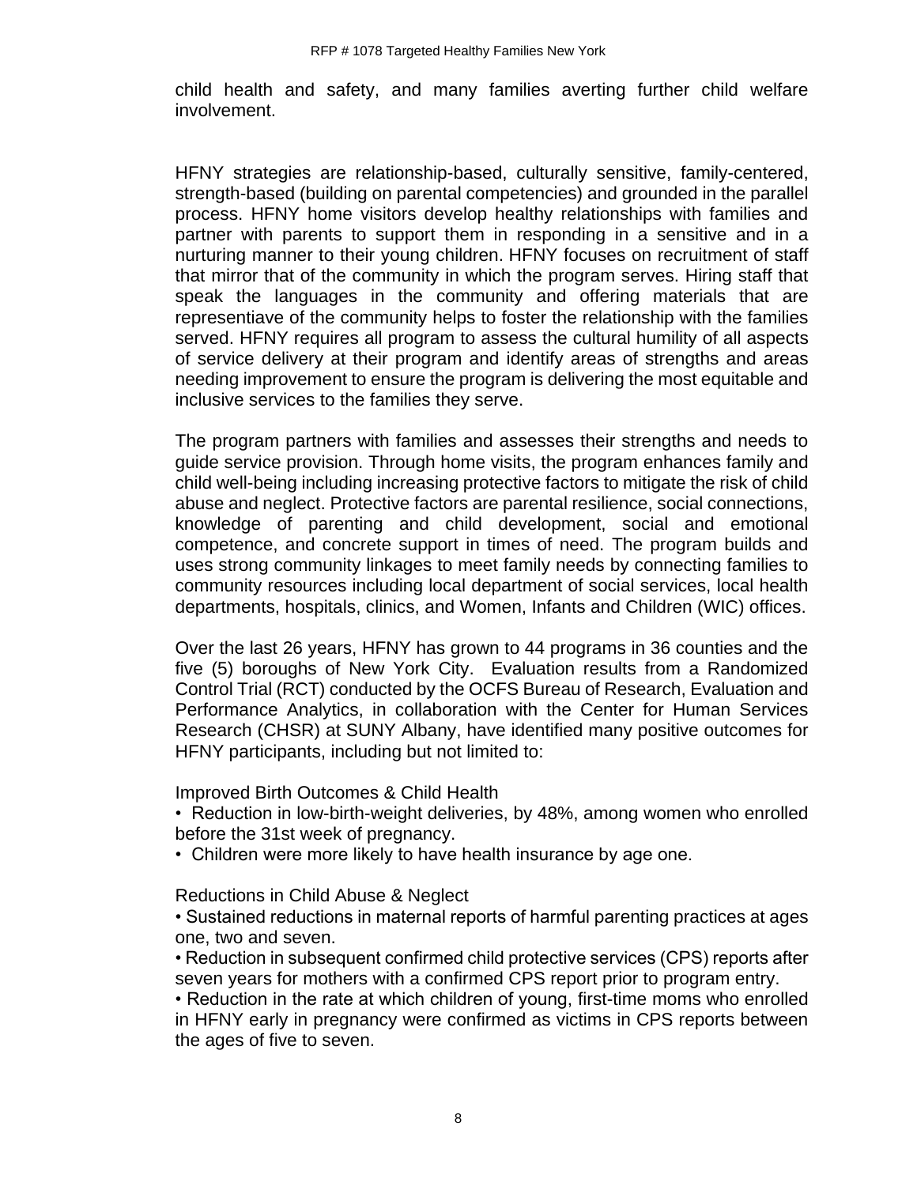child health and safety, and many families averting further child welfare involvement.

HFNY strategies are relationship-based, culturally sensitive, family-centered, strength-based (building on parental competencies) and grounded in the parallel process. HFNY home visitors develop healthy relationships with families and partner with parents to support them in responding in a sensitive and in a nurturing manner to their young children. HFNY focuses on recruitment of staff that mirror that of the community in which the program serves. Hiring staff that speak the languages in the community and offering materials that are representiave of the community helps to foster the relationship with the families served. HFNY requires all program to assess the cultural humility of all aspects of service delivery at their program and identify areas of strengths and areas needing improvement to ensure the program is delivering the most equitable and inclusive services to the families they serve.

The program partners with families and assesses their strengths and needs to guide service provision. Through home visits, the program enhances family and child well-being including increasing protective factors to mitigate the risk of child abuse and neglect. Protective factors are parental resilience, social connections, knowledge of parenting and child development, social and emotional competence, and concrete support in times of need. The program builds and uses strong community linkages to meet family needs by connecting families to community resources including local department of social services, local health departments, hospitals, clinics, and Women, Infants and Children (WIC) offices.

Over the last 26 years, HFNY has grown to 44 programs in 36 counties and the five (5) boroughs of New York City. Evaluation results from a Randomized Control Trial (RCT) conducted by the OCFS Bureau of Research, Evaluation and Performance Analytics, in collaboration with the Center for Human Services Research (CHSR) at SUNY Albany, have identified many positive outcomes for HFNY participants, including but not limited to:

Improved Birth Outcomes & Child Health

- Reduction in low-birth-weight deliveries, by 48%, among women who enrolled before the 31st week of pregnancy.
- Children were more likely to have health insurance by age one.

Reductions in Child Abuse & Neglect

- Sustained reductions in maternal reports of harmful parenting practices at ages one, two and seven.
- Reduction in subsequent confirmed child protective services (CPS) reports after seven years for mothers with a confirmed CPS report prior to program entry.
- Reduction in the rate at which children of young, first-time moms who enrolled in HFNY early in pregnancy were confirmed as victims in CPS reports between the ages of five to seven.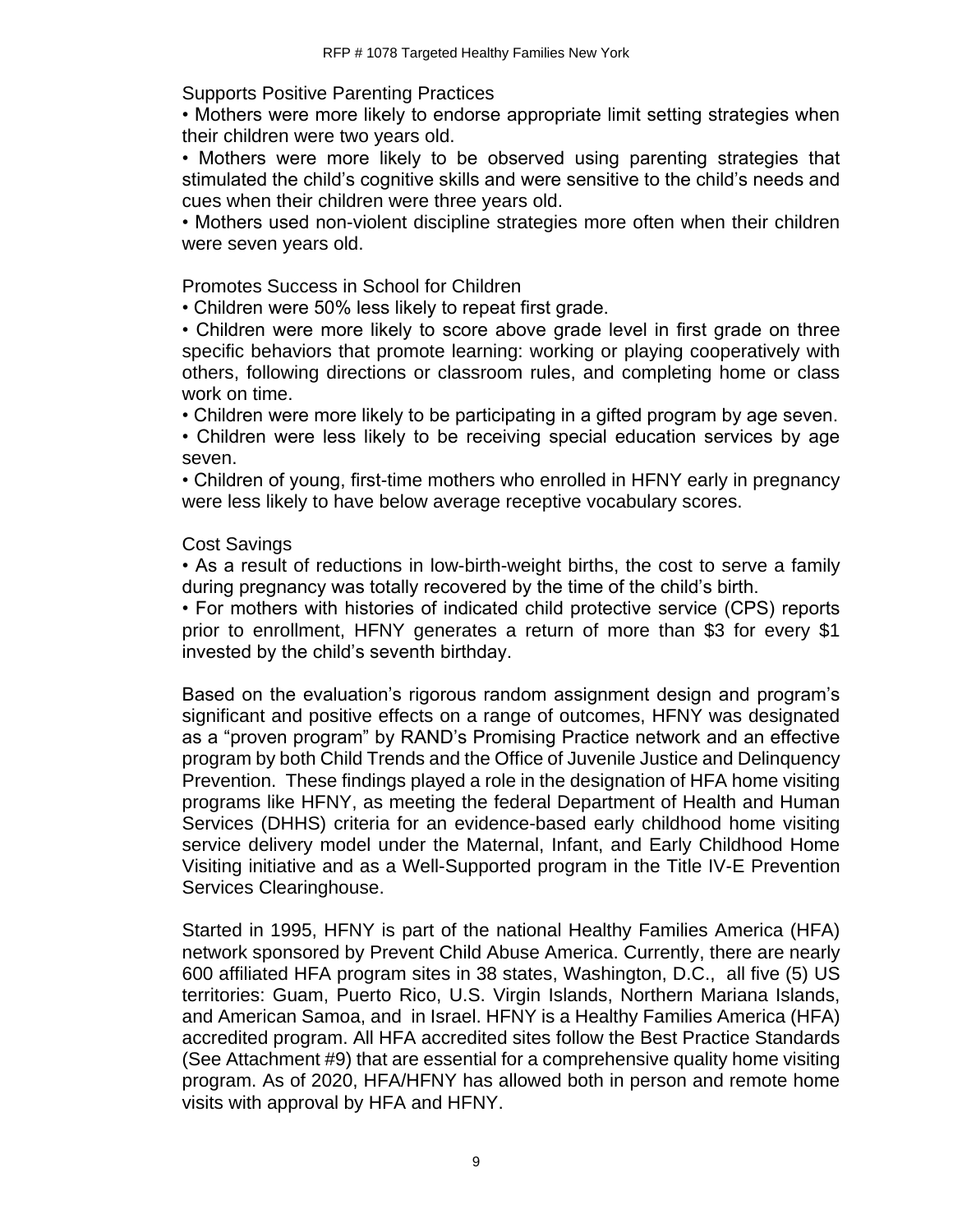Supports Positive Parenting Practices

- Mothers were more likely to endorse appropriate limit setting strategies when their children were two years old.
- Mothers were more likely to be observed using parenting strategies that stimulated the child's cognitive skills and were sensitive to the child's needs and cues when their children were three years old.
- Mothers used non-violent discipline strategies more often when their children were seven years old.

Promotes Success in School for Children

- Children were 50% less likely to repeat first grade.
- Children were more likely to score above grade level in first grade on three specific behaviors that promote learning: working or playing cooperatively with others, following directions or classroom rules, and completing home or class work on time.
- Children were more likely to be participating in a gifted program by age seven.
- Children were less likely to be receiving special education services by age seven.
- Children of young, first-time mothers who enrolled in HFNY early in pregnancy were less likely to have below average receptive vocabulary scores.

Cost Savings

- As a result of reductions in low-birth-weight births, the cost to serve a family during pregnancy was totally recovered by the time of the child's birth.
- For mothers with histories of indicated child protective service (CPS) reports prior to enrollment, HFNY generates a return of more than $3 for every $1 invested by the child's seventh birthday.

Based on the evaluation's rigorous random assignment design and program's significant and positive effects on a range of outcomes, HFNY was designated as a "proven program" by RAND's Promising Practice network and an effective program by both Child Trends and the Office of Juvenile Justice and Delinquency Prevention. These findings played a role in the designation of HFA home visiting programs like HFNY, as meeting the federal Department of Health and Human Services (DHHS) criteria for an evidence-based early childhood home visiting service delivery model under the Maternal, Infant, and Early Childhood Home Visiting initiative and as a Well-Supported program in the Title IV-E Prevention Services Clearinghouse.

Started in 1995, HFNY is part of the national Healthy Families America (HFA) network sponsored by Prevent Child Abuse America. Currently, there are nearly 600 affiliated HFA program sites in 38 states, Washington, D.C., all five (5) US territories: Guam, Puerto Rico, U.S. Virgin Islands, Northern Mariana Islands, and American Samoa, and in Israel. HFNY is a Healthy Families America (HFA) accredited program. All HFA accredited sites follow the Best Practice Standards (See Attachment #9) that are essential for a comprehensive quality home visiting program. As of 2020, HFA/HFNY has allowed both in person and remote home visits with approval by HFA and HFNY.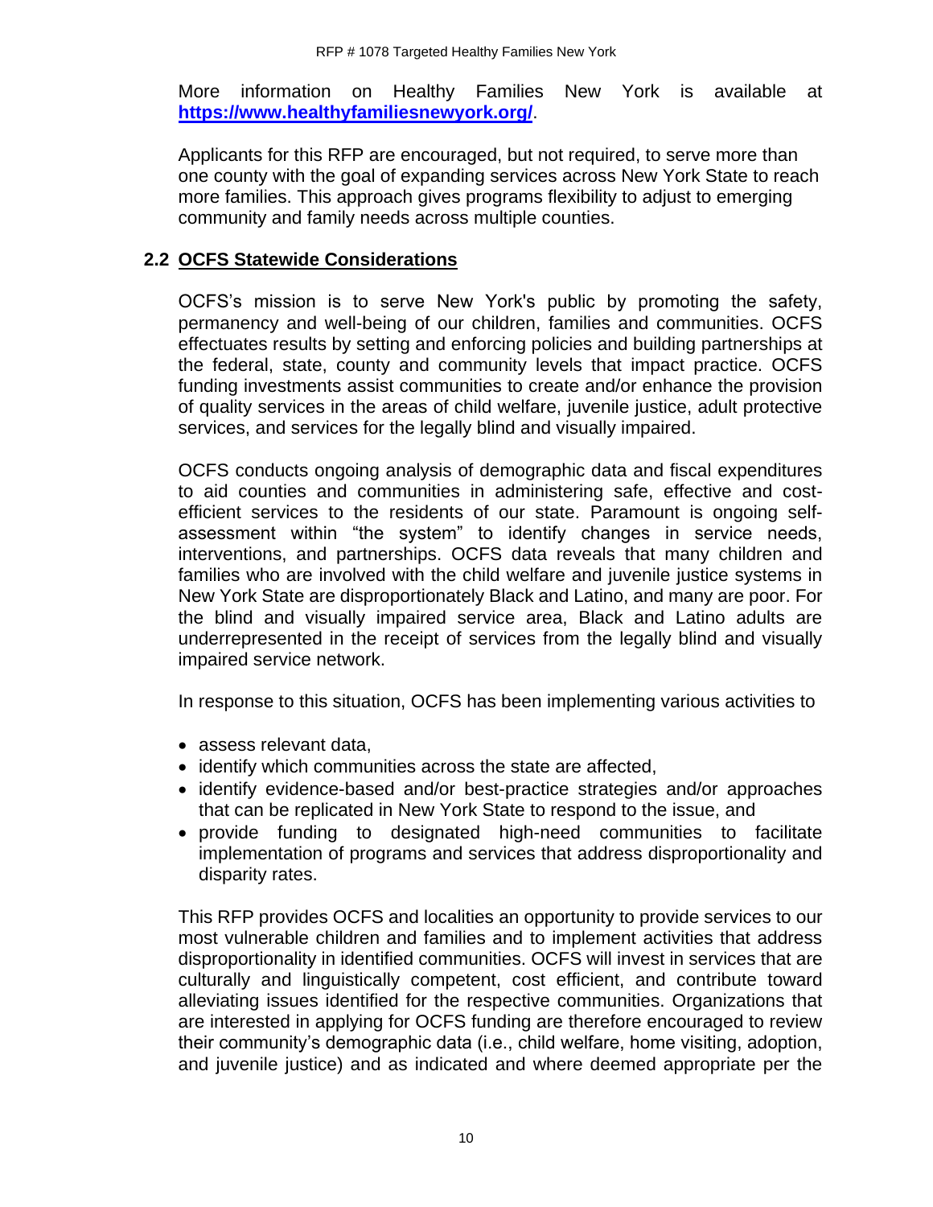More information on Healthy Families New York is available at **[https://www.healthyfamiliesnewyork.org/](https://www.healthyfamiliesnewyork.org/)**.

Applicants for this RFP are encouraged, but not required, to serve more than one county with the goal of expanding services across New York State to reach more families. This approach gives programs flexibility to adjust to emerging community and family needs across multiple counties.

## 2.2 OCFS Statewide Considerations

OCFS's mission is to serve New York's public by promoting the safety, permanency and well-being of our children, families and communities. OCFS effectuates results by setting and enforcing policies and building partnerships at the federal, state, county and community levels that impact practice. OCFS funding investments assist communities to create and/or enhance the provision of quality services in the areas of child welfare, juvenile justice, adult protective services, and services for the legally blind and visually impaired.

OCFS conducts ongoing analysis of demographic data and fiscal expenditures to aid counties and communities in administering safe, effective and cost-efficient services to the residents of our state. Paramount is ongoing self-assessment within "the system" to identify changes in service needs, interventions, and partnerships. OCFS data reveals that many children and families who are involved with the child welfare and juvenile justice systems in New York State are disproportionately Black and Latino, and many are poor. For the blind and visually impaired service area, Black and Latino adults are underrepresented in the receipt of services from the legally blind and visually impaired service network.

In response to this situation, OCFS has been implementing various activities to

- assess relevant data,
- identify which communities across the state are affected,
- identify evidence-based and/or best-practice strategies and/or approaches that can be replicated in New York State to respond to the issue, and
- provide funding to designated high-need communities to facilitate implementation of programs and services that address disproportionality and disparity rates.

This RFP provides OCFS and localities an opportunity to provide services to our most vulnerable children and families and to implement activities that address disproportionality in identified communities. OCFS will invest in services that are culturally and linguistically competent, cost efficient, and contribute toward alleviating issues identified for the respective communities. Organizations that are interested in applying for OCFS funding are therefore encouraged to review their community's demographic data (i.e., child welfare, home visiting, adoption, and juvenile justice) and as indicated and where deemed appropriate per the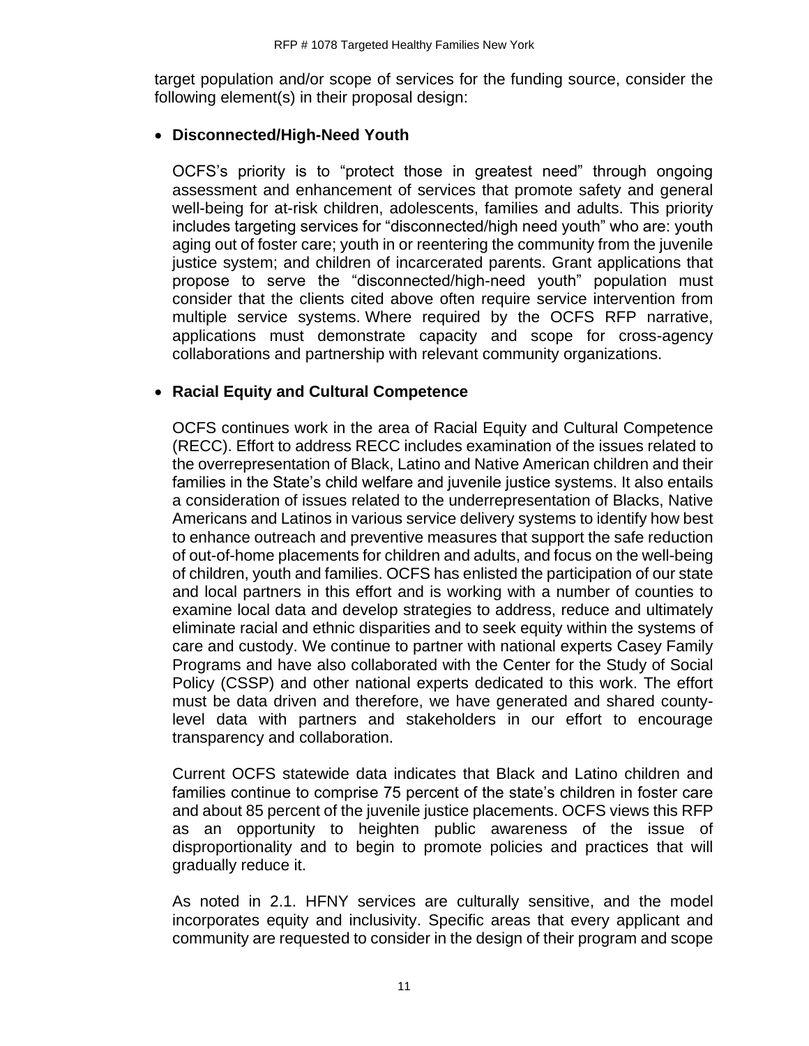target population and/or scope of services for the funding source, consider the following element(s) in their proposal design:

- **Disconnected/High-Need Youth**

  OCFS's priority is to "protect those in greatest need" through ongoing assessment and enhancement of services that promote safety and general well-being for at-risk children, adolescents, families and adults. This priority includes targeting services for "disconnected/high need youth" who are: youth aging out of foster care; youth in or reentering the community from the juvenile justice system; and children of incarcerated parents. Grant applications that propose to serve the "disconnected/high-need youth" population must consider that the clients cited above often require service intervention from multiple service systems. Where required by the OCFS RFP narrative, applications must demonstrate capacity and scope for cross-agency collaborations and partnership with relevant community organizations.

- **Racial Equity and Cultural Competence**

  OCFS continues work in the area of Racial Equity and Cultural Competence (RECC). Effort to address RECC includes examination of the issues related to the overrepresentation of Black, Latino and Native American children and their families in the State's child welfare and juvenile justice systems. It also entails a consideration of issues related to the underrepresentation of Blacks, Native Americans and Latinos in various service delivery systems to identify how best to enhance outreach and preventive measures that support the safe reduction of out-of-home placements for children and adults, and focus on the well-being of children, youth and families. OCFS has enlisted the participation of our state and local partners in this effort and is working with a number of counties to examine local data and develop strategies to address, reduce and ultimately eliminate racial and ethnic disparities and to seek equity within the systems of care and custody. We continue to partner with national experts Casey Family Programs and have also collaborated with the Center for the Study of Social Policy (CSSP) and other national experts dedicated to this work. The effort must be data driven and therefore, we have generated and shared county-level data with partners and stakeholders in our effort to encourage transparency and collaboration.

  Current OCFS statewide data indicates that Black and Latino children and families continue to comprise 75 percent of the state's children in foster care and about 85 percent of the juvenile justice placements. OCFS views this RFP as an opportunity to heighten public awareness of the issue of disproportionality and to begin to promote policies and practices that will gradually reduce it.

  As noted in 2.1. HFNY services are culturally sensitive, and the model incorporates equity and inclusivity. Specific areas that every applicant and community are requested to consider in the design of their program and scope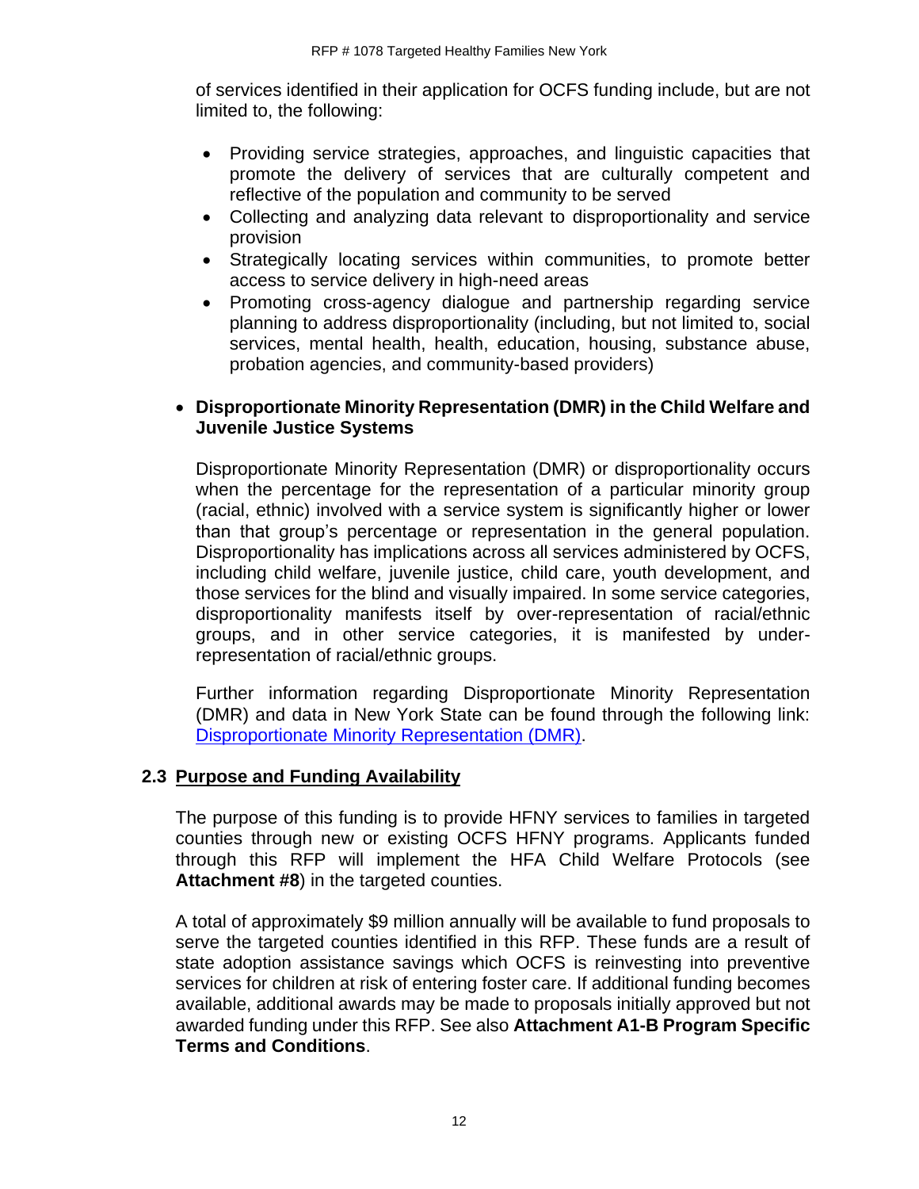of services identified in their application for OCFS funding include, but are not limited to, the following:

- Providing service strategies, approaches, and linguistic capacities that promote the delivery of services that are culturally competent and reflective of the population and community to be served
- Collecting and analyzing data relevant to disproportionality and service provision
- Strategically locating services within communities, to promote better access to service delivery in high-need areas
- Promoting cross-agency dialogue and partnership regarding service planning to address disproportionality (including, but not limited to, social services, mental health, health, education, housing, substance abuse, probation agencies, and community-based providers)

- **Disproportionate Minority Representation (DMR) in the Child Welfare and Juvenile Justice Systems**

  Disproportionate Minority Representation (DMR) or disproportionality occurs when the percentage for the representation of a particular minority group (racial, ethnic) involved with a service system is significantly higher or lower than that group's percentage or representation in the general population. Disproportionality has implications across all services administered by OCFS, including child welfare, juvenile justice, child care, youth development, and those services for the blind and visually impaired. In some service categories, disproportionality manifests itself by over-representation of racial/ethnic groups, and in other service categories, it is manifested by under-representation of racial/ethnic groups.

  Further information regarding Disproportionate Minority Representation (DMR) and data in New York State can be found through the following link: Disproportionate Minority Representation (DMR).

## 2.3 Purpose and Funding Availability

The purpose of this funding is to provide HFNY services to families in targeted counties through new or existing OCFS HFNY programs. Applicants funded through this RFP will implement the HFA Child Welfare Protocols (see **Attachment #8**) in the targeted counties.

A total of approximately $9 million annually will be available to fund proposals to serve the targeted counties identified in this RFP. These funds are a result of state adoption assistance savings which OCFS is reinvesting into preventive services for children at risk of entering foster care. If additional funding becomes available, additional awards may be made to proposals initially approved but not awarded funding under this RFP. See also **Attachment A1-B Program Specific Terms and Conditions**.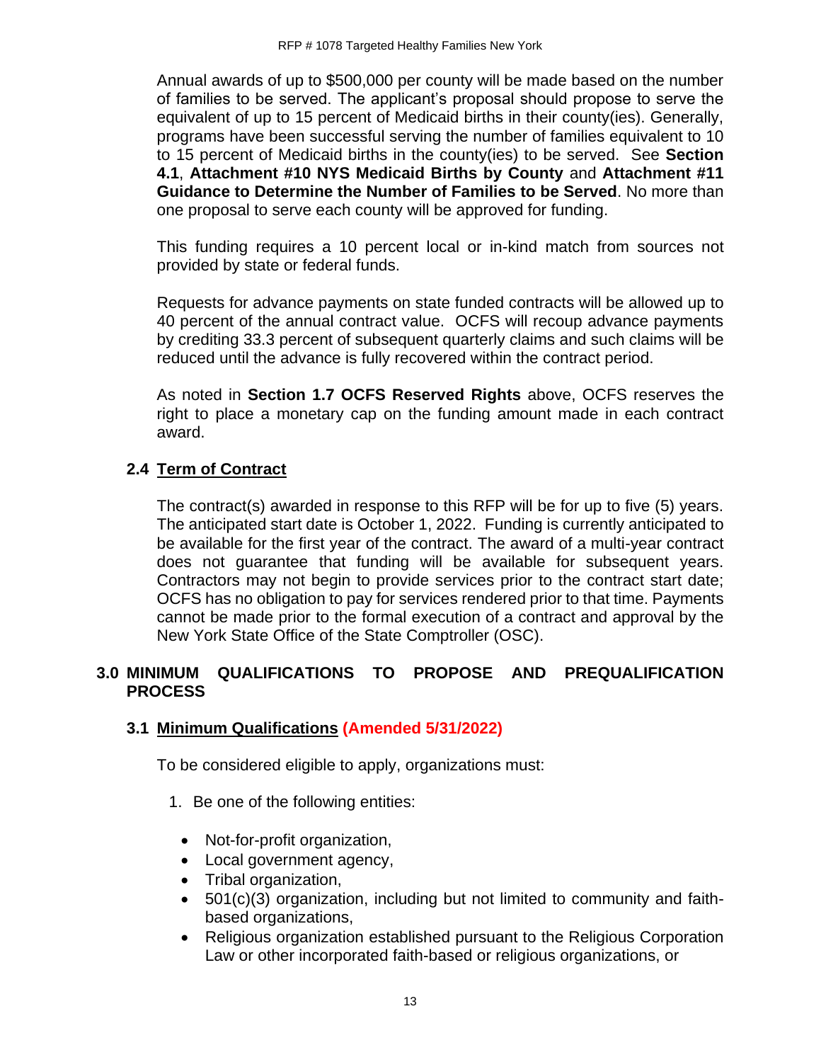Annual awards of up to $500,000 per county will be made based on the number of families to be served. The applicant's proposal should propose to serve the equivalent of up to 15 percent of Medicaid births in their county(ies). Generally, programs have been successful serving the number of families equivalent to 10 to 15 percent of Medicaid births in the county(ies) to be served. See **Section 4.1**, **Attachment #10 NYS Medicaid Births by County** and **Attachment #11 Guidance to Determine the Number of Families to be Served**. No more than one proposal to serve each county will be approved for funding.

This funding requires a 10 percent local or in-kind match from sources not provided by state or federal funds.

Requests for advance payments on state funded contracts will be allowed up to 40 percent of the annual contract value. OCFS will recoup advance payments by crediting 33.3 percent of subsequent quarterly claims and such claims will be reduced until the advance is fully recovered within the contract period.

As noted in **Section 1.7 OCFS Reserved Rights** above, OCFS reserves the right to place a monetary cap on the funding amount made in each contract award.

### 2.4 Term of Contract

The contract(s) awarded in response to this RFP will be for up to five (5) years. The anticipated start date is October 1, 2022. Funding is currently anticipated to be available for the first year of the contract. The award of a multi-year contract does not guarantee that funding will be available for subsequent years. Contractors may not begin to provide services prior to the contract start date; OCFS has no obligation to pay for services rendered prior to that time. Payments cannot be made prior to the formal execution of a contract and approval by the New York State Office of the State Comptroller (OSC).

## 3.0 MINIMUM QUALIFICATIONS TO PROPOSE AND PREQUALIFICATION PROCESS

### 3.1 Minimum Qualifications (Amended 5/31/2022)

To be considered eligible to apply, organizations must:

1. Be one of the following entities:
   - Not-for-profit organization,
   - Local government agency,
   - Tribal organization,
   - 501(c)(3) organization, including but not limited to community and faith-based organizations,
   - Religious organization established pursuant to the Religious Corporation Law or other incorporated faith-based or religious organizations, or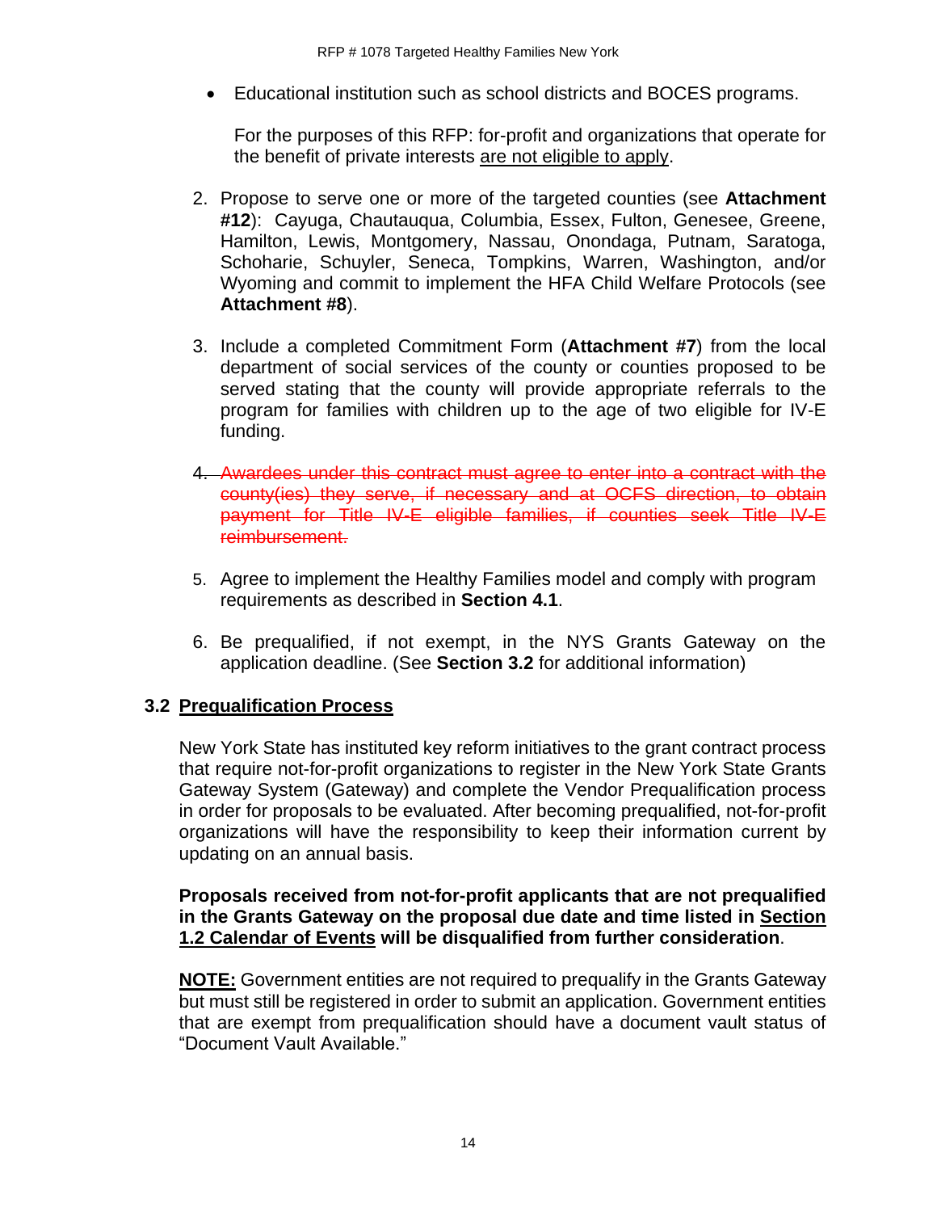- Educational institution such as school districts and BOCES programs.

  For the purposes of this RFP: for-profit and organizations that operate for the benefit of private interests <u>are not eligible to apply</u>.

2. Propose to serve one or more of the targeted counties (see **Attachment #12**): Cayuga, Chautauqua, Columbia, Essex, Fulton, Genesee, Greene, Hamilton, Lewis, Montgomery, Nassau, Onondaga, Putnam, Saratoga, Schoharie, Schuyler, Seneca, Tompkins, Warren, Washington, and/or Wyoming and commit to implement the HFA Child Welfare Protocols (see **Attachment #8**).

3. Include a completed Commitment Form (**Attachment #7**) from the local department of social services of the county or counties proposed to be served stating that the county will provide appropriate referrals to the program for families with children up to the age of two eligible for IV-E funding.

4. ~~Awardees under this contract must agree to enter into a contract with the county(ies) they serve, if necessary and at OCFS direction, to obtain payment for Title IV-E eligible families, if counties seek Title IV-E reimbursement.~~

5. Agree to implement the Healthy Families model and comply with program requirements as described in **Section 4.1**.

6. Be prequalified, if not exempt, in the NYS Grants Gateway on the application deadline. (See **Section 3.2** for additional information)

### 3.2 <u>Prequalification Process</u>

New York State has instituted key reform initiatives to the grant contract process that require not-for-profit organizations to register in the New York State Grants Gateway System (Gateway) and complete the Vendor Prequalification process in order for proposals to be evaluated. After becoming prequalified, not-for-profit organizations will have the responsibility to keep their information current by updating on an annual basis.

**Proposals received from not-for-profit applicants that are not prequalified in the Grants Gateway on the proposal due date and time listed in <u>Section 1.2 Calendar of Events</u> will be disqualified from further consideration**.

**<u>NOTE:</u>** Government entities are not required to prequalify in the Grants Gateway but must still be registered in order to submit an application. Government entities that are exempt from prequalification should have a document vault status of "Document Vault Available."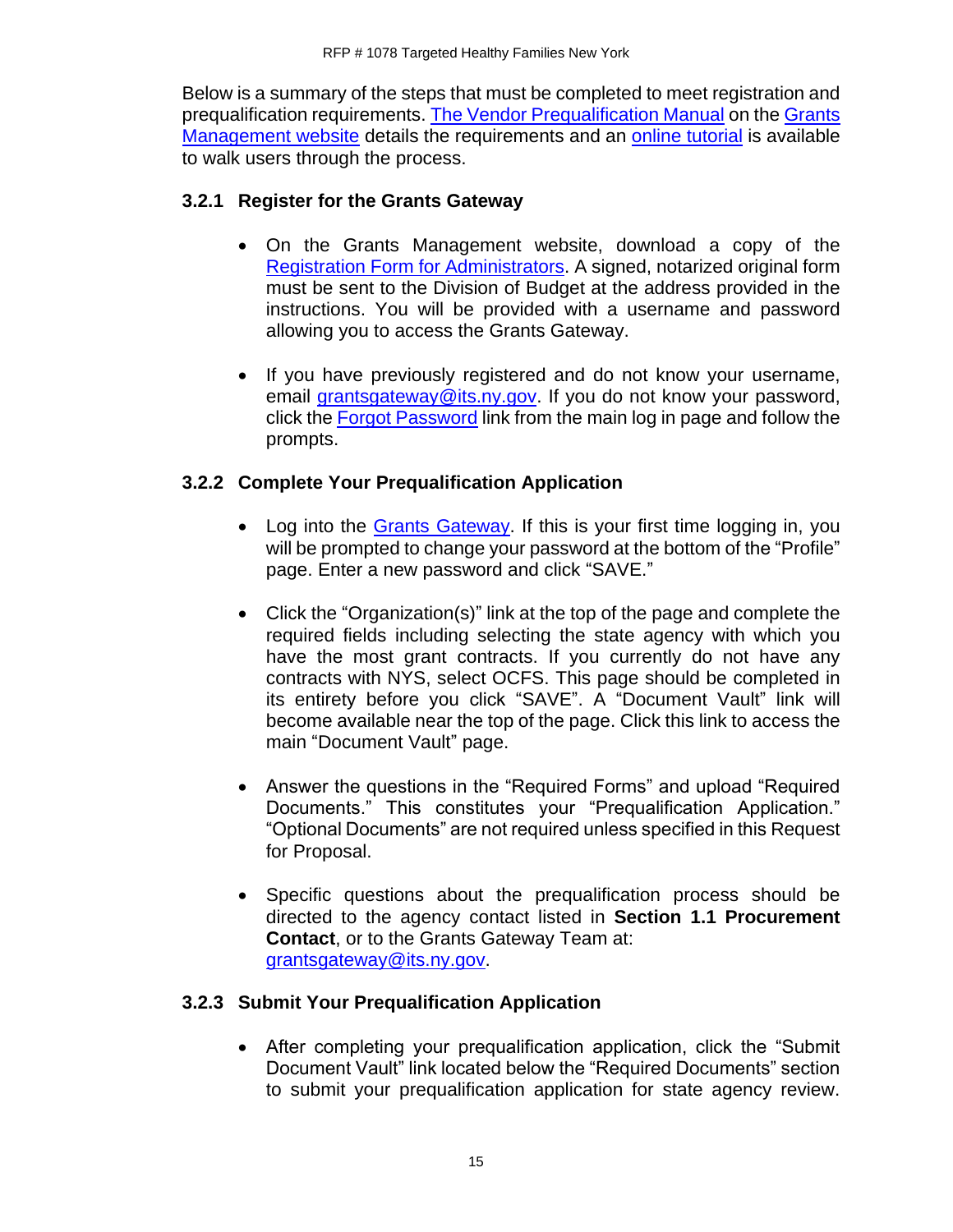Below is a summary of the steps that must be completed to meet registration and prequalification requirements. The Vendor Prequalification Manual on the Grants Management website details the requirements and an online tutorial is available to walk users through the process.

### 3.2.1 Register for the Grants Gateway

- On the Grants Management website, download a copy of the Registration Form for Administrators. A signed, notarized original form must be sent to the Division of Budget at the address provided in the instructions. You will be provided with a username and password allowing you to access the Grants Gateway.
- If you have previously registered and do not know your username, email grantsgateway@its.ny.gov. If you do not know your password, click the Forgot Password link from the main log in page and follow the prompts.

### 3.2.2 Complete Your Prequalification Application

- Log into the Grants Gateway. If this is your first time logging in, you will be prompted to change your password at the bottom of the "Profile" page. Enter a new password and click "SAVE."
- Click the "Organization(s)" link at the top of the page and complete the required fields including selecting the state agency with which you have the most grant contracts. If you currently do not have any contracts with NYS, select OCFS. This page should be completed in its entirety before you click "SAVE". A "Document Vault" link will become available near the top of the page. Click this link to access the main "Document Vault" page.
- Answer the questions in the "Required Forms" and upload "Required Documents." This constitutes your "Prequalification Application." "Optional Documents" are not required unless specified in this Request for Proposal.
- Specific questions about the prequalification process should be directed to the agency contact listed in **Section 1.1 Procurement Contact**, or to the Grants Gateway Team at: grantsgateway@its.ny.gov.

### 3.2.3 Submit Your Prequalification Application

- After completing your prequalification application, click the "Submit Document Vault" link located below the "Required Documents" section to submit your prequalification application for state agency review.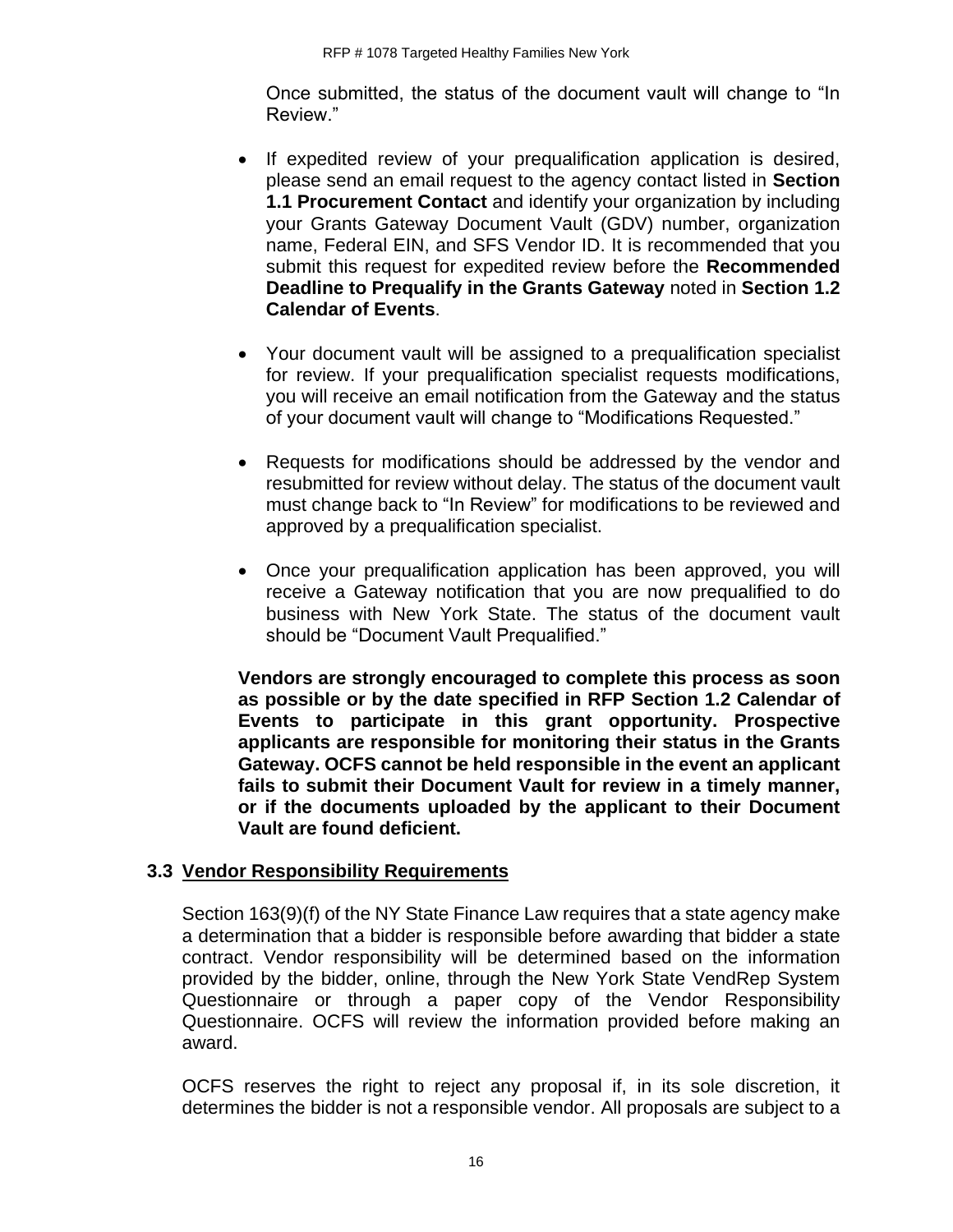Once submitted, the status of the document vault will change to "In Review."

- If expedited review of your prequalification application is desired, please send an email request to the agency contact listed in **Section 1.1 Procurement Contact** and identify your organization by including your Grants Gateway Document Vault (GDV) number, organization name, Federal EIN, and SFS Vendor ID. It is recommended that you submit this request for expedited review before the **Recommended Deadline to Prequalify in the Grants Gateway** noted in **Section 1.2 Calendar of Events**.

- Your document vault will be assigned to a prequalification specialist for review. If your prequalification specialist requests modifications, you will receive an email notification from the Gateway and the status of your document vault will change to "Modifications Requested."

- Requests for modifications should be addressed by the vendor and resubmitted for review without delay. The status of the document vault must change back to "In Review" for modifications to be reviewed and approved by a prequalification specialist.

- Once your prequalification application has been approved, you will receive a Gateway notification that you are now prequalified to do business with New York State. The status of the document vault should be "Document Vault Prequalified."

**Vendors are strongly encouraged to complete this process as soon as possible or by the date specified in RFP Section 1.2 Calendar of Events to participate in this grant opportunity. Prospective applicants are responsible for monitoring their status in the Grants Gateway. OCFS cannot be held responsible in the event an applicant fails to submit their Document Vault for review in a timely manner, or if the documents uploaded by the applicant to their Document Vault are found deficient.**

## 3.3 Vendor Responsibility Requirements

Section 163(9)(f) of the NY State Finance Law requires that a state agency make a determination that a bidder is responsible before awarding that bidder a state contract. Vendor responsibility will be determined based on the information provided by the bidder, online, through the New York State VendRep System Questionnaire or through a paper copy of the Vendor Responsibility Questionnaire. OCFS will review the information provided before making an award.

OCFS reserves the right to reject any proposal if, in its sole discretion, it determines the bidder is not a responsible vendor. All proposals are subject to a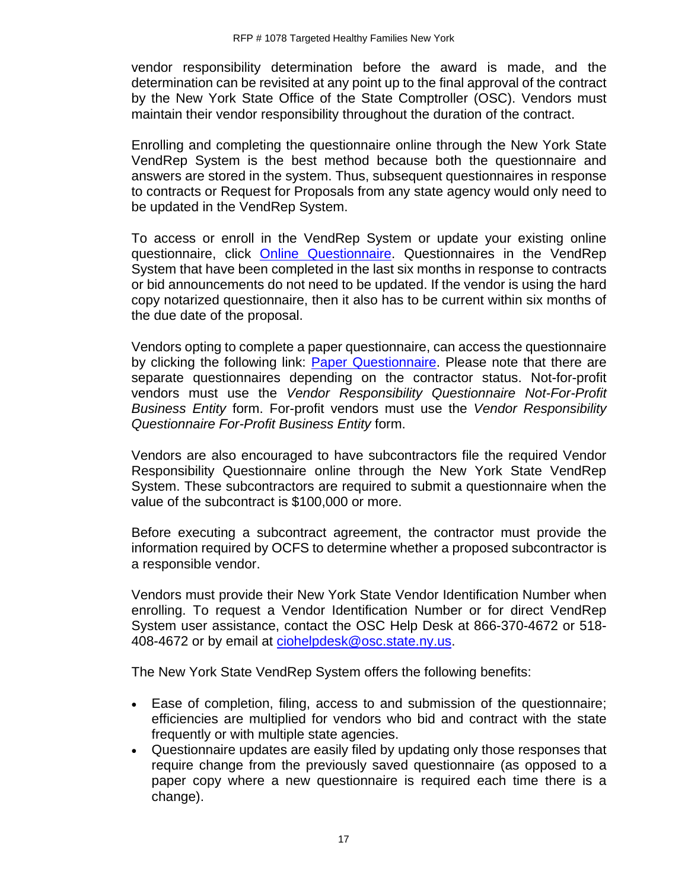vendor responsibility determination before the award is made, and the determination can be revisited at any point up to the final approval of the contract by the New York State Office of the State Comptroller (OSC). Vendors must maintain their vendor responsibility throughout the duration of the contract.

Enrolling and completing the questionnaire online through the New York State VendRep System is the best method because both the questionnaire and answers are stored in the system. Thus, subsequent questionnaires in response to contracts or Request for Proposals from any state agency would only need to be updated in the VendRep System.

To access or enroll in the VendRep System or update your existing online questionnaire, click Online Questionnaire. Questionnaires in the VendRep System that have been completed in the last six months in response to contracts or bid announcements do not need to be updated. If the vendor is using the hard copy notarized questionnaire, then it also has to be current within six months of the due date of the proposal.

Vendors opting to complete a paper questionnaire, can access the questionnaire by clicking the following link: Paper Questionnaire. Please note that there are separate questionnaires depending on the contractor status. Not-for-profit vendors must use the *Vendor Responsibility Questionnaire Not-For-Profit Business Entity* form. For-profit vendors must use the *Vendor Responsibility Questionnaire For-Profit Business Entity* form.

Vendors are also encouraged to have subcontractors file the required Vendor Responsibility Questionnaire online through the New York State VendRep System. These subcontractors are required to submit a questionnaire when the value of the subcontract is $100,000 or more.

Before executing a subcontract agreement, the contractor must provide the information required by OCFS to determine whether a proposed subcontractor is a responsible vendor.

Vendors must provide their New York State Vendor Identification Number when enrolling. To request a Vendor Identification Number or for direct VendRep System user assistance, contact the OSC Help Desk at 866-370-4672 or 518-408-4672 or by email at ciohelpdesk@osc.state.ny.us.

The New York State VendRep System offers the following benefits:

- Ease of completion, filing, access to and submission of the questionnaire; efficiencies are multiplied for vendors who bid and contract with the state frequently or with multiple state agencies.
- Questionnaire updates are easily filed by updating only those responses that require change from the previously saved questionnaire (as opposed to a paper copy where a new questionnaire is required each time there is a change).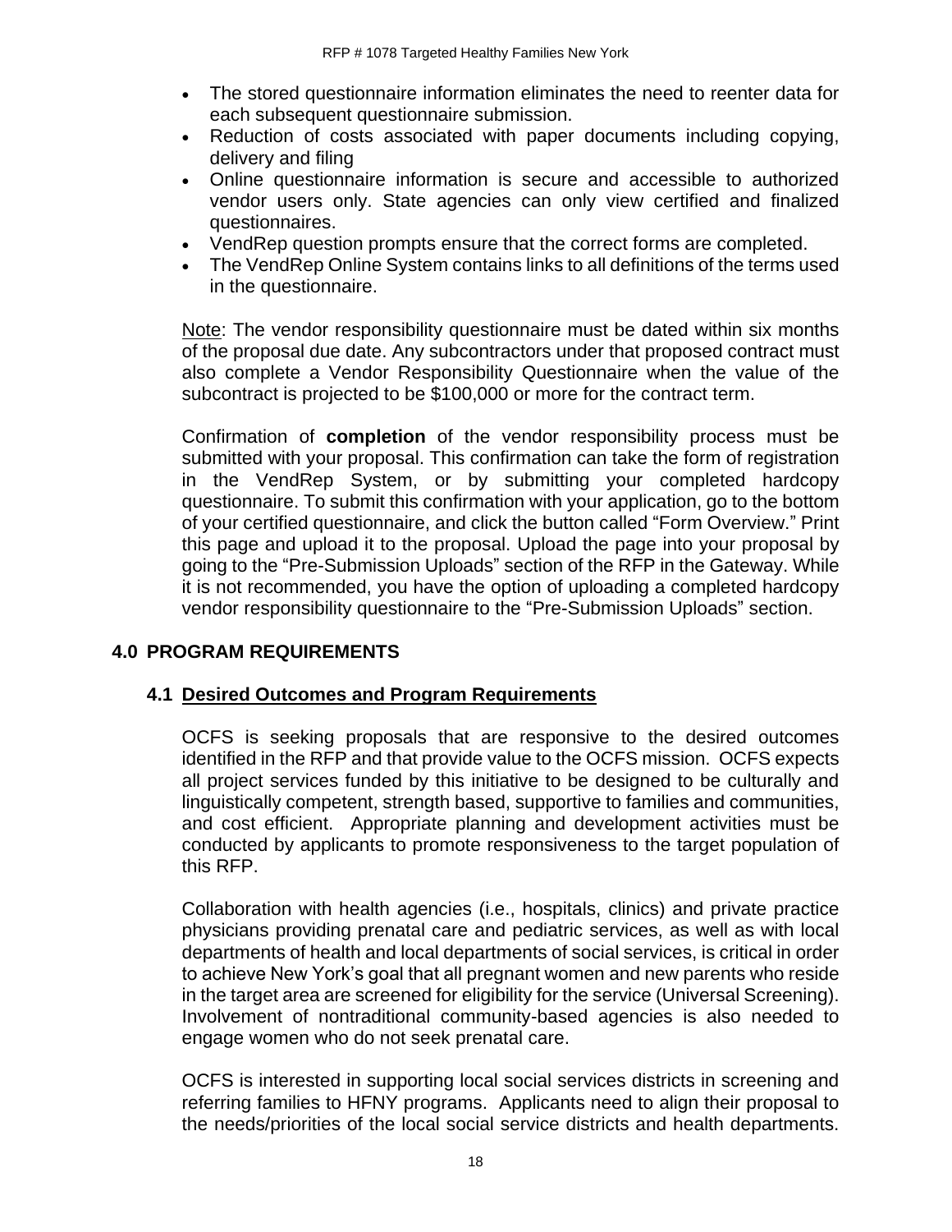- The stored questionnaire information eliminates the need to reenter data for each subsequent questionnaire submission.
- Reduction of costs associated with paper documents including copying, delivery and filing
- Online questionnaire information is secure and accessible to authorized vendor users only. State agencies can only view certified and finalized questionnaires.
- VendRep question prompts ensure that the correct forms are completed.
- The VendRep Online System contains links to all definitions of the terms used in the questionnaire.

Note: The vendor responsibility questionnaire must be dated within six months of the proposal due date. Any subcontractors under that proposed contract must also complete a Vendor Responsibility Questionnaire when the value of the subcontract is projected to be $100,000 or more for the contract term.

Confirmation of **completion** of the vendor responsibility process must be submitted with your proposal. This confirmation can take the form of registration in the VendRep System, or by submitting your completed hardcopy questionnaire. To submit this confirmation with your application, go to the bottom of your certified questionnaire, and click the button called "Form Overview." Print this page and upload it to the proposal. Upload the page into your proposal by going to the "Pre-Submission Uploads" section of the RFP in the Gateway. While it is not recommended, you have the option of uploading a completed hardcopy vendor responsibility questionnaire to the "Pre-Submission Uploads" section.

## 4.0 PROGRAM REQUIREMENTS

### 4.1 Desired Outcomes and Program Requirements

OCFS is seeking proposals that are responsive to the desired outcomes identified in the RFP and that provide value to the OCFS mission. OCFS expects all project services funded by this initiative to be designed to be culturally and linguistically competent, strength based, supportive to families and communities, and cost efficient. Appropriate planning and development activities must be conducted by applicants to promote responsiveness to the target population of this RFP.

Collaboration with health agencies (i.e., hospitals, clinics) and private practice physicians providing prenatal care and pediatric services, as well as with local departments of health and local departments of social services, is critical in order to achieve New York's goal that all pregnant women and new parents who reside in the target area are screened for eligibility for the service (Universal Screening). Involvement of nontraditional community-based agencies is also needed to engage women who do not seek prenatal care.

OCFS is interested in supporting local social services districts in screening and referring families to HFNY programs. Applicants need to align their proposal to the needs/priorities of the local social service districts and health departments.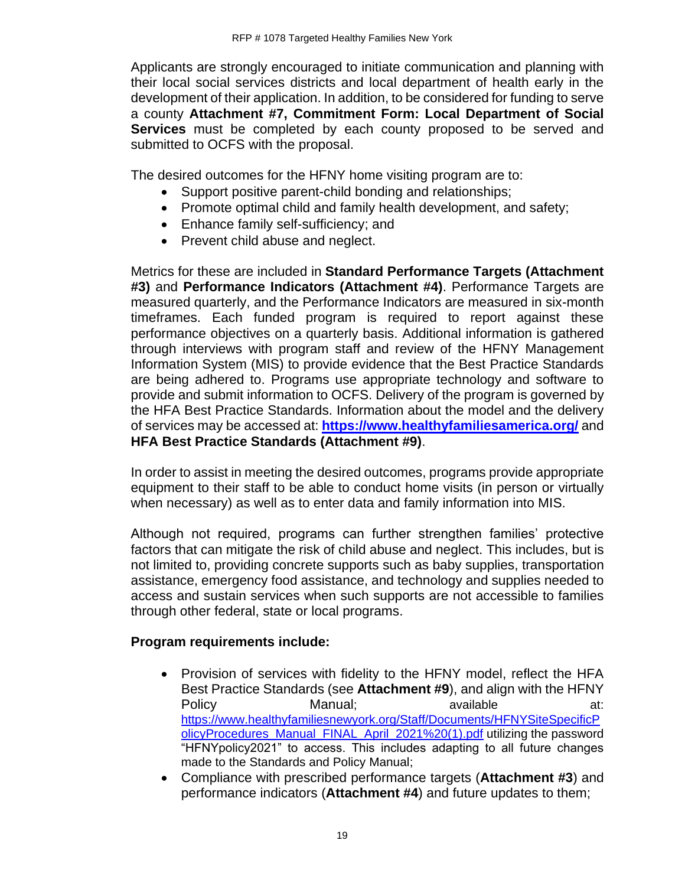Applicants are strongly encouraged to initiate communication and planning with their local social services districts and local department of health early in the development of their application. In addition, to be considered for funding to serve a county **Attachment #7, Commitment Form: Local Department of Social Services** must be completed by each county proposed to be served and submitted to OCFS with the proposal.

The desired outcomes for the HFNY home visiting program are to:

- Support positive parent-child bonding and relationships;
- Promote optimal child and family health development, and safety;
- Enhance family self-sufficiency; and
- Prevent child abuse and neglect.

Metrics for these are included in **Standard Performance Targets (Attachment #3)** and **Performance Indicators (Attachment #4)**. Performance Targets are measured quarterly, and the Performance Indicators are measured in six-month timeframes. Each funded program is required to report against these performance objectives on a quarterly basis. Additional information is gathered through interviews with program staff and review of the HFNY Management Information System (MIS) to provide evidence that the Best Practice Standards are being adhered to. Programs use appropriate technology and software to provide and submit information to OCFS. Delivery of the program is governed by the HFA Best Practice Standards. Information about the model and the delivery of services may be accessed at: **https://www.healthyfamiliesamerica.org/** and **HFA Best Practice Standards (Attachment #9)**.

In order to assist in meeting the desired outcomes, programs provide appropriate equipment to their staff to be able to conduct home visits (in person or virtually when necessary) as well as to enter data and family information into MIS.

Although not required, programs can further strengthen families' protective factors that can mitigate the risk of child abuse and neglect. This includes, but is not limited to, providing concrete supports such as baby supplies, transportation assistance, emergency food assistance, and technology and supplies needed to access and sustain services when such supports are not accessible to families through other federal, state or local programs.

**Program requirements include:**

- Provision of services with fidelity to the HFNY model, reflect the HFA Best Practice Standards (see **Attachment #9**), and align with the HFNY Policy Manual; available at: https://www.healthyfamiliesnewyork.org/Staff/Documents/HFNYSiteSpecificPolicyProcedures_Manual_FINAL_April_2021%20(1).pdf utilizing the password "HFNYpolicy2021" to access. This includes adapting to all future changes made to the Standards and Policy Manual;
- Compliance with prescribed performance targets (**Attachment #3**) and performance indicators (**Attachment #4**) and future updates to them;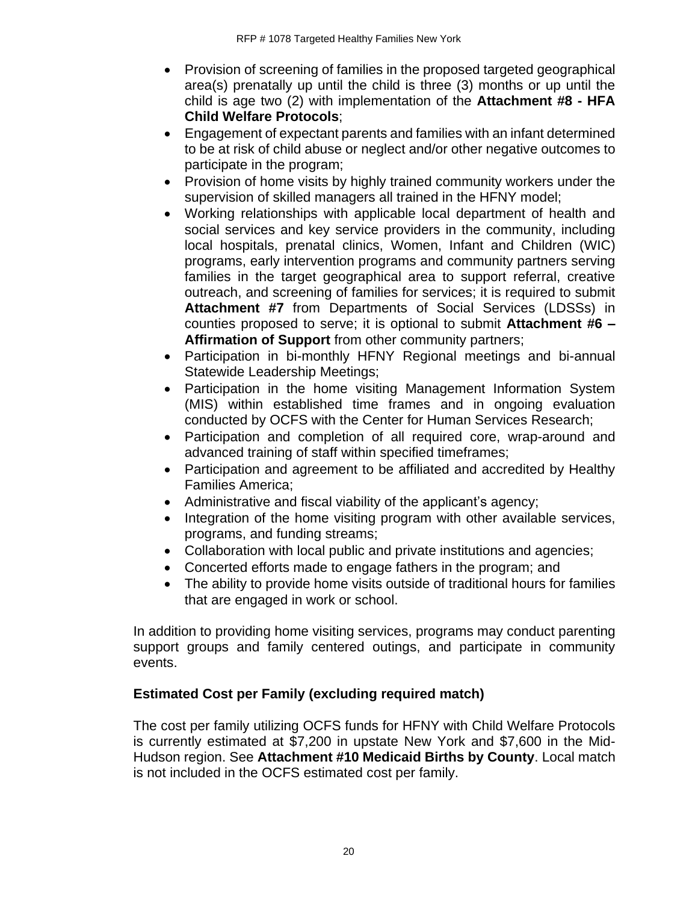- Provision of screening of families in the proposed targeted geographical area(s) prenatally up until the child is three (3) months or up until the child is age two (2) with implementation of the **Attachment #8 - HFA Child Welfare Protocols**;
- Engagement of expectant parents and families with an infant determined to be at risk of child abuse or neglect and/or other negative outcomes to participate in the program;
- Provision of home visits by highly trained community workers under the supervision of skilled managers all trained in the HFNY model;
- Working relationships with applicable local department of health and social services and key service providers in the community, including local hospitals, prenatal clinics, Women, Infant and Children (WIC) programs, early intervention programs and community partners serving families in the target geographical area to support referral, creative outreach, and screening of families for services; it is required to submit **Attachment #7** from Departments of Social Services (LDSSs) in counties proposed to serve; it is optional to submit **Attachment #6 – Affirmation of Support** from other community partners;
- Participation in bi-monthly HFNY Regional meetings and bi-annual Statewide Leadership Meetings;
- Participation in the home visiting Management Information System (MIS) within established time frames and in ongoing evaluation conducted by OCFS with the Center for Human Services Research;
- Participation and completion of all required core, wrap-around and advanced training of staff within specified timeframes;
- Participation and agreement to be affiliated and accredited by Healthy Families America;
- Administrative and fiscal viability of the applicant's agency;
- Integration of the home visiting program with other available services, programs, and funding streams;
- Collaboration with local public and private institutions and agencies;
- Concerted efforts made to engage fathers in the program; and
- The ability to provide home visits outside of traditional hours for families that are engaged in work or school.

In addition to providing home visiting services, programs may conduct parenting support groups and family centered outings, and participate in community events.

**Estimated Cost per Family (excluding required match)**

The cost per family utilizing OCFS funds for HFNY with Child Welfare Protocols is currently estimated at $7,200 in upstate New York and $7,600 in the Mid-Hudson region. See **Attachment #10 Medicaid Births by County**. Local match is not included in the OCFS estimated cost per family.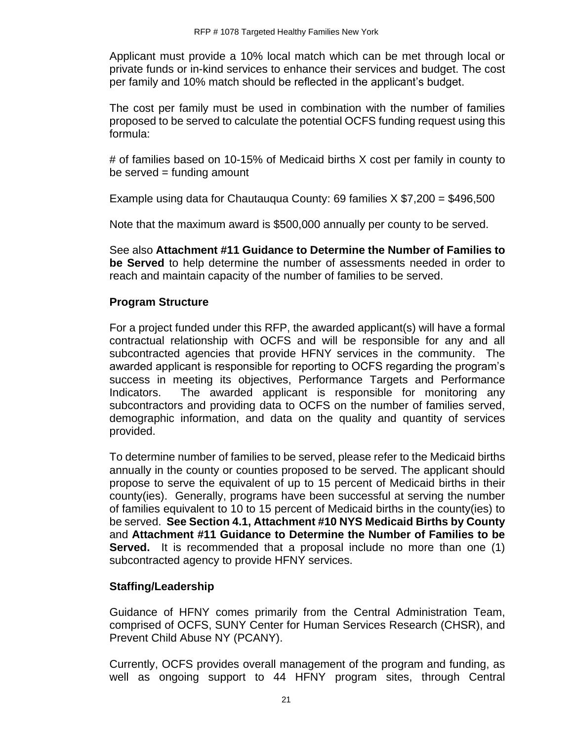Applicant must provide a 10% local match which can be met through local or private funds or in-kind services to enhance their services and budget. The cost per family and 10% match should be reflected in the applicant's budget.

The cost per family must be used in combination with the number of families proposed to be served to calculate the potential OCFS funding request using this formula:

# of families based on 10-15% of Medicaid births X cost per family in county to be served = funding amount

Example using data for Chautauqua County: 69 families X $7,200 = $496,500

Note that the maximum award is $500,000 annually per county to be served.

See also **Attachment #11 Guidance to Determine the Number of Families to be Served** to help determine the number of assessments needed in order to reach and maintain capacity of the number of families to be served.

**Program Structure**

For a project funded under this RFP, the awarded applicant(s) will have a formal contractual relationship with OCFS and will be responsible for any and all subcontracted agencies that provide HFNY services in the community. The awarded applicant is responsible for reporting to OCFS regarding the program's success in meeting its objectives, Performance Targets and Performance Indicators. The awarded applicant is responsible for monitoring any subcontractors and providing data to OCFS on the number of families served, demographic information, and data on the quality and quantity of services provided.

To determine number of families to be served, please refer to the Medicaid births annually in the county or counties proposed to be served. The applicant should propose to serve the equivalent of up to 15 percent of Medicaid births in their county(ies). Generally, programs have been successful at serving the number of families equivalent to 10 to 15 percent of Medicaid births in the county(ies) to be served. **See Section 4.1, Attachment #10 NYS Medicaid Births by County** and **Attachment #11 Guidance to Determine the Number of Families to be Served.** It is recommended that a proposal include no more than one (1) subcontracted agency to provide HFNY services.

**Staffing/Leadership**

Guidance of HFNY comes primarily from the Central Administration Team, comprised of OCFS, SUNY Center for Human Services Research (CHSR), and Prevent Child Abuse NY (PCANY).

Currently, OCFS provides overall management of the program and funding, as well as ongoing support to 44 HFNY program sites, through Central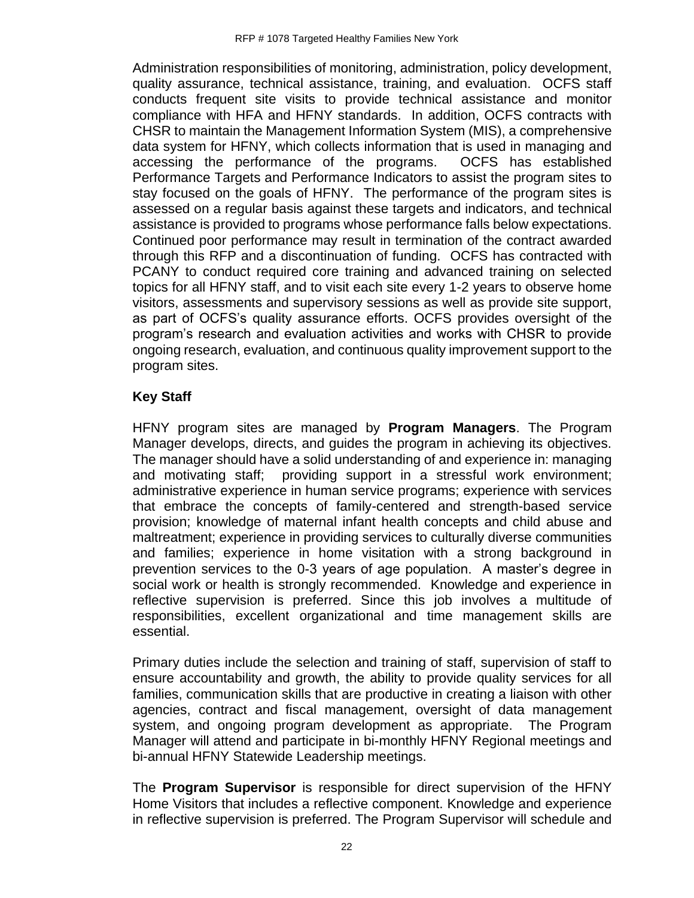Administration responsibilities of monitoring, administration, policy development, quality assurance, technical assistance, training, and evaluation. OCFS staff conducts frequent site visits to provide technical assistance and monitor compliance with HFA and HFNY standards. In addition, OCFS contracts with CHSR to maintain the Management Information System (MIS), a comprehensive data system for HFNY, which collects information that is used in managing and accessing the performance of the programs. OCFS has established Performance Targets and Performance Indicators to assist the program sites to stay focused on the goals of HFNY. The performance of the program sites is assessed on a regular basis against these targets and indicators, and technical assistance is provided to programs whose performance falls below expectations. Continued poor performance may result in termination of the contract awarded through this RFP and a discontinuation of funding. OCFS has contracted with PCANY to conduct required core training and advanced training on selected topics for all HFNY staff, and to visit each site every 1-2 years to observe home visitors, assessments and supervisory sessions as well as provide site support, as part of OCFS's quality assurance efforts. OCFS provides oversight of the program's research and evaluation activities and works with CHSR to provide ongoing research, evaluation, and continuous quality improvement support to the program sites.

**Key Staff**

HFNY program sites are managed by **Program Managers**. The Program Manager develops, directs, and guides the program in achieving its objectives. The manager should have a solid understanding of and experience in: managing and motivating staff; providing support in a stressful work environment; administrative experience in human service programs; experience with services that embrace the concepts of family-centered and strength-based service provision; knowledge of maternal infant health concepts and child abuse and maltreatment; experience in providing services to culturally diverse communities and families; experience in home visitation with a strong background in prevention services to the 0-3 years of age population. A master's degree in social work or health is strongly recommended. Knowledge and experience in reflective supervision is preferred. Since this job involves a multitude of responsibilities, excellent organizational and time management skills are essential.

Primary duties include the selection and training of staff, supervision of staff to ensure accountability and growth, the ability to provide quality services for all families, communication skills that are productive in creating a liaison with other agencies, contract and fiscal management, oversight of data management system, and ongoing program development as appropriate. The Program Manager will attend and participate in bi-monthly HFNY Regional meetings and bi-annual HFNY Statewide Leadership meetings.

The **Program Supervisor** is responsible for direct supervision of the HFNY Home Visitors that includes a reflective component. Knowledge and experience in reflective supervision is preferred. The Program Supervisor will schedule and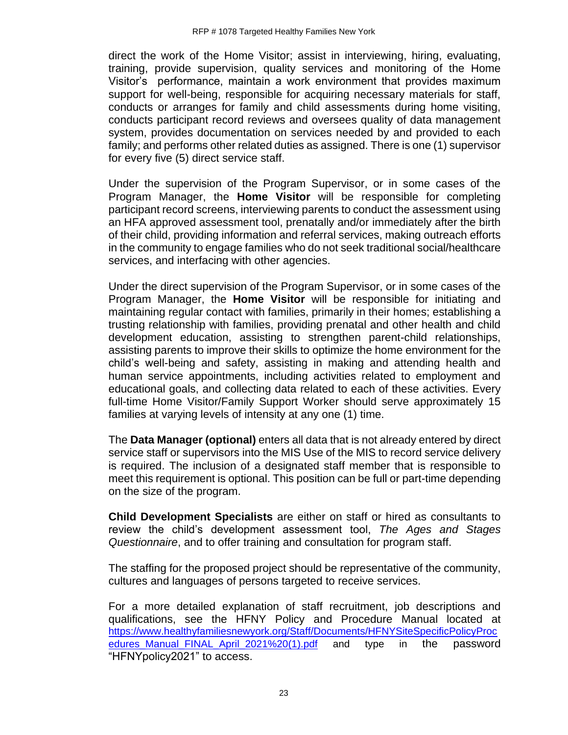direct the work of the Home Visitor; assist in interviewing, hiring, evaluating, training, provide supervision, quality services and monitoring of the Home Visitor's performance, maintain a work environment that provides maximum support for well-being, responsible for acquiring necessary materials for staff, conducts or arranges for family and child assessments during home visiting, conducts participant record reviews and oversees quality of data management system, provides documentation on services needed by and provided to each family; and performs other related duties as assigned. There is one (1) supervisor for every five (5) direct service staff.

Under the supervision of the Program Supervisor, or in some cases of the Program Manager, the **Home Visitor** will be responsible for completing participant record screens, interviewing parents to conduct the assessment using an HFA approved assessment tool, prenatally and/or immediately after the birth of their child, providing information and referral services, making outreach efforts in the community to engage families who do not seek traditional social/healthcare services, and interfacing with other agencies.

Under the direct supervision of the Program Supervisor, or in some cases of the Program Manager, the **Home Visitor** will be responsible for initiating and maintaining regular contact with families, primarily in their homes; establishing a trusting relationship with families, providing prenatal and other health and child development education, assisting to strengthen parent-child relationships, assisting parents to improve their skills to optimize the home environment for the child's well-being and safety, assisting in making and attending health and human service appointments, including activities related to employment and educational goals, and collecting data related to each of these activities. Every full-time Home Visitor/Family Support Worker should serve approximately 15 families at varying levels of intensity at any one (1) time.

The **Data Manager (optional)** enters all data that is not already entered by direct service staff or supervisors into the MIS Use of the MIS to record service delivery is required. The inclusion of a designated staff member that is responsible to meet this requirement is optional. This position can be full or part-time depending on the size of the program.

**Child Development Specialists** are either on staff or hired as consultants to review the child's development assessment tool, *The Ages and Stages Questionnaire*, and to offer training and consultation for program staff.

The staffing for the proposed project should be representative of the community, cultures and languages of persons targeted to receive services.

For a more detailed explanation of staff recruitment, job descriptions and qualifications, see the HFNY Policy and Procedure Manual located at [https://www.healthyfamiliesnewyork.org/Staff/Documents/HFNYSiteSpecificPolicyProcedures_Manual_FINAL_April_2021%20(1).pdf](https://www.healthyfamiliesnewyork.org/Staff/Documents/HFNYSiteSpecificPolicyProcedures_Manual_FINAL_April_2021%20(1).pdf) and type in the password "HFNYpolicy2021" to access.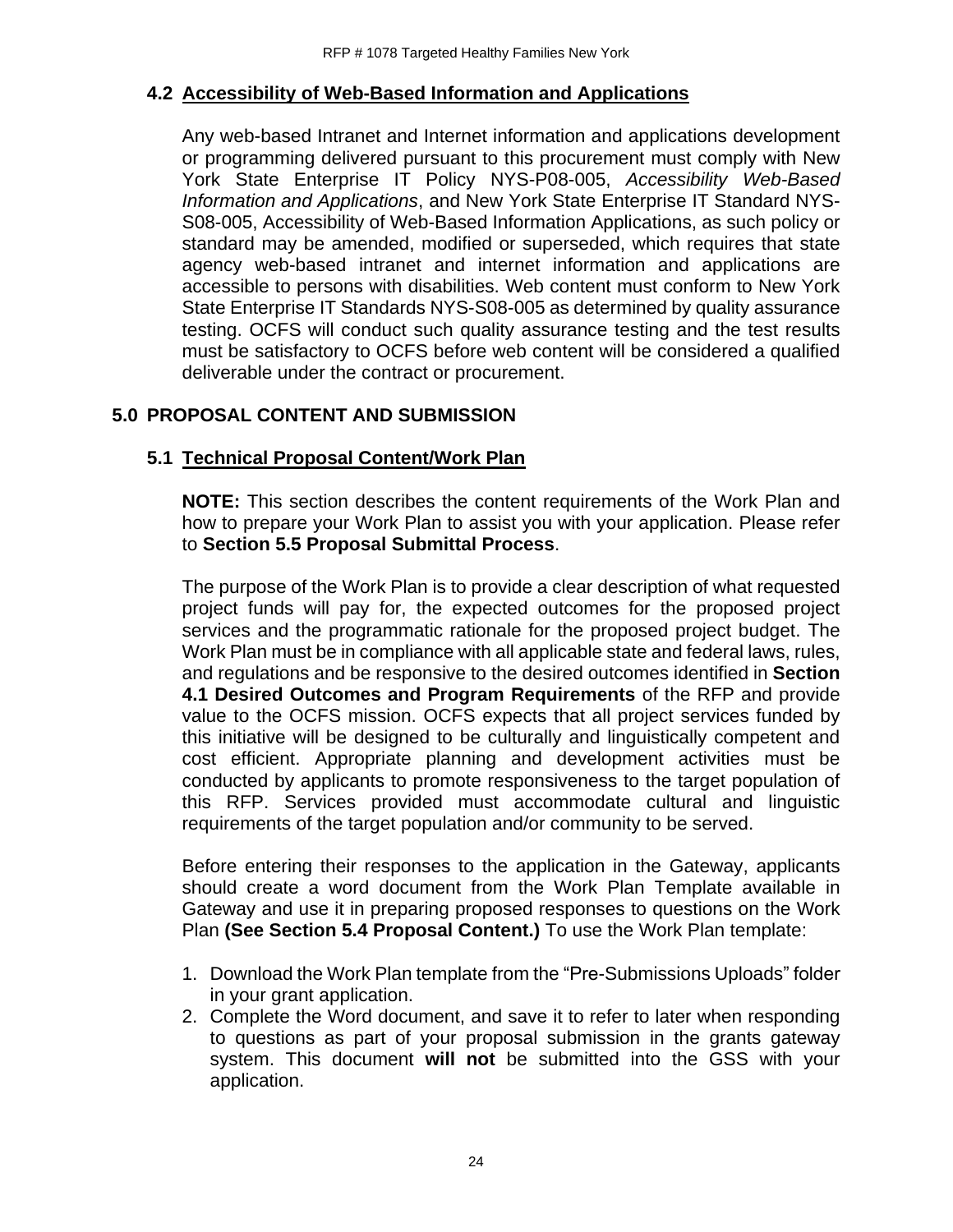### 4.2 Accessibility of Web-Based Information and Applications

Any web-based Intranet and Internet information and applications development or programming delivered pursuant to this procurement must comply with New York State Enterprise IT Policy NYS-P08-005, *Accessibility Web-Based Information and Applications*, and New York State Enterprise IT Standard NYS-S08-005, Accessibility of Web-Based Information Applications, as such policy or standard may be amended, modified or superseded, which requires that state agency web-based intranet and internet information and applications are accessible to persons with disabilities. Web content must conform to New York State Enterprise IT Standards NYS-S08-005 as determined by quality assurance testing. OCFS will conduct such quality assurance testing and the test results must be satisfactory to OCFS before web content will be considered a qualified deliverable under the contract or procurement.

## 5.0 PROPOSAL CONTENT AND SUBMISSION

### 5.1 Technical Proposal Content/Work Plan

**NOTE:** This section describes the content requirements of the Work Plan and how to prepare your Work Plan to assist you with your application. Please refer to **Section 5.5 Proposal Submittal Process**.

The purpose of the Work Plan is to provide a clear description of what requested project funds will pay for, the expected outcomes for the proposed project services and the programmatic rationale for the proposed project budget. The Work Plan must be in compliance with all applicable state and federal laws, rules, and regulations and be responsive to the desired outcomes identified in **Section 4.1 Desired Outcomes and Program Requirements** of the RFP and provide value to the OCFS mission. OCFS expects that all project services funded by this initiative will be designed to be culturally and linguistically competent and cost efficient. Appropriate planning and development activities must be conducted by applicants to promote responsiveness to the target population of this RFP. Services provided must accommodate cultural and linguistic requirements of the target population and/or community to be served.

Before entering their responses to the application in the Gateway, applicants should create a word document from the Work Plan Template available in Gateway and use it in preparing proposed responses to questions on the Work Plan **(See Section 5.4 Proposal Content.)** To use the Work Plan template:

1. Download the Work Plan template from the "Pre-Submissions Uploads" folder in your grant application.
2. Complete the Word document, and save it to refer to later when responding to questions as part of your proposal submission in the grants gateway system. This document **will not** be submitted into the GSS with your application.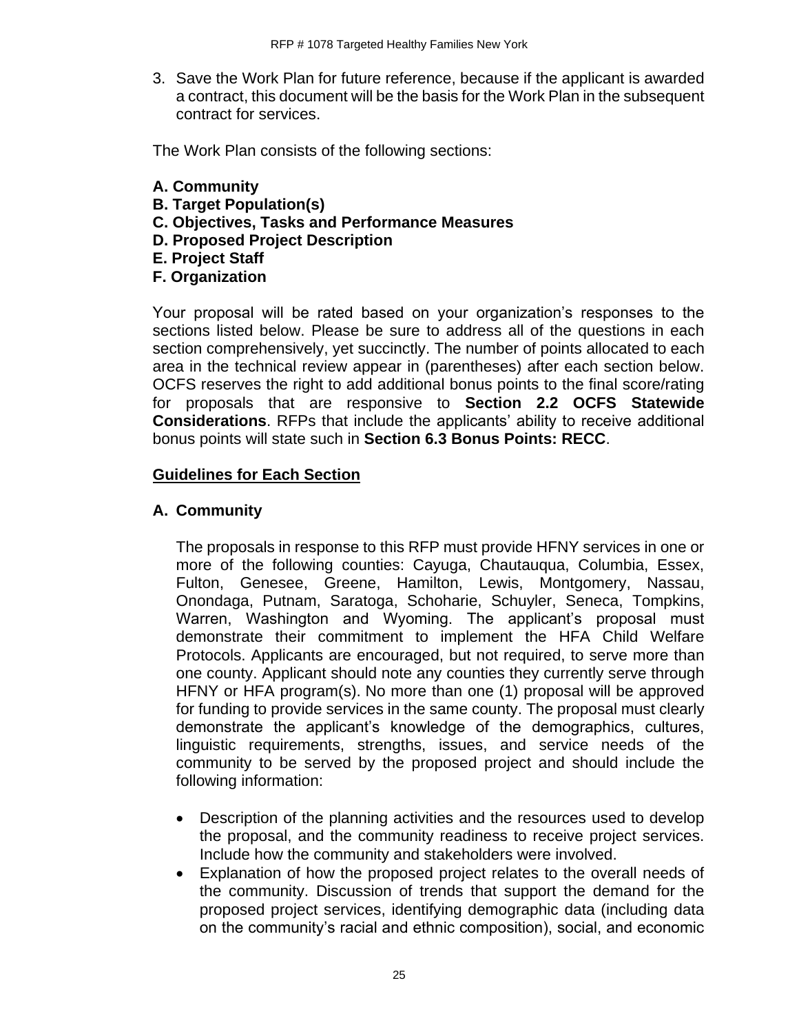3. Save the Work Plan for future reference, because if the applicant is awarded a contract, this document will be the basis for the Work Plan in the subsequent contract for services.

The Work Plan consists of the following sections:

**A. Community**
**B. Target Population(s)**
**C. Objectives, Tasks and Performance Measures**
**D. Proposed Project Description**
**E. Project Staff**
**F. Organization**

Your proposal will be rated based on your organization's responses to the sections listed below. Please be sure to address all of the questions in each section comprehensively, yet succinctly. The number of points allocated to each area in the technical review appear in (parentheses) after each section below. OCFS reserves the right to add additional bonus points to the final score/rating for proposals that are responsive to **Section 2.2 OCFS Statewide Considerations**. RFPs that include the applicants' ability to receive additional bonus points will state such in **Section 6.3 Bonus Points: RECC**.

**<u>Guidelines for Each Section</u>**

## A. Community

The proposals in response to this RFP must provide HFNY services in one or more of the following counties: Cayuga, Chautauqua, Columbia, Essex, Fulton, Genesee, Greene, Hamilton, Lewis, Montgomery, Nassau, Onondaga, Putnam, Saratoga, Schoharie, Schuyler, Seneca, Tompkins, Warren, Washington and Wyoming. The applicant's proposal must demonstrate their commitment to implement the HFA Child Welfare Protocols. Applicants are encouraged, but not required, to serve more than one county. Applicant should note any counties they currently serve through HFNY or HFA program(s). No more than one (1) proposal will be approved for funding to provide services in the same county. The proposal must clearly demonstrate the applicant's knowledge of the demographics, cultures, linguistic requirements, strengths, issues, and service needs of the community to be served by the proposed project and should include the following information:

- Description of the planning activities and the resources used to develop the proposal, and the community readiness to receive project services. Include how the community and stakeholders were involved.
- Explanation of how the proposed project relates to the overall needs of the community. Discussion of trends that support the demand for the proposed project services, identifying demographic data (including data on the community's racial and ethnic composition), social, and economic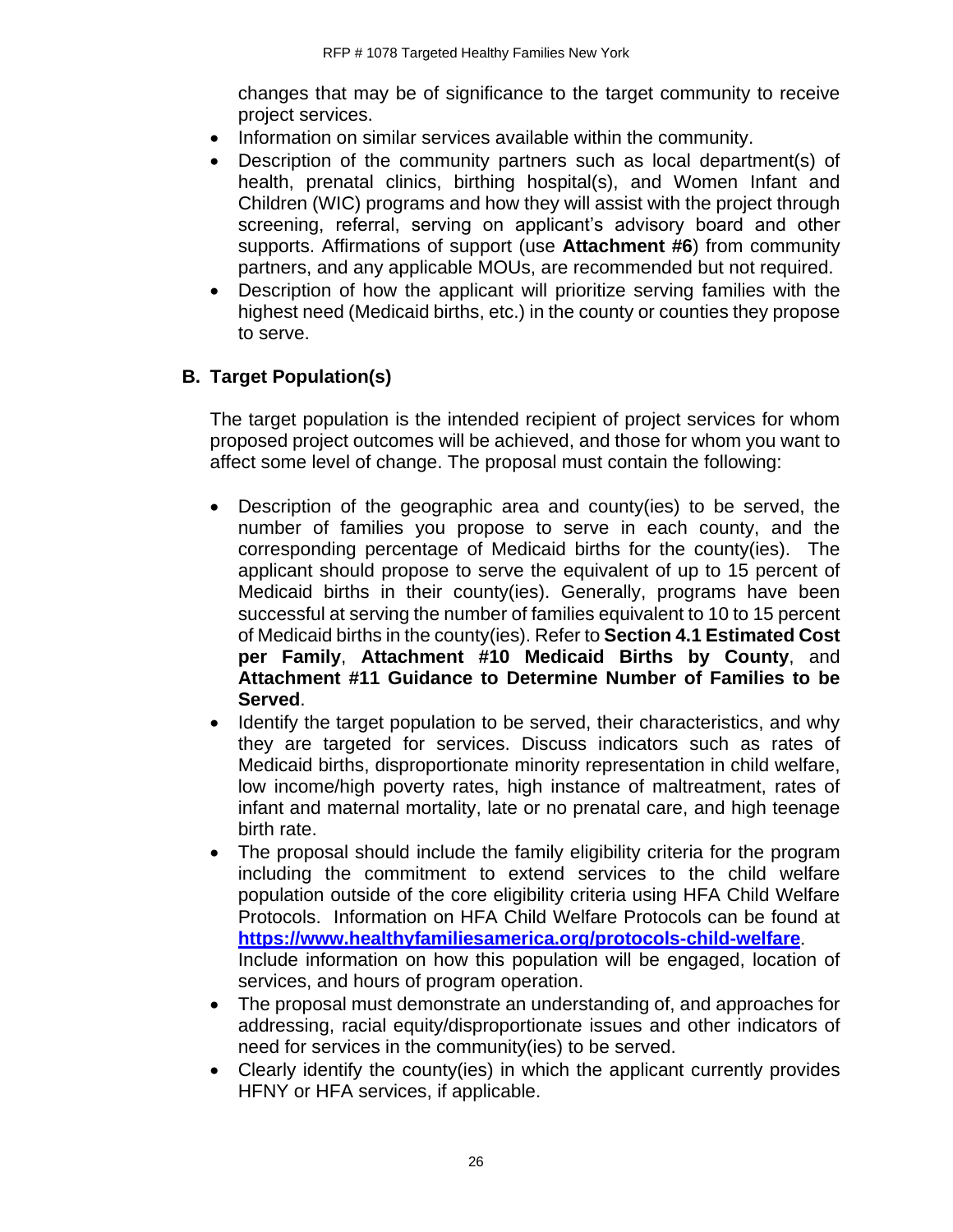changes that may be of significance to the target community to receive project services.

- Information on similar services available within the community.
- Description of the community partners such as local department(s) of health, prenatal clinics, birthing hospital(s), and Women Infant and Children (WIC) programs and how they will assist with the project through screening, referral, serving on applicant's advisory board and other supports. Affirmations of support (use **Attachment #6**) from community partners, and any applicable MOUs, are recommended but not required.
- Description of how the applicant will prioritize serving families with the highest need (Medicaid births, etc.) in the county or counties they propose to serve.

### B. Target Population(s)

The target population is the intended recipient of project services for whom proposed project outcomes will be achieved, and those for whom you want to affect some level of change. The proposal must contain the following:

- Description of the geographic area and county(ies) to be served, the number of families you propose to serve in each county, and the corresponding percentage of Medicaid births for the county(ies). The applicant should propose to serve the equivalent of up to 15 percent of Medicaid births in their county(ies). Generally, programs have been successful at serving the number of families equivalent to 10 to 15 percent of Medicaid births in the county(ies). Refer to **Section 4.1 Estimated Cost per Family**, **Attachment #10 Medicaid Births by County**, and **Attachment #11 Guidance to Determine Number of Families to be Served**.
- Identify the target population to be served, their characteristics, and why they are targeted for services. Discuss indicators such as rates of Medicaid births, disproportionate minority representation in child welfare, low income/high poverty rates, high instance of maltreatment, rates of infant and maternal mortality, late or no prenatal care, and high teenage birth rate.
- The proposal should include the family eligibility criteria for the program including the commitment to extend services to the child welfare population outside of the core eligibility criteria using HFA Child Welfare Protocols. Information on HFA Child Welfare Protocols can be found at **https://www.healthyfamiliesamerica.org/protocols-child-welfare**. Include information on how this population will be engaged, location of services, and hours of program operation.
- The proposal must demonstrate an understanding of, and approaches for addressing, racial equity/disproportionate issues and other indicators of need for services in the community(ies) to be served.
- Clearly identify the county(ies) in which the applicant currently provides HFNY or HFA services, if applicable.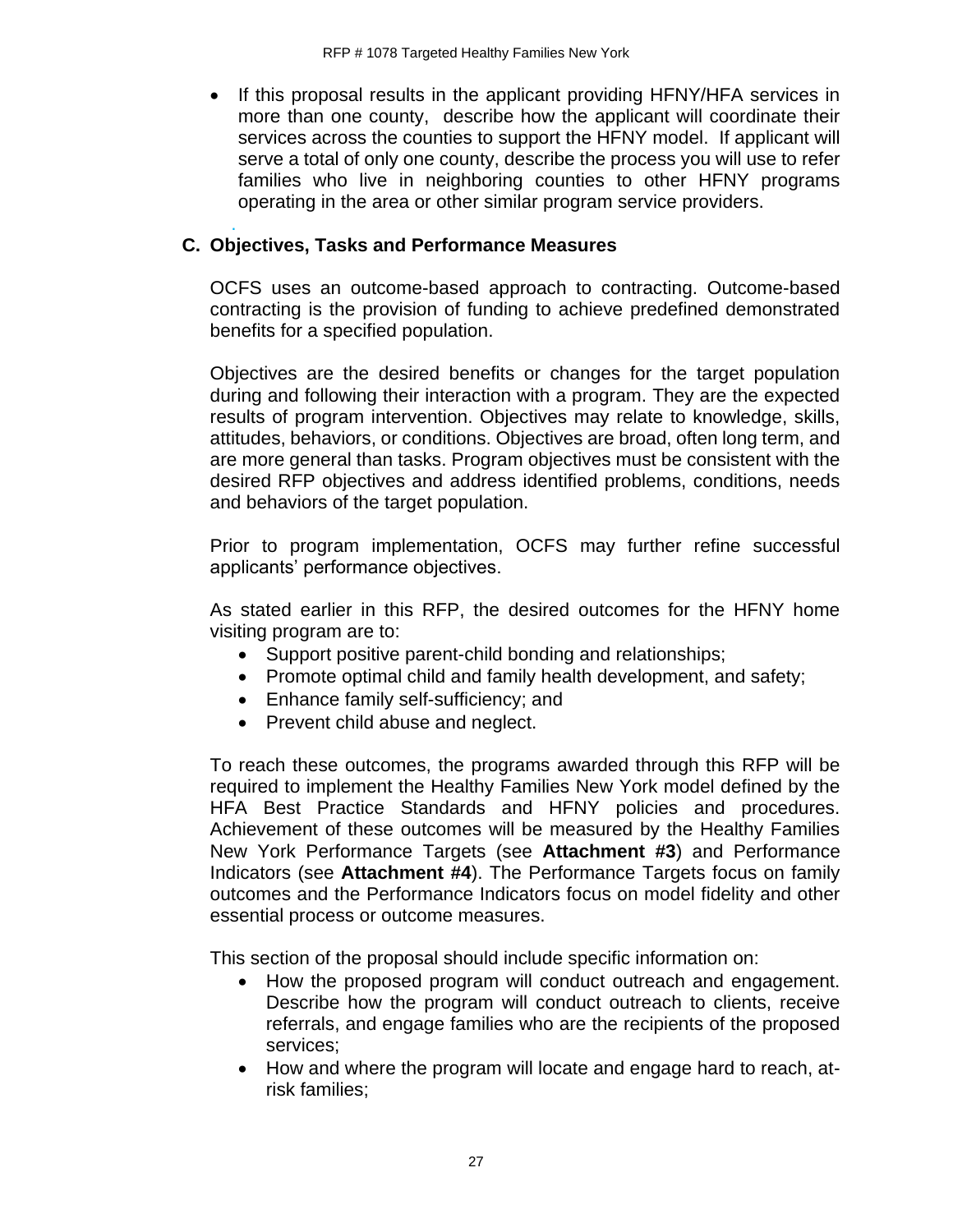- If this proposal results in the applicant providing HFNY/HFA services in more than one county, describe how the applicant will coordinate their services across the counties to support the HFNY model. If applicant will serve a total of only one county, describe the process you will use to refer families who live in neighboring counties to other HFNY programs operating in the area or other similar program service providers.

### C. Objectives, Tasks and Performance Measures

OCFS uses an outcome-based approach to contracting. Outcome-based contracting is the provision of funding to achieve predefined demonstrated benefits for a specified population.

Objectives are the desired benefits or changes for the target population during and following their interaction with a program. They are the expected results of program intervention. Objectives may relate to knowledge, skills, attitudes, behaviors, or conditions. Objectives are broad, often long term, and are more general than tasks. Program objectives must be consistent with the desired RFP objectives and address identified problems, conditions, needs and behaviors of the target population.

Prior to program implementation, OCFS may further refine successful applicants' performance objectives.

As stated earlier in this RFP, the desired outcomes for the HFNY home visiting program are to:

- Support positive parent-child bonding and relationships;
- Promote optimal child and family health development, and safety;
- Enhance family self-sufficiency; and
- Prevent child abuse and neglect.

To reach these outcomes, the programs awarded through this RFP will be required to implement the Healthy Families New York model defined by the HFA Best Practice Standards and HFNY policies and procedures. Achievement of these outcomes will be measured by the Healthy Families New York Performance Targets (see **Attachment #3**) and Performance Indicators (see **Attachment #4**). The Performance Targets focus on family outcomes and the Performance Indicators focus on model fidelity and other essential process or outcome measures.

This section of the proposal should include specific information on:

- How the proposed program will conduct outreach and engagement. Describe how the program will conduct outreach to clients, receive referrals, and engage families who are the recipients of the proposed services;
- How and where the program will locate and engage hard to reach, at-risk families;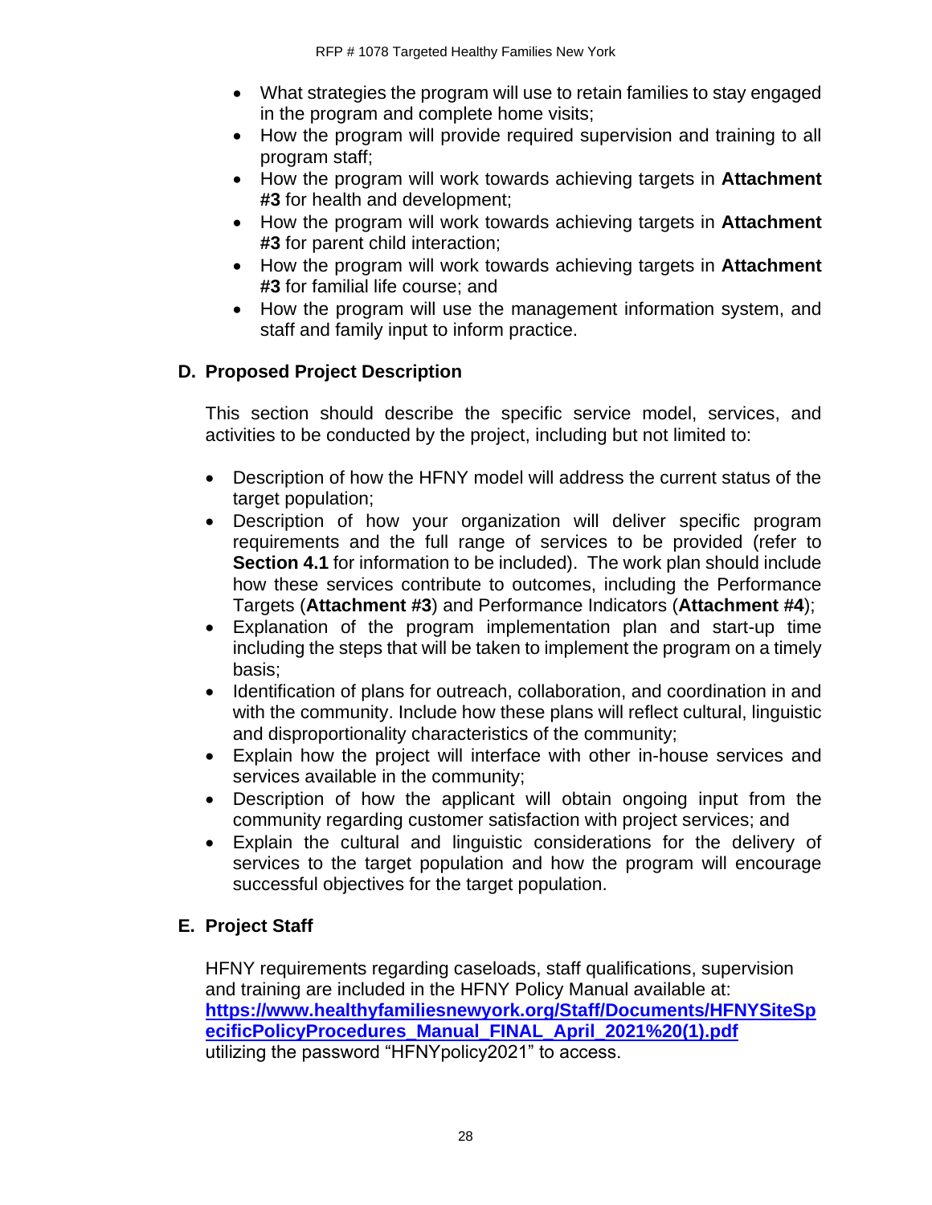- What strategies the program will use to retain families to stay engaged in the program and complete home visits;
- How the program will provide required supervision and training to all program staff;
- How the program will work towards achieving targets in **Attachment #3** for health and development;
- How the program will work towards achieving targets in **Attachment #3** for parent child interaction;
- How the program will work towards achieving targets in **Attachment #3** for familial life course; and
- How the program will use the management information system, and staff and family input to inform practice.

## D. Proposed Project Description

This section should describe the specific service model, services, and activities to be conducted by the project, including but not limited to:

- Description of how the HFNY model will address the current status of the target population;
- Description of how your organization will deliver specific program requirements and the full range of services to be provided (refer to **Section 4.1** for information to be included). The work plan should include how these services contribute to outcomes, including the Performance Targets (**Attachment #3**) and Performance Indicators (**Attachment #4**);
- Explanation of the program implementation plan and start-up time including the steps that will be taken to implement the program on a timely basis;
- Identification of plans for outreach, collaboration, and coordination in and with the community. Include how these plans will reflect cultural, linguistic and disproportionality characteristics of the community;
- Explain how the project will interface with other in-house services and services available in the community;
- Description of how the applicant will obtain ongoing input from the community regarding customer satisfaction with project services; and
- Explain the cultural and linguistic considerations for the delivery of services to the target population and how the program will encourage successful objectives for the target population.

## E. Project Staff

HFNY requirements regarding caseloads, staff qualifications, supervision and training are included in the HFNY Policy Manual available at: **https://www.healthyfamiliesnewyork.org/Staff/Documents/HFNYSiteSpecificPolicyProcedures_Manual_FINAL_April_2021%20(1).pdf** utilizing the password "HFNYpolicy2021" to access.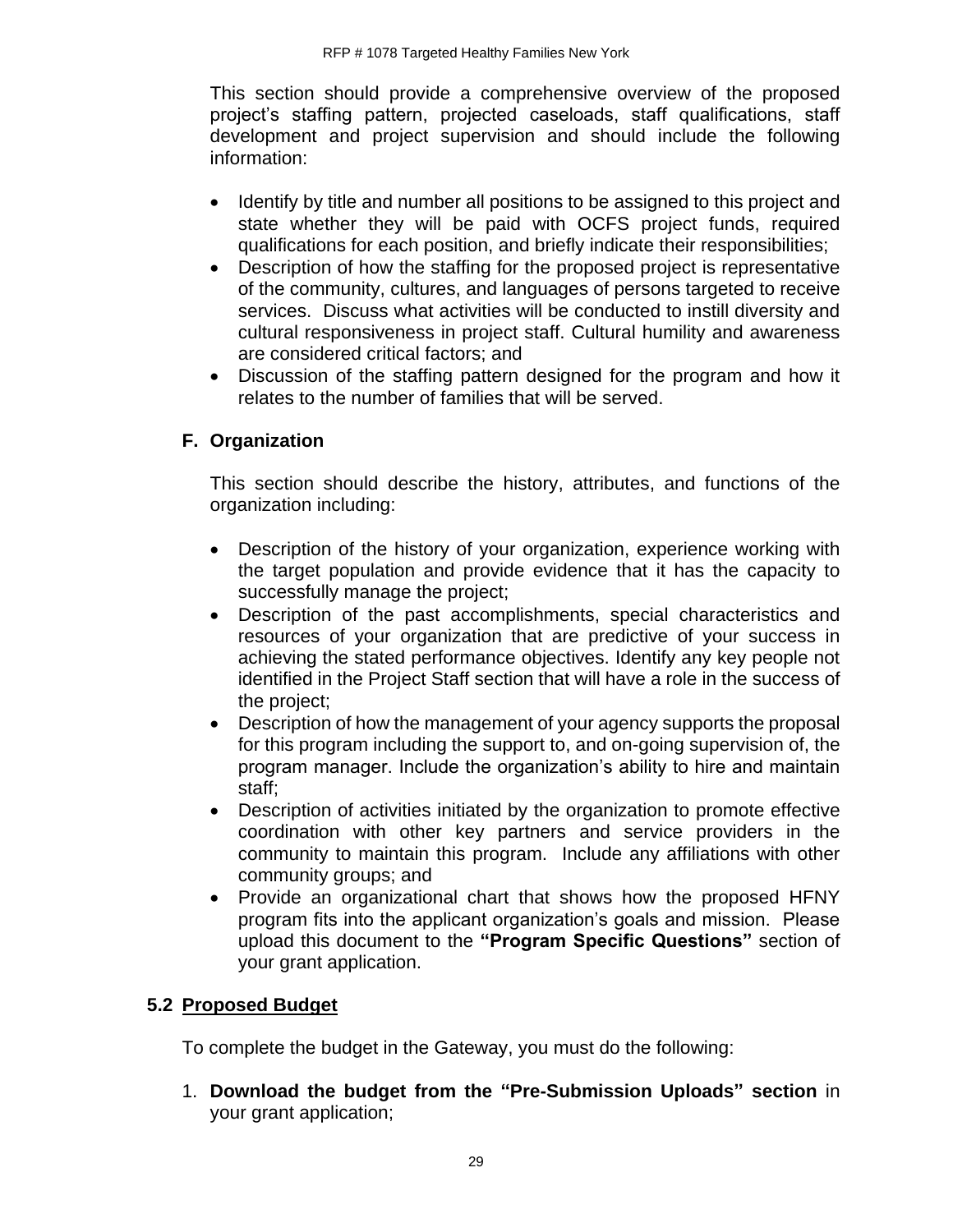This section should provide a comprehensive overview of the proposed project's staffing pattern, projected caseloads, staff qualifications, staff development and project supervision and should include the following information:

- Identify by title and number all positions to be assigned to this project and state whether they will be paid with OCFS project funds, required qualifications for each position, and briefly indicate their responsibilities;
- Description of how the staffing for the proposed project is representative of the community, cultures, and languages of persons targeted to receive services. Discuss what activities will be conducted to instill diversity and cultural responsiveness in project staff. Cultural humility and awareness are considered critical factors; and
- Discussion of the staffing pattern designed for the program and how it relates to the number of families that will be served.

### F. Organization

This section should describe the history, attributes, and functions of the organization including:

- Description of the history of your organization, experience working with the target population and provide evidence that it has the capacity to successfully manage the project;
- Description of the past accomplishments, special characteristics and resources of your organization that are predictive of your success in achieving the stated performance objectives. Identify any key people not identified in the Project Staff section that will have a role in the success of the project;
- Description of how the management of your agency supports the proposal for this program including the support to, and on-going supervision of, the program manager. Include the organization's ability to hire and maintain staff;
- Description of activities initiated by the organization to promote effective coordination with other key partners and service providers in the community to maintain this program. Include any affiliations with other community groups; and
- Provide an organizational chart that shows how the proposed HFNY program fits into the applicant organization's goals and mission. Please upload this document to the **"Program Specific Questions"** section of your grant application.

## 5.2 <u>Proposed Budget</u>

To complete the budget in the Gateway, you must do the following:

1. **Download the budget from the "Pre-Submission Uploads" section** in your grant application;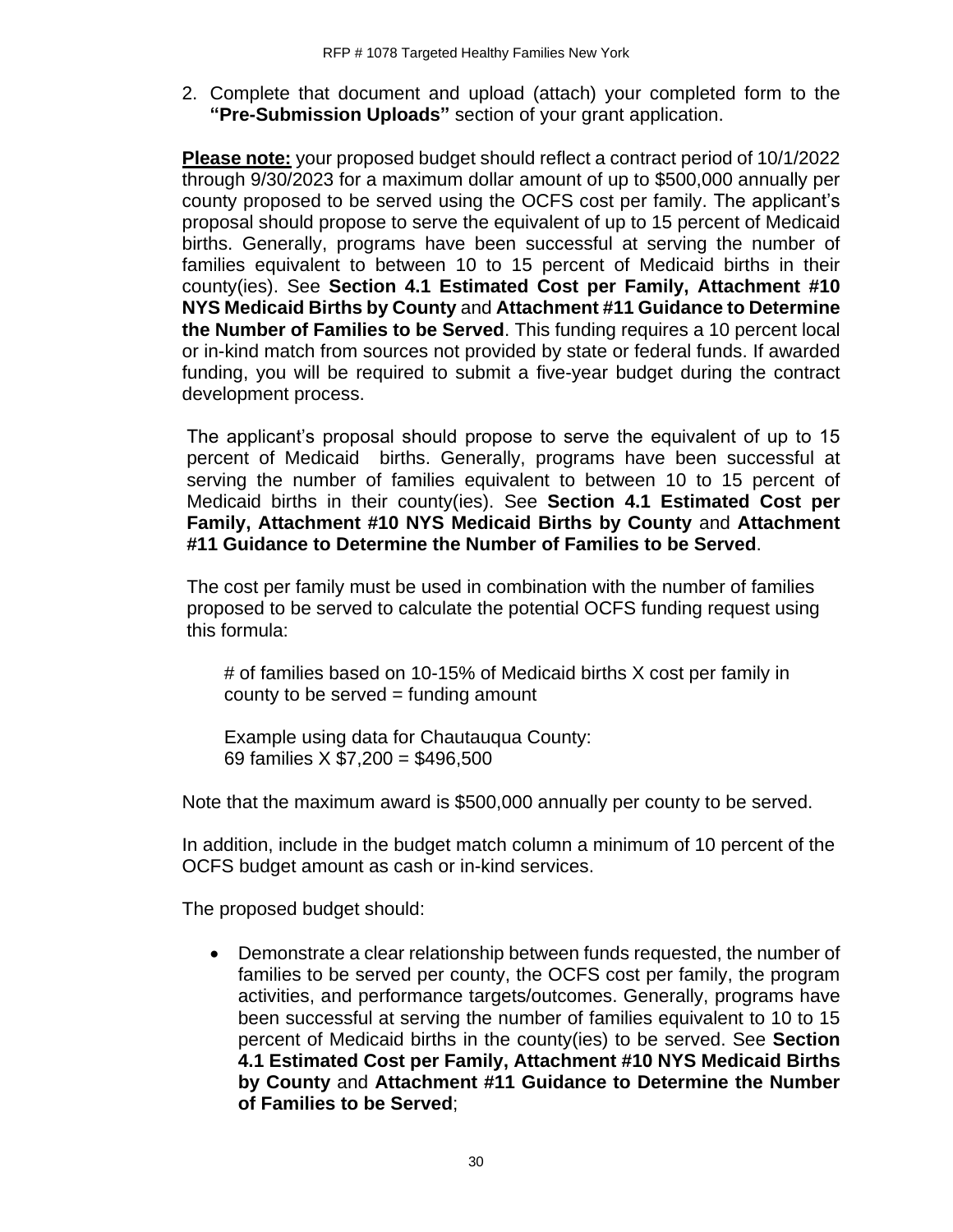2. Complete that document and upload (attach) your completed form to the **"Pre-Submission Uploads"** section of your grant application.

**Please note:** your proposed budget should reflect a contract period of 10/1/2022 through 9/30/2023 for a maximum dollar amount of up to $500,000 annually per county proposed to be served using the OCFS cost per family. The applicant's proposal should propose to serve the equivalent of up to 15 percent of Medicaid births. Generally, programs have been successful at serving the number of families equivalent to between 10 to 15 percent of Medicaid births in their county(ies). See **Section 4.1 Estimated Cost per Family, Attachment #10 NYS Medicaid Births by County** and **Attachment #11 Guidance to Determine the Number of Families to be Served**. This funding requires a 10 percent local or in-kind match from sources not provided by state or federal funds. If awarded funding, you will be required to submit a five-year budget during the contract development process.

The applicant's proposal should propose to serve the equivalent of up to 15 percent of Medicaid births. Generally, programs have been successful at serving the number of families equivalent to between 10 to 15 percent of Medicaid births in their county(ies). See **Section 4.1 Estimated Cost per Family, Attachment #10 NYS Medicaid Births by County** and **Attachment #11 Guidance to Determine the Number of Families to be Served**.

The cost per family must be used in combination with the number of families proposed to be served to calculate the potential OCFS funding request using this formula:

# of families based on 10-15% of Medicaid births X cost per family in county to be served = funding amount

Example using data for Chautauqua County:
69 families X $7,200 = $496,500

Note that the maximum award is $500,000 annually per county to be served.

In addition, include in the budget match column a minimum of 10 percent of the OCFS budget amount as cash or in-kind services.

The proposed budget should:

- Demonstrate a clear relationship between funds requested, the number of families to be served per county, the OCFS cost per family, the program activities, and performance targets/outcomes. Generally, programs have been successful at serving the number of families equivalent to 10 to 15 percent of Medicaid births in the county(ies) to be served. See **Section 4.1 Estimated Cost per Family, Attachment #10 NYS Medicaid Births by County** and **Attachment #11 Guidance to Determine the Number of Families to be Served**;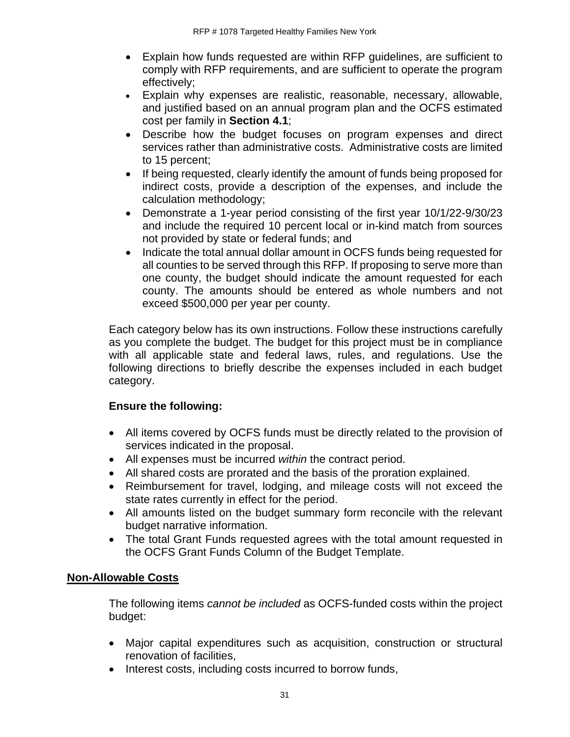- Explain how funds requested are within RFP guidelines, are sufficient to comply with RFP requirements, and are sufficient to operate the program effectively;
- Explain why expenses are realistic, reasonable, necessary, allowable, and justified based on an annual program plan and the OCFS estimated cost per family in **Section 4.1**;
- Describe how the budget focuses on program expenses and direct services rather than administrative costs. Administrative costs are limited to 15 percent;
- If being requested, clearly identify the amount of funds being proposed for indirect costs, provide a description of the expenses, and include the calculation methodology;
- Demonstrate a 1-year period consisting of the first year 10/1/22-9/30/23 and include the required 10 percent local or in-kind match from sources not provided by state or federal funds; and
- Indicate the total annual dollar amount in OCFS funds being requested for all counties to be served through this RFP. If proposing to serve more than one county, the budget should indicate the amount requested for each county. The amounts should be entered as whole numbers and not exceed $500,000 per year per county.

Each category below has its own instructions. Follow these instructions carefully as you complete the budget. The budget for this project must be in compliance with all applicable state and federal laws, rules, and regulations. Use the following directions to briefly describe the expenses included in each budget category.

**Ensure the following:**

- All items covered by OCFS funds must be directly related to the provision of services indicated in the proposal.
- All expenses must be incurred *within* the contract period.
- All shared costs are prorated and the basis of the proration explained.
- Reimbursement for travel, lodging, and mileage costs will not exceed the state rates currently in effect for the period.
- All amounts listed on the budget summary form reconcile with the relevant budget narrative information.
- The total Grant Funds requested agrees with the total amount requested in the OCFS Grant Funds Column of the Budget Template.

**<u>Non-Allowable Costs</u>**

The following items *cannot be included* as OCFS-funded costs within the project budget:

- Major capital expenditures such as acquisition, construction or structural renovation of facilities,
- Interest costs, including costs incurred to borrow funds,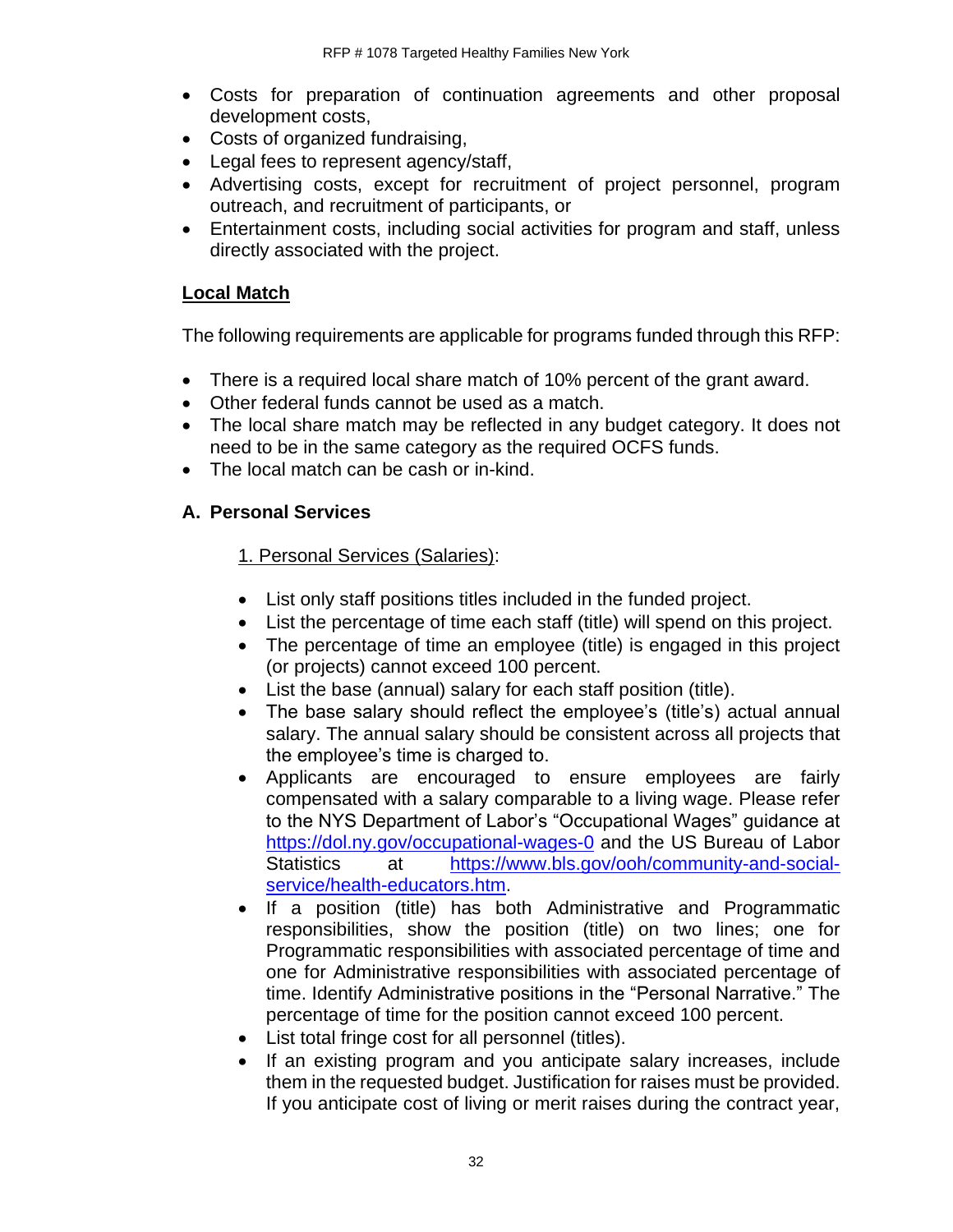- Costs for preparation of continuation agreements and other proposal development costs,
- Costs of organized fundraising,
- Legal fees to represent agency/staff,
- Advertising costs, except for recruitment of project personnel, program outreach, and recruitment of participants, or
- Entertainment costs, including social activities for program and staff, unless directly associated with the project.

**Local Match**

The following requirements are applicable for programs funded through this RFP:

- There is a required local share match of 10% percent of the grant award.
- Other federal funds cannot be used as a match.
- The local share match may be reflected in any budget category. It does not need to be in the same category as the required OCFS funds.
- The local match can be cash or in-kind.

## A. Personal Services

1. Personal Services (Salaries):

- List only staff positions titles included in the funded project.
- List the percentage of time each staff (title) will spend on this project.
- The percentage of time an employee (title) is engaged in this project (or projects) cannot exceed 100 percent.
- List the base (annual) salary for each staff position (title).
- The base salary should reflect the employee's (title's) actual annual salary. The annual salary should be consistent across all projects that the employee's time is charged to.
- Applicants are encouraged to ensure employees are fairly compensated with a salary comparable to a living wage. Please refer to the NYS Department of Labor's "Occupational Wages" guidance at https://dol.ny.gov/occupational-wages-0 and the US Bureau of Labor Statistics at https://www.bls.gov/ooh/community-and-social-service/health-educators.htm.
- If a position (title) has both Administrative and Programmatic responsibilities, show the position (title) on two lines; one for Programmatic responsibilities with associated percentage of time and one for Administrative responsibilities with associated percentage of time. Identify Administrative positions in the "Personal Narrative." The percentage of time for the position cannot exceed 100 percent.
- List total fringe cost for all personnel (titles).
- If an existing program and you anticipate salary increases, include them in the requested budget. Justification for raises must be provided. If you anticipate cost of living or merit raises during the contract year,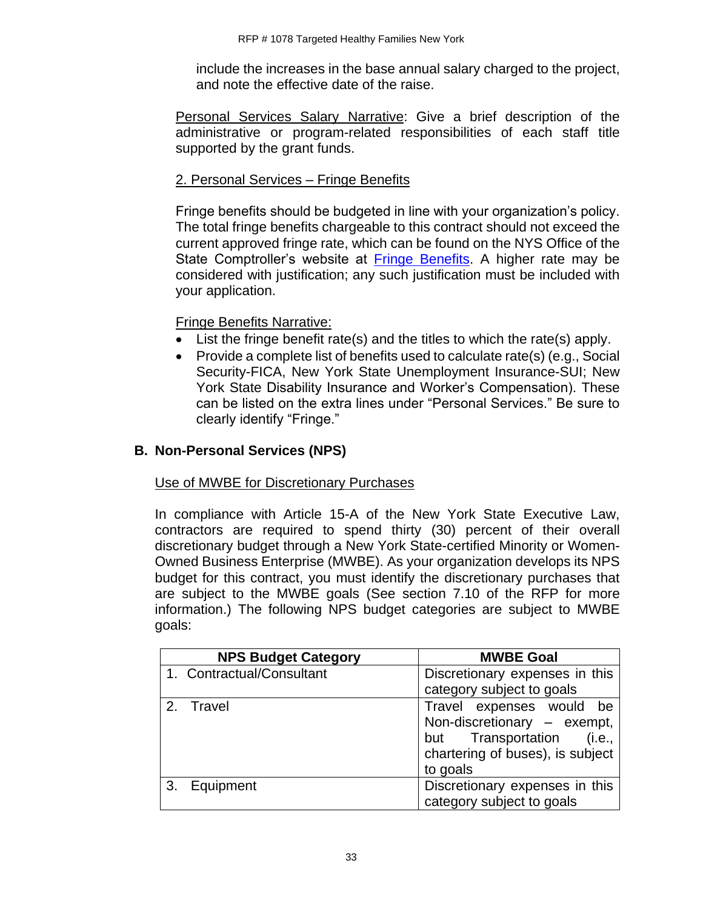include the increases in the base annual salary charged to the project, and note the effective date of the raise.

Personal Services Salary Narrative: Give a brief description of the administrative or program-related responsibilities of each staff title supported by the grant funds.

2. Personal Services – Fringe Benefits

Fringe benefits should be budgeted in line with your organization's policy. The total fringe benefits chargeable to this contract should not exceed the current approved fringe rate, which can be found on the NYS Office of the State Comptroller's website at Fringe Benefits. A higher rate may be considered with justification; any such justification must be included with your application.

Fringe Benefits Narrative:

- List the fringe benefit rate(s) and the titles to which the rate(s) apply.
- Provide a complete list of benefits used to calculate rate(s) (e.g., Social Security-FICA, New York State Unemployment Insurance-SUI; New York State Disability Insurance and Worker's Compensation). These can be listed on the extra lines under "Personal Services." Be sure to clearly identify "Fringe."

## B. Non-Personal Services (NPS)

Use of MWBE for Discretionary Purchases

In compliance with Article 15-A of the New York State Executive Law, contractors are required to spend thirty (30) percent of their overall discretionary budget through a New York State-certified Minority or Women-Owned Business Enterprise (MWBE). As your organization develops its NPS budget for this contract, you must identify the discretionary purchases that are subject to the MWBE goals (See section 7.10 of the RFP for more information.) The following NPS budget categories are subject to MWBE goals:

| NPS Budget Category | MWBE Goal |
|---|---|
| 1. Contractual/Consultant | Discretionary expenses in this category subject to goals |
| 2. Travel | Travel expenses would be Non-discretionary – exempt, but Transportation (i.e., chartering of buses), is subject to goals |
| 3. Equipment | Discretionary expenses in this category subject to goals |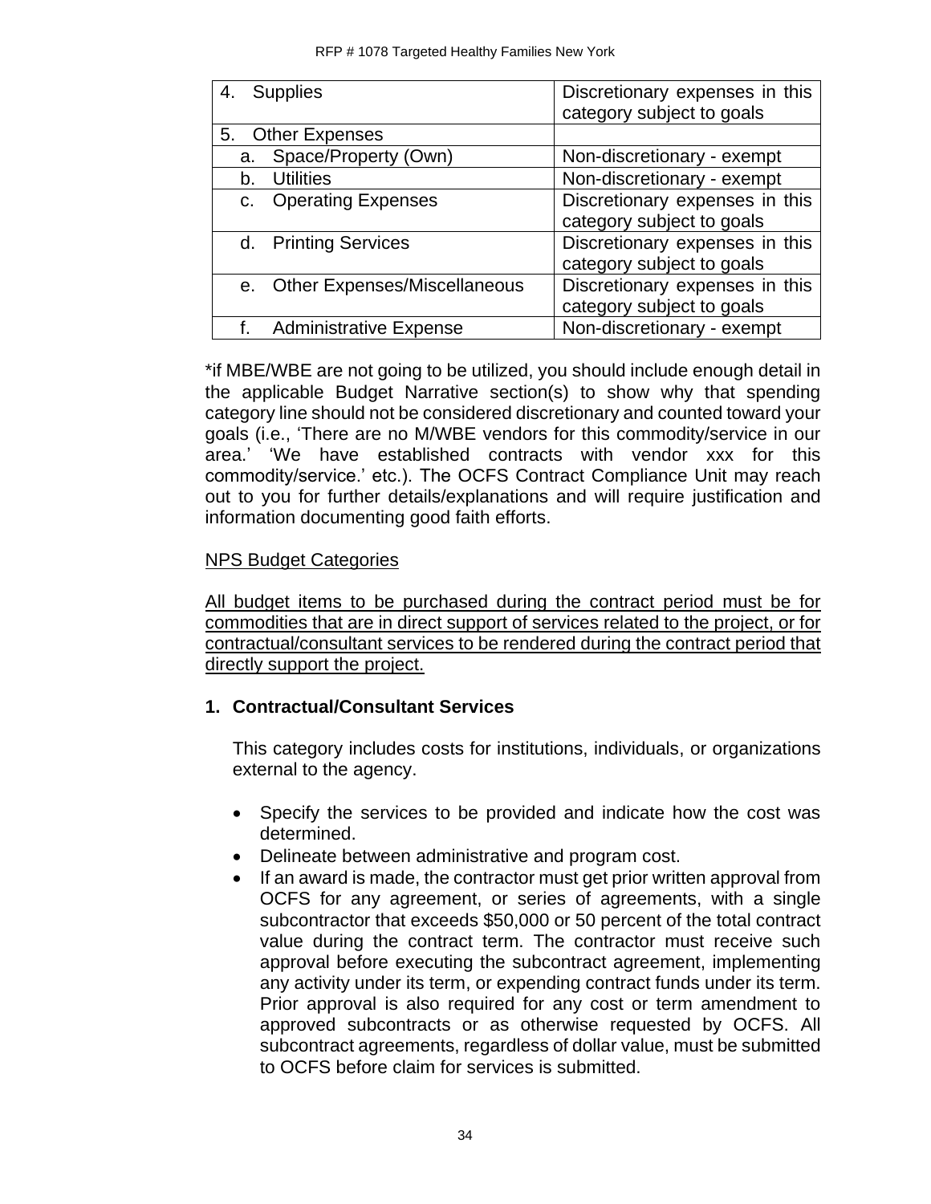| | |
|---|---|
| 4. Supplies | Discretionary expenses in this category subject to goals |
| 5. Other Expenses | |
| a. Space/Property (Own) | Non-discretionary - exempt |
| b. Utilities | Non-discretionary - exempt |
| c. Operating Expenses | Discretionary expenses in this category subject to goals |
| d. Printing Services | Discretionary expenses in this category subject to goals |
| e. Other Expenses/Miscellaneous | Discretionary expenses in this category subject to goals |
| f. Administrative Expense | Non-discretionary - exempt |

*if MBE/WBE are not going to be utilized, you should include enough detail in the applicable Budget Narrative section(s) to show why that spending category line should not be considered discretionary and counted toward your goals (i.e., 'There are no M/WBE vendors for this commodity/service in our area.' 'We have established contracts with vendor xxx for this commodity/service.' etc.). The OCFS Contract Compliance Unit may reach out to you for further details/explanations and will require justification and information documenting good faith efforts.

<u>NPS Budget Categories</u>

<u>All budget items to be purchased during the contract period must be for commodities that are in direct support of services related to the project, or for contractual/consultant services to be rendered during the contract period that directly support the project.</u>

**1. Contractual/Consultant Services**

This category includes costs for institutions, individuals, or organizations external to the agency.

- Specify the services to be provided and indicate how the cost was determined.
- Delineate between administrative and program cost.
- If an award is made, the contractor must get prior written approval from OCFS for any agreement, or series of agreements, with a single subcontractor that exceeds $50,000 or 50 percent of the total contract value during the contract term. The contractor must receive such approval before executing the subcontract agreement, implementing any activity under its term, or expending contract funds under its term. Prior approval is also required for any cost or term amendment to approved subcontracts or as otherwise requested by OCFS. All subcontract agreements, regardless of dollar value, must be submitted to OCFS before claim for services is submitted.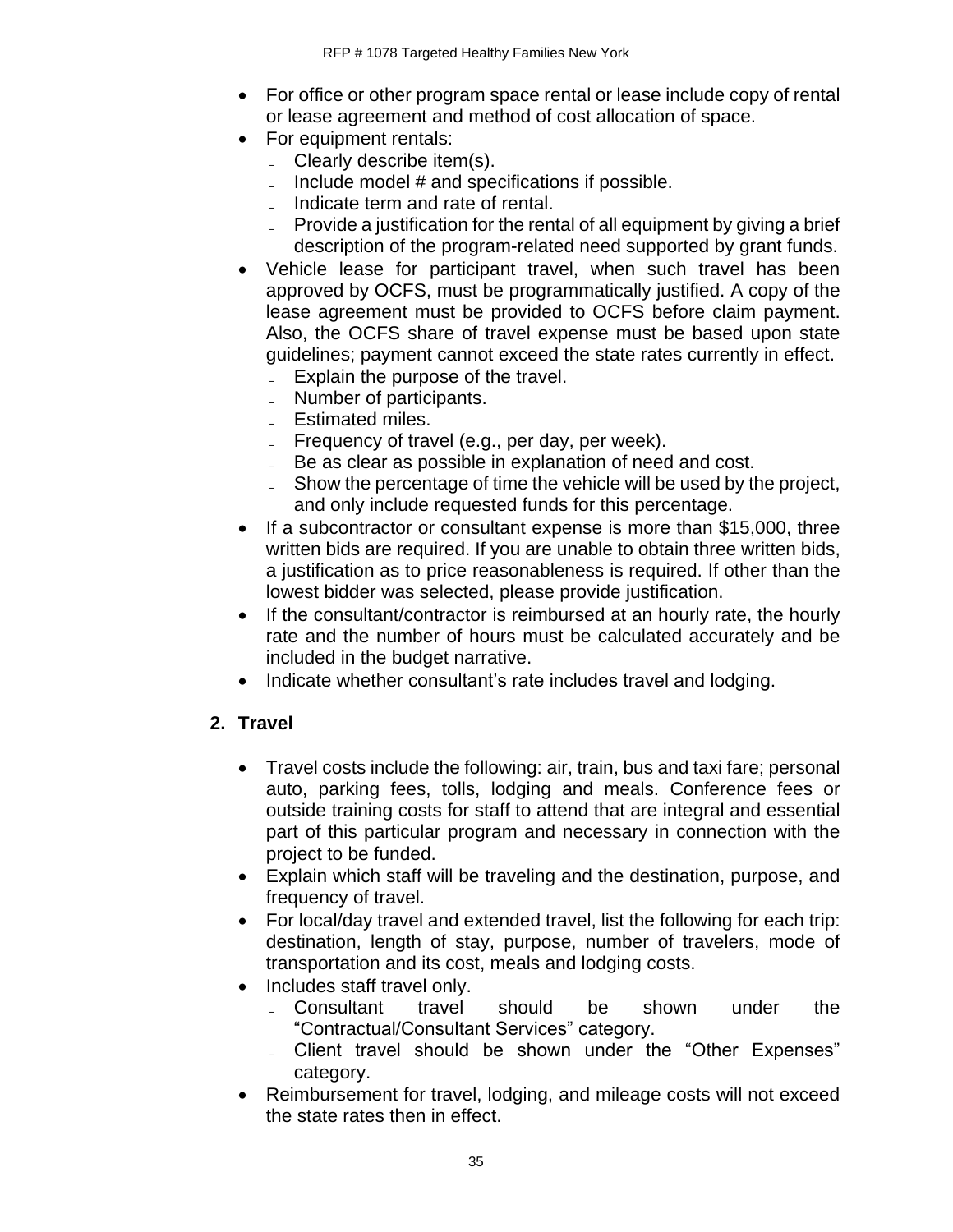- For office or other program space rental or lease include copy of rental or lease agreement and method of cost allocation of space.
- For equipment rentals:
  - Clearly describe item(s).
  - Include model # and specifications if possible.
  - Indicate term and rate of rental.
  - Provide a justification for the rental of all equipment by giving a brief description of the program-related need supported by grant funds.
- Vehicle lease for participant travel, when such travel has been approved by OCFS, must be programmatically justified. A copy of the lease agreement must be provided to OCFS before claim payment. Also, the OCFS share of travel expense must be based upon state guidelines; payment cannot exceed the state rates currently in effect.
  - Explain the purpose of the travel.
  - Number of participants.
  - Estimated miles.
  - Frequency of travel (e.g., per day, per week).
  - Be as clear as possible in explanation of need and cost.
  - Show the percentage of time the vehicle will be used by the project, and only include requested funds for this percentage.
- If a subcontractor or consultant expense is more than $15,000, three written bids are required. If you are unable to obtain three written bids, a justification as to price reasonableness is required. If other than the lowest bidder was selected, please provide justification.
- If the consultant/contractor is reimbursed at an hourly rate, the hourly rate and the number of hours must be calculated accurately and be included in the budget narrative.
- Indicate whether consultant's rate includes travel and lodging.

## 2. Travel

- Travel costs include the following: air, train, bus and taxi fare; personal auto, parking fees, tolls, lodging and meals. Conference fees or outside training costs for staff to attend that are integral and essential part of this particular program and necessary in connection with the project to be funded.
- Explain which staff will be traveling and the destination, purpose, and frequency of travel.
- For local/day travel and extended travel, list the following for each trip: destination, length of stay, purpose, number of travelers, mode of transportation and its cost, meals and lodging costs.
- Includes staff travel only.
  - Consultant travel should be shown under the "Contractual/Consultant Services" category.
  - Client travel should be shown under the "Other Expenses" category.
- Reimbursement for travel, lodging, and mileage costs will not exceed the state rates then in effect.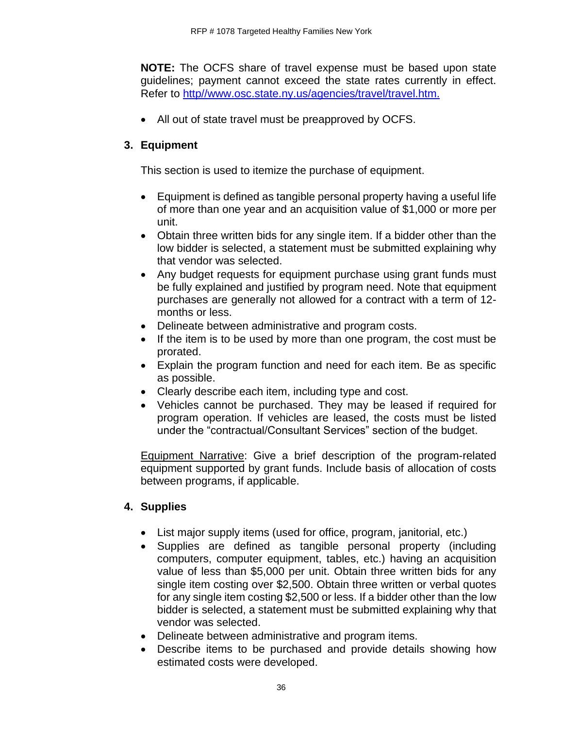**NOTE:** The OCFS share of travel expense must be based upon state guidelines; payment cannot exceed the state rates currently in effect. Refer to [http//www.osc.state.ny.us/agencies/travel/travel.htm.](http//www.osc.state.ny.us/agencies/travel/travel.htm.)

- All out of state travel must be preapproved by OCFS.

## 3. Equipment

This section is used to itemize the purchase of equipment.

- Equipment is defined as tangible personal property having a useful life of more than one year and an acquisition value of $1,000 or more per unit.
- Obtain three written bids for any single item. If a bidder other than the low bidder is selected, a statement must be submitted explaining why that vendor was selected.
- Any budget requests for equipment purchase using grant funds must be fully explained and justified by program need. Note that equipment purchases are generally not allowed for a contract with a term of 12-months or less.
- Delineate between administrative and program costs.
- If the item is to be used by more than one program, the cost must be prorated.
- Explain the program function and need for each item. Be as specific as possible.
- Clearly describe each item, including type and cost.
- Vehicles cannot be purchased. They may be leased if required for program operation. If vehicles are leased, the costs must be listed under the "contractual/Consultant Services" section of the budget.

<u>Equipment Narrative</u>: Give a brief description of the program-related equipment supported by grant funds. Include basis of allocation of costs between programs, if applicable.

## 4. Supplies

- List major supply items (used for office, program, janitorial, etc.)
- Supplies are defined as tangible personal property (including computers, computer equipment, tables, etc.) having an acquisition value of less than $5,000 per unit. Obtain three written bids for any single item costing over $2,500. Obtain three written or verbal quotes for any single item costing $2,500 or less. If a bidder other than the low bidder is selected, a statement must be submitted explaining why that vendor was selected.
- Delineate between administrative and program items.
- Describe items to be purchased and provide details showing how estimated costs were developed.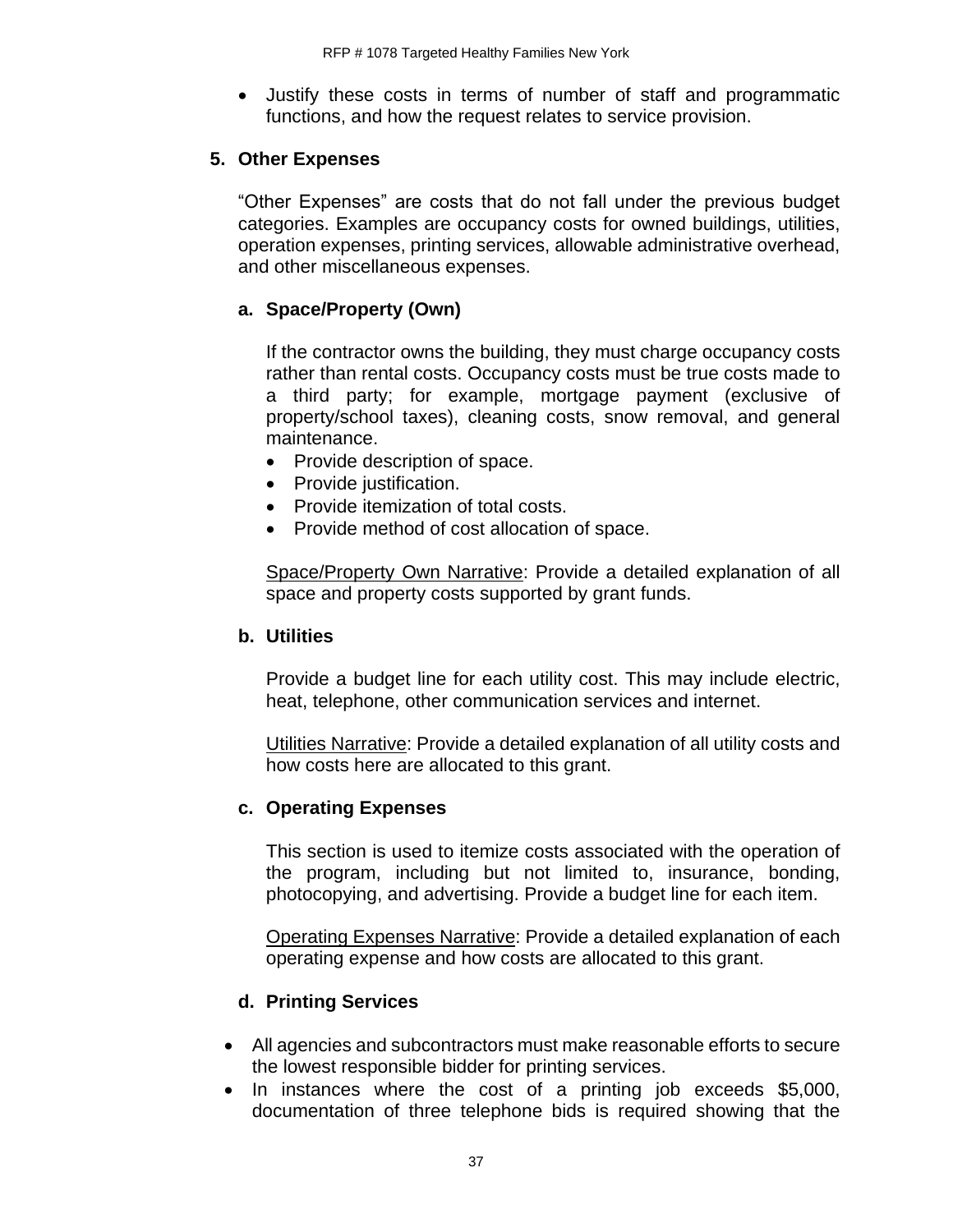- Justify these costs in terms of number of staff and programmatic functions, and how the request relates to service provision.

### 5. Other Expenses

"Other Expenses" are costs that do not fall under the previous budget categories. Examples are occupancy costs for owned buildings, utilities, operation expenses, printing services, allowable administrative overhead, and other miscellaneous expenses.

#### a. Space/Property (Own)

If the contractor owns the building, they must charge occupancy costs rather than rental costs. Occupancy costs must be true costs made to a third party; for example, mortgage payment (exclusive of property/school taxes), cleaning costs, snow removal, and general maintenance.

- Provide description of space.
- Provide justification.
- Provide itemization of total costs.
- Provide method of cost allocation of space.

Space/Property Own Narrative: Provide a detailed explanation of all space and property costs supported by grant funds.

#### b. Utilities

Provide a budget line for each utility cost. This may include electric, heat, telephone, other communication services and internet.

Utilities Narrative: Provide a detailed explanation of all utility costs and how costs here are allocated to this grant.

#### c. Operating Expenses

This section is used to itemize costs associated with the operation of the program, including but not limited to, insurance, bonding, photocopying, and advertising. Provide a budget line for each item.

Operating Expenses Narrative: Provide a detailed explanation of each operating expense and how costs are allocated to this grant.

#### d. Printing Services

- All agencies and subcontractors must make reasonable efforts to secure the lowest responsible bidder for printing services.
- In instances where the cost of a printing job exceeds $5,000, documentation of three telephone bids is required showing that the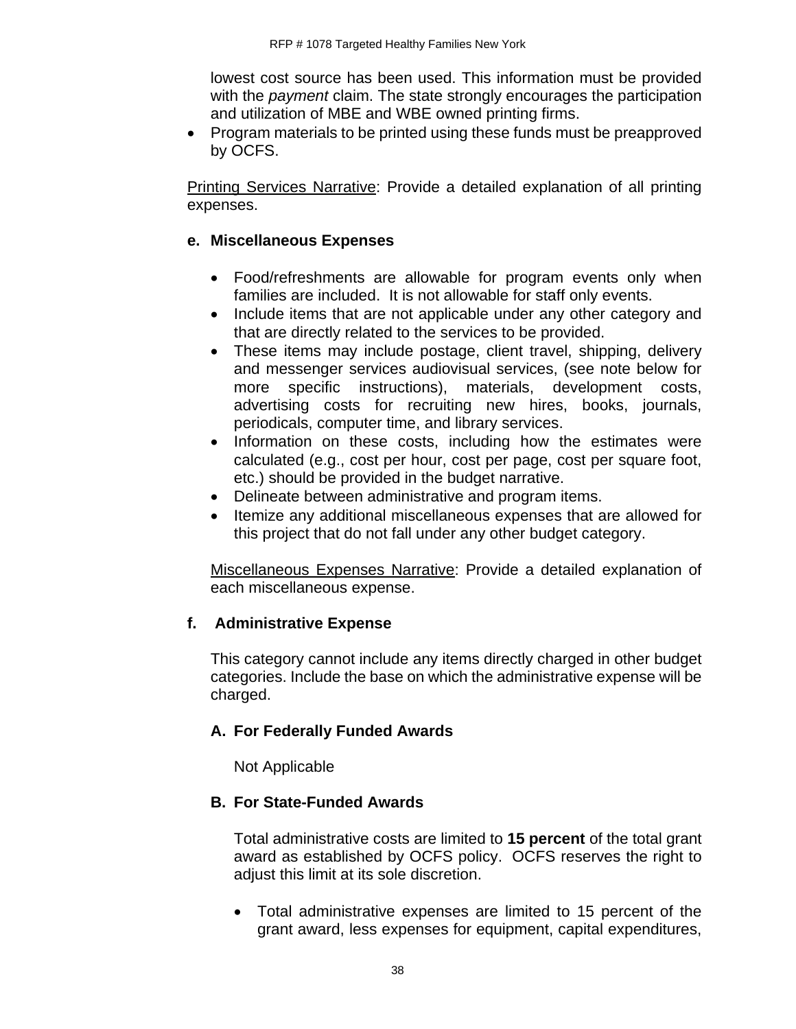lowest cost source has been used. This information must be provided with the *payment* claim. The state strongly encourages the participation and utilization of MBE and WBE owned printing firms.

- Program materials to be printed using these funds must be preapproved by OCFS.

Printing Services Narrative: Provide a detailed explanation of all printing expenses.

#### e. Miscellaneous Expenses

- Food/refreshments are allowable for program events only when families are included. It is not allowable for staff only events.
- Include items that are not applicable under any other category and that are directly related to the services to be provided.
- These items may include postage, client travel, shipping, delivery and messenger services audiovisual services, (see note below for more specific instructions), materials, development costs, advertising costs for recruiting new hires, books, journals, periodicals, computer time, and library services.
- Information on these costs, including how the estimates were calculated (e.g., cost per hour, cost per page, cost per square foot, etc.) should be provided in the budget narrative.
- Delineate between administrative and program items.
- Itemize any additional miscellaneous expenses that are allowed for this project that do not fall under any other budget category.

Miscellaneous Expenses Narrative: Provide a detailed explanation of each miscellaneous expense.

#### f. Administrative Expense

This category cannot include any items directly charged in other budget categories. Include the base on which the administrative expense will be charged.

##### A. For Federally Funded Awards

Not Applicable

##### B. For State-Funded Awards

Total administrative costs are limited to **15 percent** of the total grant award as established by OCFS policy. OCFS reserves the right to adjust this limit at its sole discretion.

- Total administrative expenses are limited to 15 percent of the grant award, less expenses for equipment, capital expenditures,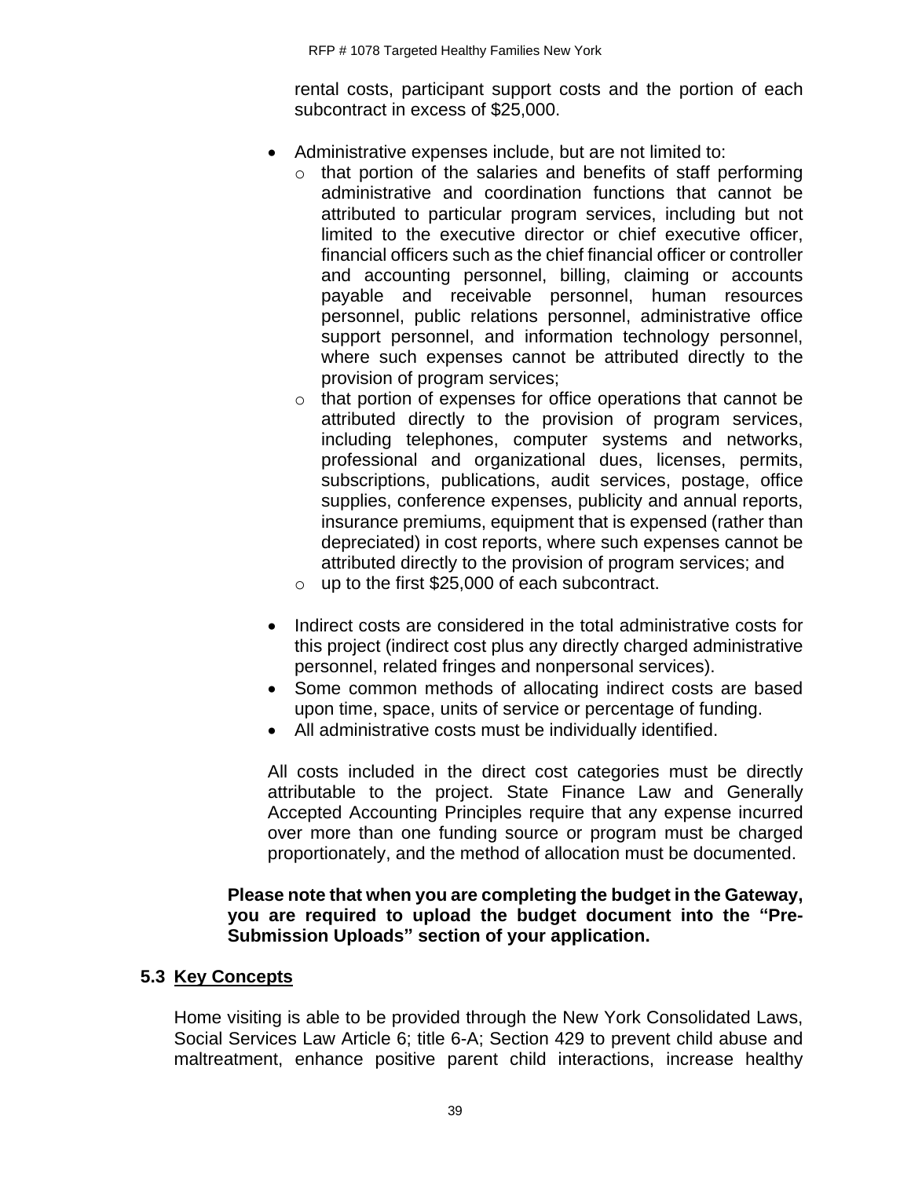rental costs, participant support costs and the portion of each subcontract in excess of $25,000.

- Administrative expenses include, but are not limited to:
  - that portion of the salaries and benefits of staff performing administrative and coordination functions that cannot be attributed to particular program services, including but not limited to the executive director or chief executive officer, financial officers such as the chief financial officer or controller and accounting personnel, billing, claiming or accounts payable and receivable personnel, human resources personnel, public relations personnel, administrative office support personnel, and information technology personnel, where such expenses cannot be attributed directly to the provision of program services;
  - that portion of expenses for office operations that cannot be attributed directly to the provision of program services, including telephones, computer systems and networks, professional and organizational dues, licenses, permits, subscriptions, publications, audit services, postage, office supplies, conference expenses, publicity and annual reports, insurance premiums, equipment that is expensed (rather than depreciated) in cost reports, where such expenses cannot be attributed directly to the provision of program services; and
  - up to the first $25,000 of each subcontract.

- Indirect costs are considered in the total administrative costs for this project (indirect cost plus any directly charged administrative personnel, related fringes and nonpersonal services).
- Some common methods of allocating indirect costs are based upon time, space, units of service or percentage of funding.
- All administrative costs must be individually identified.

All costs included in the direct cost categories must be directly attributable to the project. State Finance Law and Generally Accepted Accounting Principles require that any expense incurred over more than one funding source or program must be charged proportionately, and the method of allocation must be documented.

**Please note that when you are completing the budget in the Gateway, you are required to upload the budget document into the "Pre-Submission Uploads" section of your application.**

## 5.3 Key Concepts

Home visiting is able to be provided through the New York Consolidated Laws, Social Services Law Article 6; title 6-A; Section 429 to prevent child abuse and maltreatment, enhance positive parent child interactions, increase healthy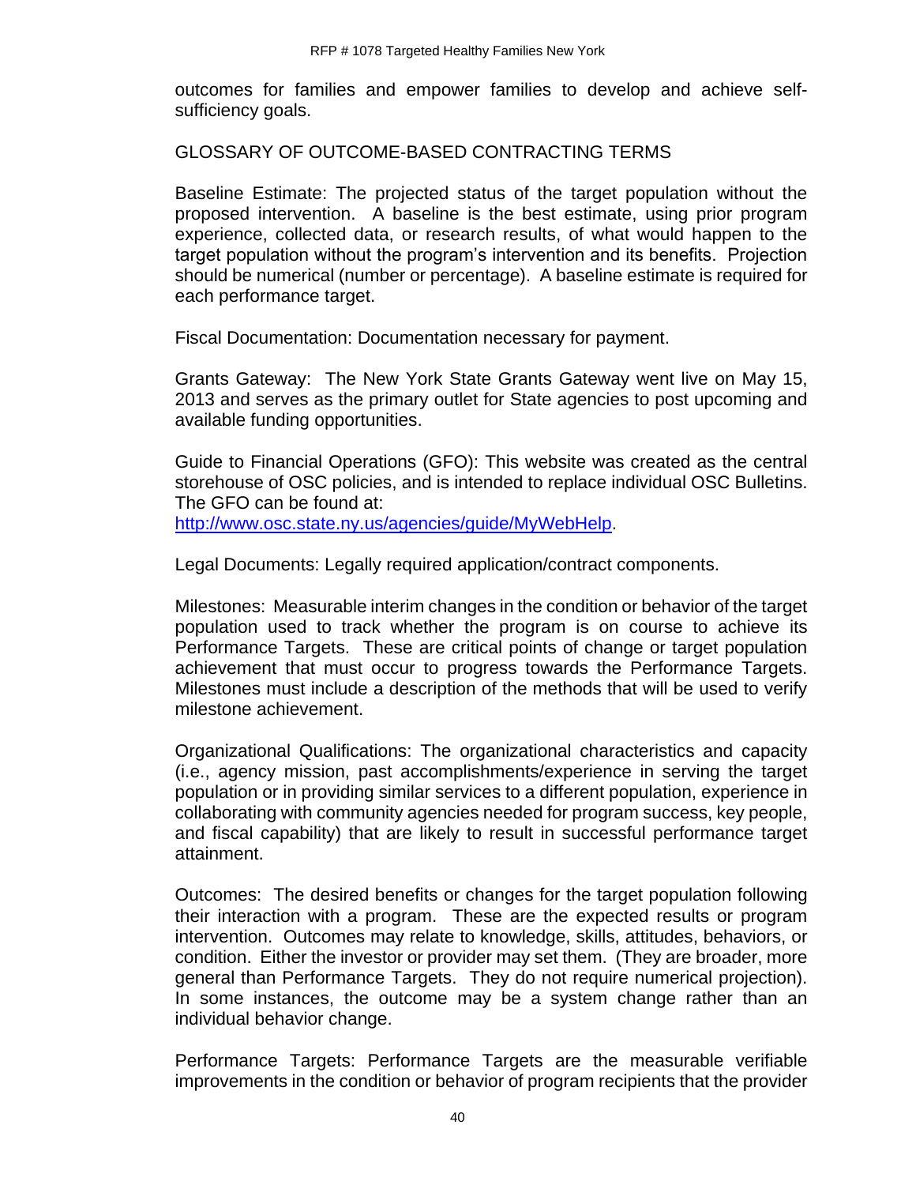outcomes for families and empower families to develop and achieve self-sufficiency goals.

## GLOSSARY OF OUTCOME-BASED CONTRACTING TERMS

Baseline Estimate: The projected status of the target population without the proposed intervention. A baseline is the best estimate, using prior program experience, collected data, or research results, of what would happen to the target population without the program's intervention and its benefits. Projection should be numerical (number or percentage). A baseline estimate is required for each performance target.

Fiscal Documentation: Documentation necessary for payment.

Grants Gateway: The New York State Grants Gateway went live on May 15, 2013 and serves as the primary outlet for State agencies to post upcoming and available funding opportunities.

Guide to Financial Operations (GFO): This website was created as the central storehouse of OSC policies, and is intended to replace individual OSC Bulletins. The GFO can be found at: http://www.osc.state.ny.us/agencies/guide/MyWebHelp.

Legal Documents: Legally required application/contract components.

Milestones: Measurable interim changes in the condition or behavior of the target population used to track whether the program is on course to achieve its Performance Targets. These are critical points of change or target population achievement that must occur to progress towards the Performance Targets. Milestones must include a description of the methods that will be used to verify milestone achievement.

Organizational Qualifications: The organizational characteristics and capacity (i.e., agency mission, past accomplishments/experience in serving the target population or in providing similar services to a different population, experience in collaborating with community agencies needed for program success, key people, and fiscal capability) that are likely to result in successful performance target attainment.

Outcomes: The desired benefits or changes for the target population following their interaction with a program. These are the expected results or program intervention. Outcomes may relate to knowledge, skills, attitudes, behaviors, or condition. Either the investor or provider may set them. (They are broader, more general than Performance Targets. They do not require numerical projection). In some instances, the outcome may be a system change rather than an individual behavior change.

Performance Targets: Performance Targets are the measurable verifiable improvements in the condition or behavior of program recipients that the provider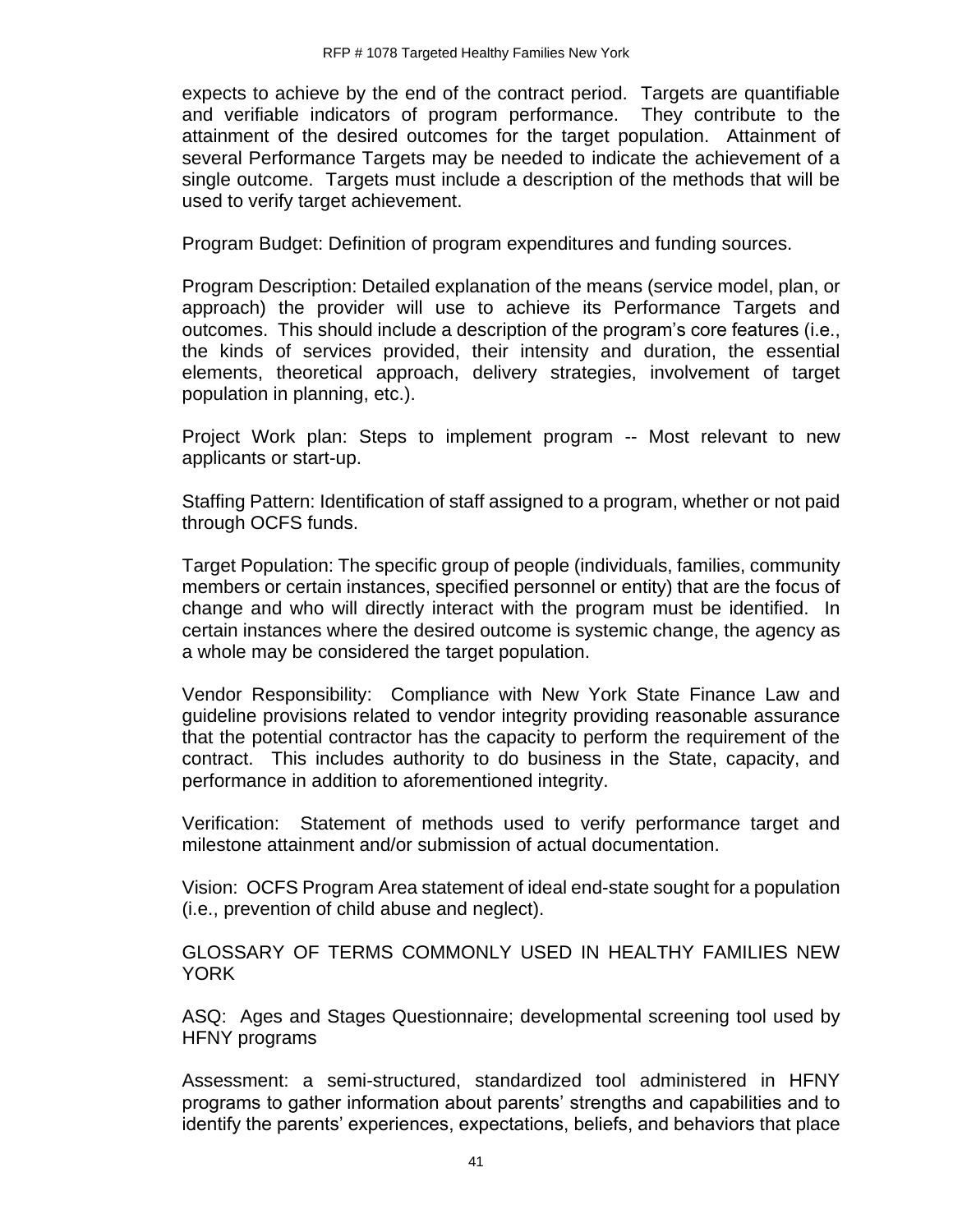expects to achieve by the end of the contract period. Targets are quantifiable and verifiable indicators of program performance. They contribute to the attainment of the desired outcomes for the target population. Attainment of several Performance Targets may be needed to indicate the achievement of a single outcome. Targets must include a description of the methods that will be used to verify target achievement.

Program Budget: Definition of program expenditures and funding sources.

Program Description: Detailed explanation of the means (service model, plan, or approach) the provider will use to achieve its Performance Targets and outcomes. This should include a description of the program's core features (i.e., the kinds of services provided, their intensity and duration, the essential elements, theoretical approach, delivery strategies, involvement of target population in planning, etc.).

Project Work plan: Steps to implement program -- Most relevant to new applicants or start-up.

Staffing Pattern: Identification of staff assigned to a program, whether or not paid through OCFS funds.

Target Population: The specific group of people (individuals, families, community members or certain instances, specified personnel or entity) that are the focus of change and who will directly interact with the program must be identified. In certain instances where the desired outcome is systemic change, the agency as a whole may be considered the target population.

Vendor Responsibility: Compliance with New York State Finance Law and guideline provisions related to vendor integrity providing reasonable assurance that the potential contractor has the capacity to perform the requirement of the contract. This includes authority to do business in the State, capacity, and performance in addition to aforementioned integrity.

Verification: Statement of methods used to verify performance target and milestone attainment and/or submission of actual documentation.

Vision: OCFS Program Area statement of ideal end-state sought for a population (i.e., prevention of child abuse and neglect).

GLOSSARY OF TERMS COMMONLY USED IN HEALTHY FAMILIES NEW YORK

ASQ: Ages and Stages Questionnaire; developmental screening tool used by HFNY programs

Assessment: a semi-structured, standardized tool administered in HFNY programs to gather information about parents' strengths and capabilities and to identify the parents' experiences, expectations, beliefs, and behaviors that place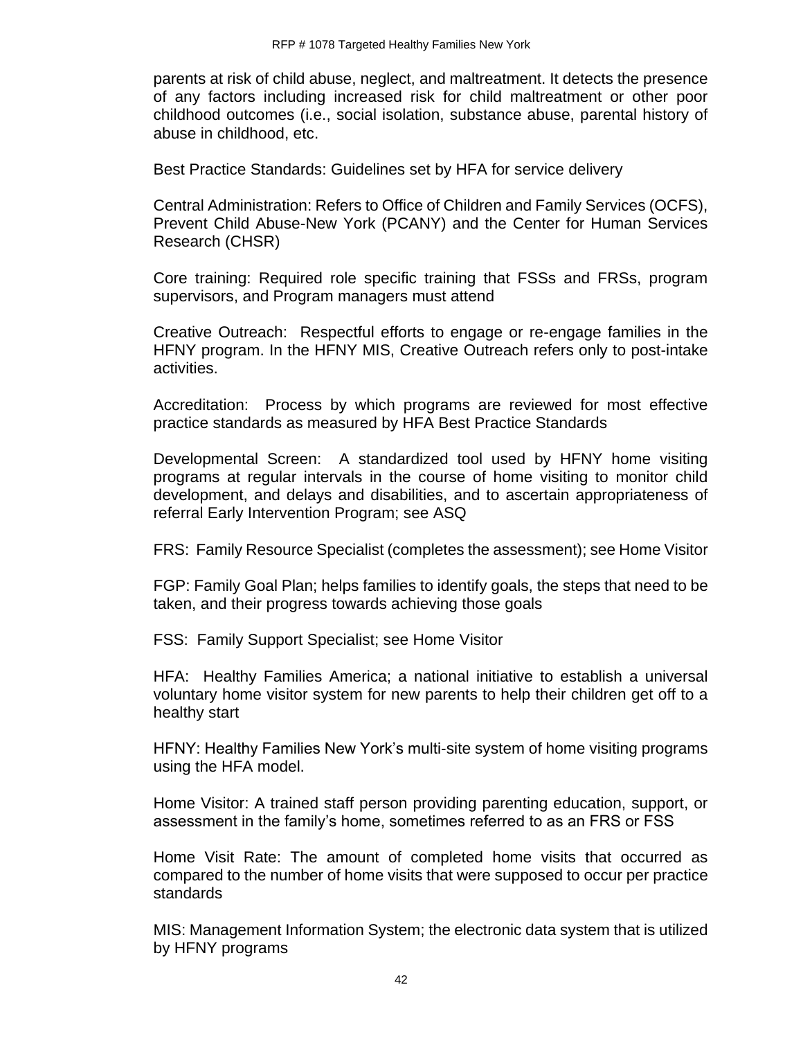parents at risk of child abuse, neglect, and maltreatment. It detects the presence of any factors including increased risk for child maltreatment or other poor childhood outcomes (i.e., social isolation, substance abuse, parental history of abuse in childhood, etc.

Best Practice Standards: Guidelines set by HFA for service delivery

Central Administration: Refers to Office of Children and Family Services (OCFS), Prevent Child Abuse-New York (PCANY) and the Center for Human Services Research (CHSR)

Core training: Required role specific training that FSSs and FRSs, program supervisors, and Program managers must attend

Creative Outreach: Respectful efforts to engage or re-engage families in the HFNY program. In the HFNY MIS, Creative Outreach refers only to post-intake activities.

Accreditation: Process by which programs are reviewed for most effective practice standards as measured by HFA Best Practice Standards

Developmental Screen: A standardized tool used by HFNY home visiting programs at regular intervals in the course of home visiting to monitor child development, and delays and disabilities, and to ascertain appropriateness of referral Early Intervention Program; see ASQ

FRS: Family Resource Specialist (completes the assessment); see Home Visitor

FGP: Family Goal Plan; helps families to identify goals, the steps that need to be taken, and their progress towards achieving those goals

FSS: Family Support Specialist; see Home Visitor

HFA: Healthy Families America; a national initiative to establish a universal voluntary home visitor system for new parents to help their children get off to a healthy start

HFNY: Healthy Families New York's multi-site system of home visiting programs using the HFA model.

Home Visitor: A trained staff person providing parenting education, support, or assessment in the family's home, sometimes referred to as an FRS or FSS

Home Visit Rate: The amount of completed home visits that occurred as compared to the number of home visits that were supposed to occur per practice standards

MIS: Management Information System; the electronic data system that is utilized by HFNY programs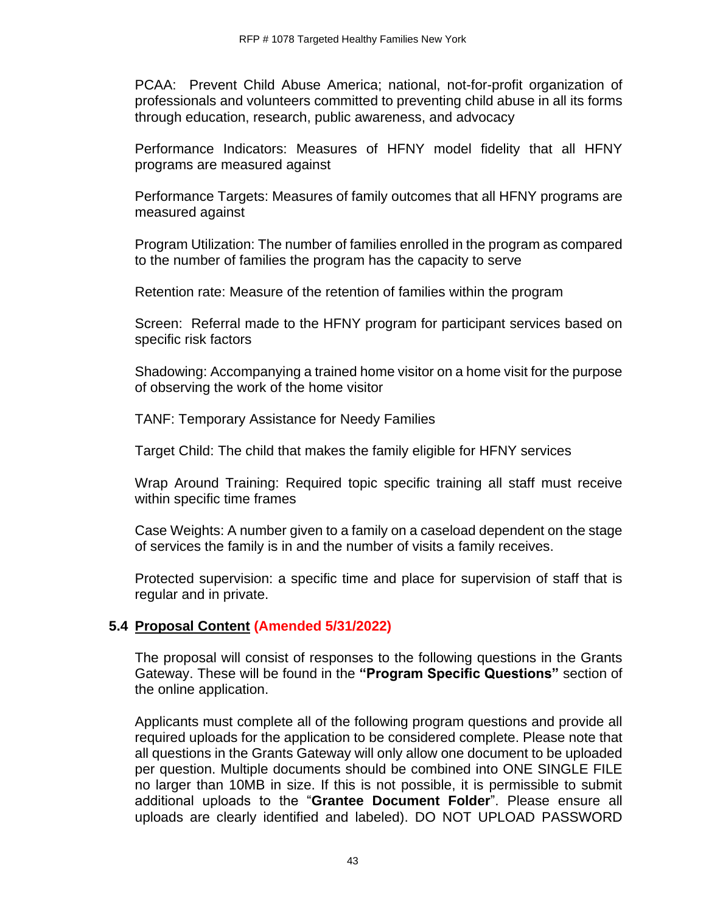PCAA: Prevent Child Abuse America; national, not-for-profit organization of professionals and volunteers committed to preventing child abuse in all its forms through education, research, public awareness, and advocacy

Performance Indicators: Measures of HFNY model fidelity that all HFNY programs are measured against

Performance Targets: Measures of family outcomes that all HFNY programs are measured against

Program Utilization: The number of families enrolled in the program as compared to the number of families the program has the capacity to serve

Retention rate: Measure of the retention of families within the program

Screen: Referral made to the HFNY program for participant services based on specific risk factors

Shadowing: Accompanying a trained home visitor on a home visit for the purpose of observing the work of the home visitor

TANF: Temporary Assistance for Needy Families

Target Child: The child that makes the family eligible for HFNY services

Wrap Around Training: Required topic specific training all staff must receive within specific time frames

Case Weights: A number given to a family on a caseload dependent on the stage of services the family is in and the number of visits a family receives.

Protected supervision: a specific time and place for supervision of staff that is regular and in private.

## 5.4 Proposal Content (Amended 5/31/2022)

The proposal will consist of responses to the following questions in the Grants Gateway. These will be found in the **"Program Specific Questions"** section of the online application.

Applicants must complete all of the following program questions and provide all required uploads for the application to be considered complete. Please note that all questions in the Grants Gateway will only allow one document to be uploaded per question. Multiple documents should be combined into ONE SINGLE FILE no larger than 10MB in size. If this is not possible, it is permissible to submit additional uploads to the "**Grantee Document Folder**". Please ensure all uploads are clearly identified and labeled). DO NOT UPLOAD PASSWORD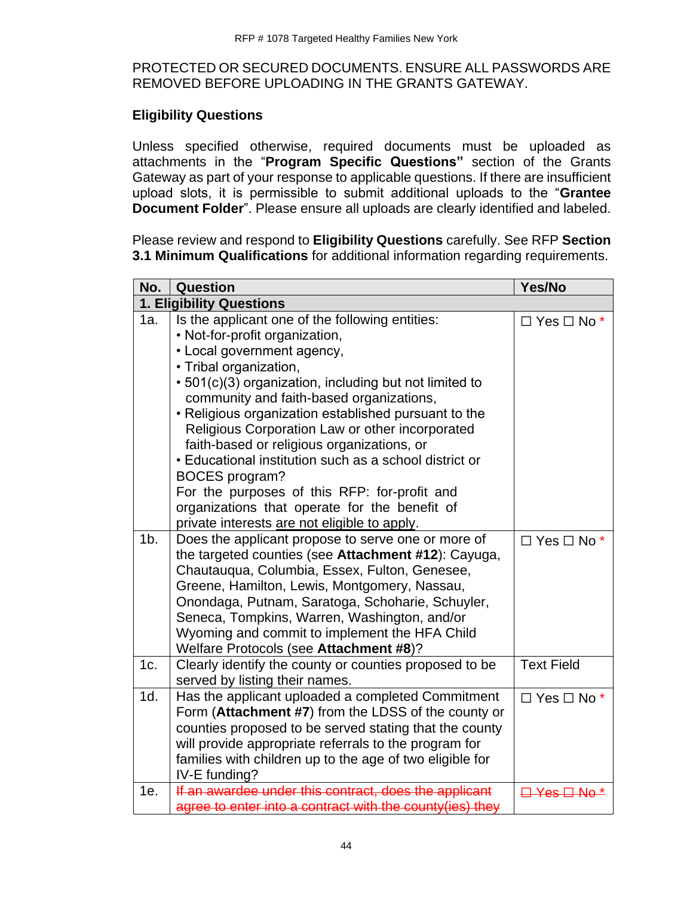PROTECTED OR SECURED DOCUMENTS. ENSURE ALL PASSWORDS ARE REMOVED BEFORE UPLOADING IN THE GRANTS GATEWAY.

**Eligibility Questions**

Unless specified otherwise, required documents must be uploaded as attachments in the "**Program Specific Questions"** section of the Grants Gateway as part of your response to applicable questions. If there are insufficient upload slots, it is permissible to submit additional uploads to the "**Grantee Document Folder**". Please ensure all uploads are clearly identified and labeled.

Please review and respond to **Eligibility Questions** carefully. See RFP **Section 3.1 Minimum Qualifications** for additional information regarding requirements.

| No. | Question | Yes/No |
|---|---|---|
| **1. Eligibility Questions** | | |
| 1a. | Is the applicant one of the following entities:<br>• Not-for-profit organization,<br>• Local government agency,<br>• Tribal organization,<br>• 501(c)(3) organization, including but not limited to community and faith-based organizations,<br>• Religious organization established pursuant to the Religious Corporation Law or other incorporated faith-based or religious organizations, or<br>• Educational institution such as a school district or BOCES program?<br>For the purposes of this RFP: for-profit and organizations that operate for the benefit of private interests are not eligible to apply. | ☐ Yes ☐ No * |
| 1b. | Does the applicant propose to serve one or more of the targeted counties (see **Attachment #12**): Cayuga, Chautauqua, Columbia, Essex, Fulton, Genesee, Greene, Hamilton, Lewis, Montgomery, Nassau, Onondaga, Putnam, Saratoga, Schoharie, Schuyler, Seneca, Tompkins, Warren, Washington, and/or Wyoming and commit to implement the HFA Child Welfare Protocols (see **Attachment #8**)? | ☐ Yes ☐ No * |
| 1c. | Clearly identify the county or counties proposed to be served by listing their names. | Text Field |
| 1d. | Has the applicant uploaded a completed Commitment Form (**Attachment #7**) from the LDSS of the county or counties proposed to be served stating that the county will provide appropriate referrals to the program for families with children up to the age of two eligible for IV-E funding? | ☐ Yes ☐ No * |
| 1e. | ~~If an awardee under this contract, does the applicant agree to enter into a contract with the county(ies) they~~ | ~~☐ Yes ☐ No *~~ |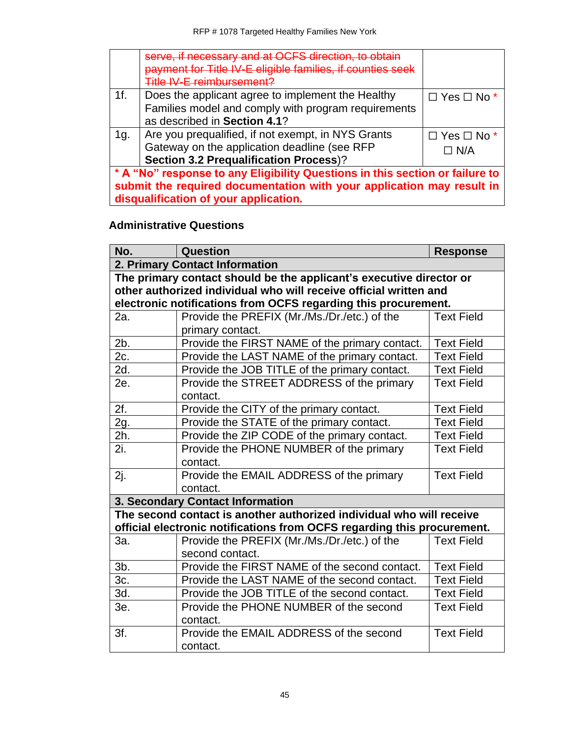| | | |
|---|---|---|
| | ~~serve, if necessary and at OCFS direction, to obtain payment for Title IV-E eligible families, if counties seek Title IV-E reimbursement?~~ | |
| 1f. | Does the applicant agree to implement the Healthy Families model and comply with program requirements as described in **Section 4.1**? | ☐ Yes ☐ No * |
| 1g. | Are you prequalified, if not exempt, in NYS Grants Gateway on the application deadline (see RFP **Section 3.2 Prequalification Process**)? | ☐ Yes ☐ No * ☐ N/A |
| **\* A "No" response to any Eligibility Questions in this section or failure to submit the required documentation with your application may result in disqualification of your application.** | | |

### Administrative Questions

| No. | Question | Response |
|---|---|---|
| **2. Primary Contact Information** | | |
| **The primary contact should be the applicant's executive director or other authorized individual who will receive official written and electronic notifications from OCFS regarding this procurement.** | | |
| 2a. | Provide the PREFIX (Mr./Ms./Dr./etc.) of the primary contact. | Text Field |
| 2b. | Provide the FIRST NAME of the primary contact. | Text Field |
| 2c. | Provide the LAST NAME of the primary contact. | Text Field |
| 2d. | Provide the JOB TITLE of the primary contact. | Text Field |
| 2e. | Provide the STREET ADDRESS of the primary contact. | Text Field |
| 2f. | Provide the CITY of the primary contact. | Text Field |
| 2g. | Provide the STATE of the primary contact. | Text Field |
| 2h. | Provide the ZIP CODE of the primary contact. | Text Field |
| 2i. | Provide the PHONE NUMBER of the primary contact. | Text Field |
| 2j. | Provide the EMAIL ADDRESS of the primary contact. | Text Field |
| **3. Secondary Contact Information** | | |
| **The second contact is another authorized individual who will receive official electronic notifications from OCFS regarding this procurement.** | | |
| 3a. | Provide the PREFIX (Mr./Ms./Dr./etc.) of the second contact. | Text Field |
| 3b. | Provide the FIRST NAME of the second contact. | Text Field |
| 3c. | Provide the LAST NAME of the second contact. | Text Field |
| 3d. | Provide the JOB TITLE of the second contact. | Text Field |
| 3e. | Provide the PHONE NUMBER of the second contact. | Text Field |
| 3f. | Provide the EMAIL ADDRESS of the second contact. | Text Field |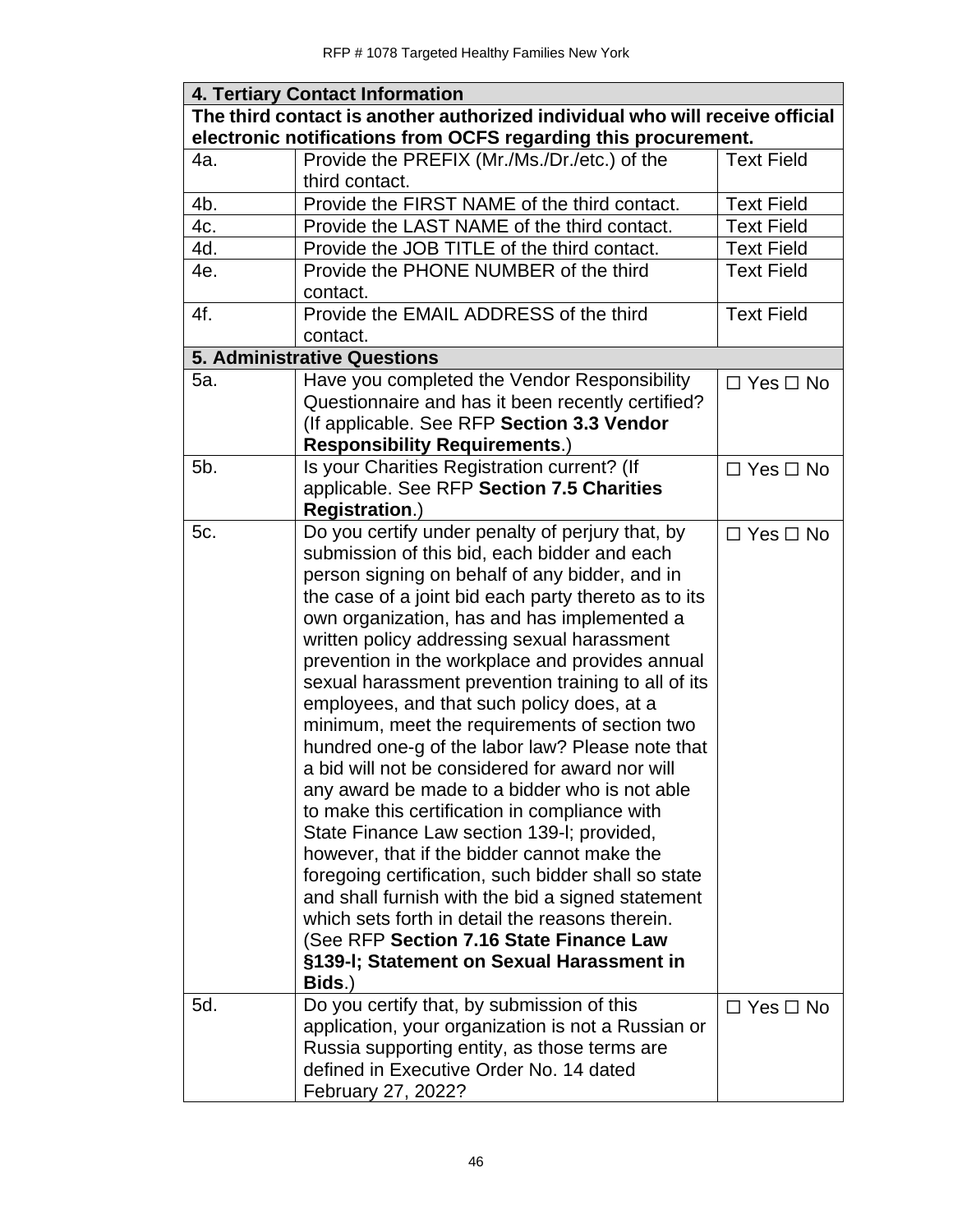| 4. Tertiary Contact Information | | |
|---|---|---|
| **The third contact is another authorized individual who will receive official electronic notifications from OCFS regarding this procurement.** | | |
| 4a. | Provide the PREFIX (Mr./Ms./Dr./etc.) of the third contact. | Text Field |
| 4b. | Provide the FIRST NAME of the third contact. | Text Field |
| 4c. | Provide the LAST NAME of the third contact. | Text Field |
| 4d. | Provide the JOB TITLE of the third contact. | Text Field |
| 4e. | Provide the PHONE NUMBER of the third contact. | Text Field |
| 4f. | Provide the EMAIL ADDRESS of the third contact. | Text Field |
| **5. Administrative Questions** | | |
| 5a. | Have you completed the Vendor Responsibility Questionnaire and has it been recently certified? (If applicable. See RFP **Section 3.3 Vendor Responsibility Requirements**.) | ☐ Yes ☐ No |
| 5b. | Is your Charities Registration current? (If applicable. See RFP **Section 7.5 Charities Registration**.) | ☐ Yes ☐ No |
| 5c. | Do you certify under penalty of perjury that, by submission of this bid, each bidder and each person signing on behalf of any bidder, and in the case of a joint bid each party thereto as to its own organization, has and has implemented a written policy addressing sexual harassment prevention in the workplace and provides annual sexual harassment prevention training to all of its employees, and that such policy does, at a minimum, meet the requirements of section two hundred one-g of the labor law? Please note that a bid will not be considered for award nor will any award be made to a bidder who is not able to make this certification in compliance with State Finance Law section 139-l; provided, however, that if the bidder cannot make the foregoing certification, such bidder shall so state and shall furnish with the bid a signed statement which sets forth in detail the reasons therein. (See RFP **Section 7.16 State Finance Law §139-l; Statement on Sexual Harassment in Bids**.) | ☐ Yes ☐ No |
| 5d. | Do you certify that, by submission of this application, your organization is not a Russian or Russia supporting entity, as those terms are defined in Executive Order No. 14 dated February 27, 2022? | ☐ Yes ☐ No |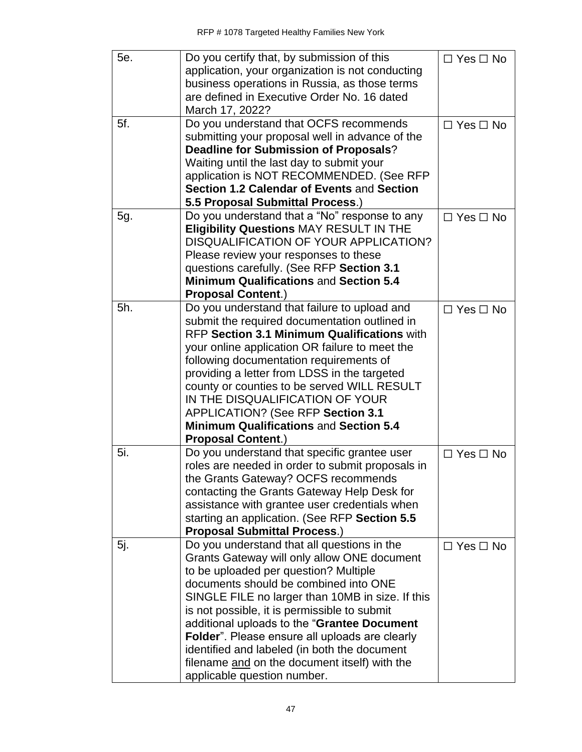| | | |
|---|---|---|
| 5e. | Do you certify that, by submission of this application, your organization is not conducting business operations in Russia, as those terms are defined in Executive Order No. 16 dated March 17, 2022? | ☐ Yes ☐ No |
| 5f. | Do you understand that OCFS recommends submitting your proposal well in advance of the **Deadline for Submission of Proposals**? Waiting until the last day to submit your application is NOT RECOMMENDED. (See RFP **Section 1.2 Calendar of Events** and **Section 5.5 Proposal Submittal Process**.) | ☐ Yes ☐ No |
| 5g. | Do you understand that a "No" response to any **Eligibility Questions** MAY RESULT IN THE DISQUALIFICATION OF YOUR APPLICATION? Please review your responses to these questions carefully. (See RFP **Section 3.1 Minimum Qualifications** and **Section 5.4 Proposal Content**.) | ☐ Yes ☐ No |
| 5h. | Do you understand that failure to upload and submit the required documentation outlined in RFP **Section 3.1 Minimum Qualifications** with your online application OR failure to meet the following documentation requirements of providing a letter from LDSS in the targeted county or counties to be served WILL RESULT IN THE DISQUALIFICATION OF YOUR APPLICATION? (See RFP **Section 3.1 Minimum Qualifications** and **Section 5.4 Proposal Content**.) | ☐ Yes ☐ No |
| 5i. | Do you understand that specific grantee user roles are needed in order to submit proposals in the Grants Gateway? OCFS recommends contacting the Grants Gateway Help Desk for assistance with grantee user credentials when starting an application. (See RFP **Section 5.5 Proposal Submittal Process**.) | ☐ Yes ☐ No |
| 5j. | Do you understand that all questions in the Grants Gateway will only allow ONE document to be uploaded per question? Multiple documents should be combined into ONE SINGLE FILE no larger than 10MB in size. If this is not possible, it is permissible to submit additional uploads to the "**Grantee Document Folder**". Please ensure all uploads are clearly identified and labeled (in both the document filename and on the document itself) with the applicable question number. | ☐ Yes ☐ No |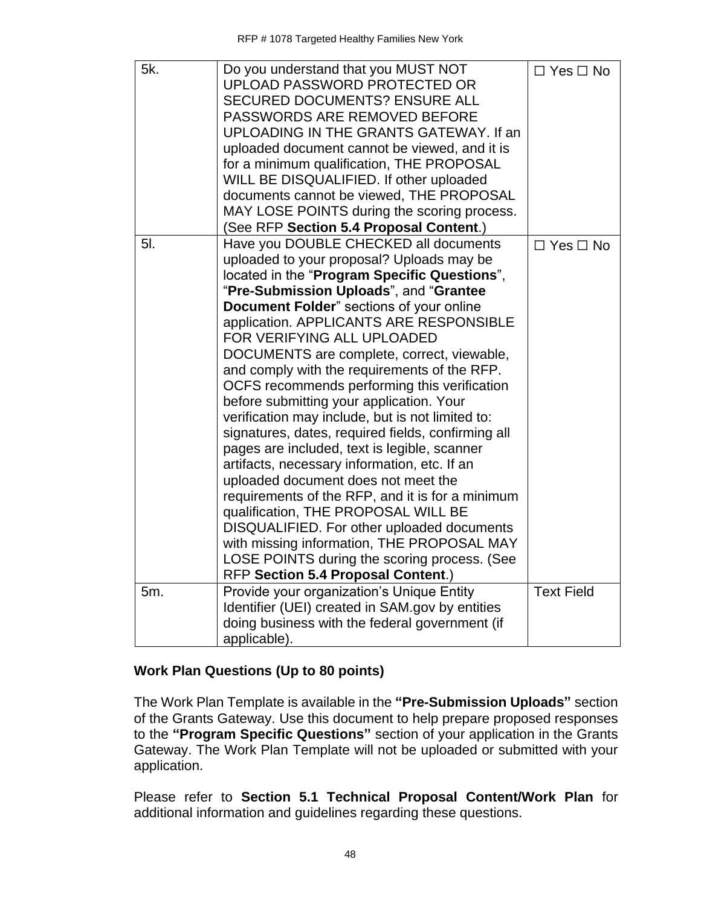| | | |
|---|---|---|
| 5k. | Do you understand that you MUST NOT UPLOAD PASSWORD PROTECTED OR SECURED DOCUMENTS? ENSURE ALL PASSWORDS ARE REMOVED BEFORE UPLOADING IN THE GRANTS GATEWAY. If an uploaded document cannot be viewed, and it is for a minimum qualification, THE PROPOSAL WILL BE DISQUALIFIED. If other uploaded documents cannot be viewed, THE PROPOSAL MAY LOSE POINTS during the scoring process. (See RFP **Section 5.4 Proposal Content**.) | ☐ Yes ☐ No |
| 5l. | Have you DOUBLE CHECKED all documents uploaded to your proposal? Uploads may be located in the "**Program Specific Questions**", "**Pre-Submission Uploads**", and "**Grantee Document Folder**" sections of your online application. APPLICANTS ARE RESPONSIBLE FOR VERIFYING ALL UPLOADED DOCUMENTS are complete, correct, viewable, and comply with the requirements of the RFP. OCFS recommends performing this verification before submitting your application. Your verification may include, but is not limited to: signatures, dates, required fields, confirming all pages are included, text is legible, scanner artifacts, necessary information, etc. If an uploaded document does not meet the requirements of the RFP, and it is for a minimum qualification, THE PROPOSAL WILL BE DISQUALIFIED. For other uploaded documents with missing information, THE PROPOSAL MAY LOSE POINTS during the scoring process. (See RFP **Section 5.4 Proposal Content**.) | ☐ Yes ☐ No |
| 5m. | Provide your organization's Unique Entity Identifier (UEI) created in SAM.gov by entities doing business with the federal government (if applicable). | Text Field |

**Work Plan Questions (Up to 80 points)**

The Work Plan Template is available in the **"Pre-Submission Uploads"** section of the Grants Gateway. Use this document to help prepare proposed responses to the **"Program Specific Questions"** section of your application in the Grants Gateway. The Work Plan Template will not be uploaded or submitted with your application.

Please refer to **Section 5.1 Technical Proposal Content/Work Plan** for additional information and guidelines regarding these questions.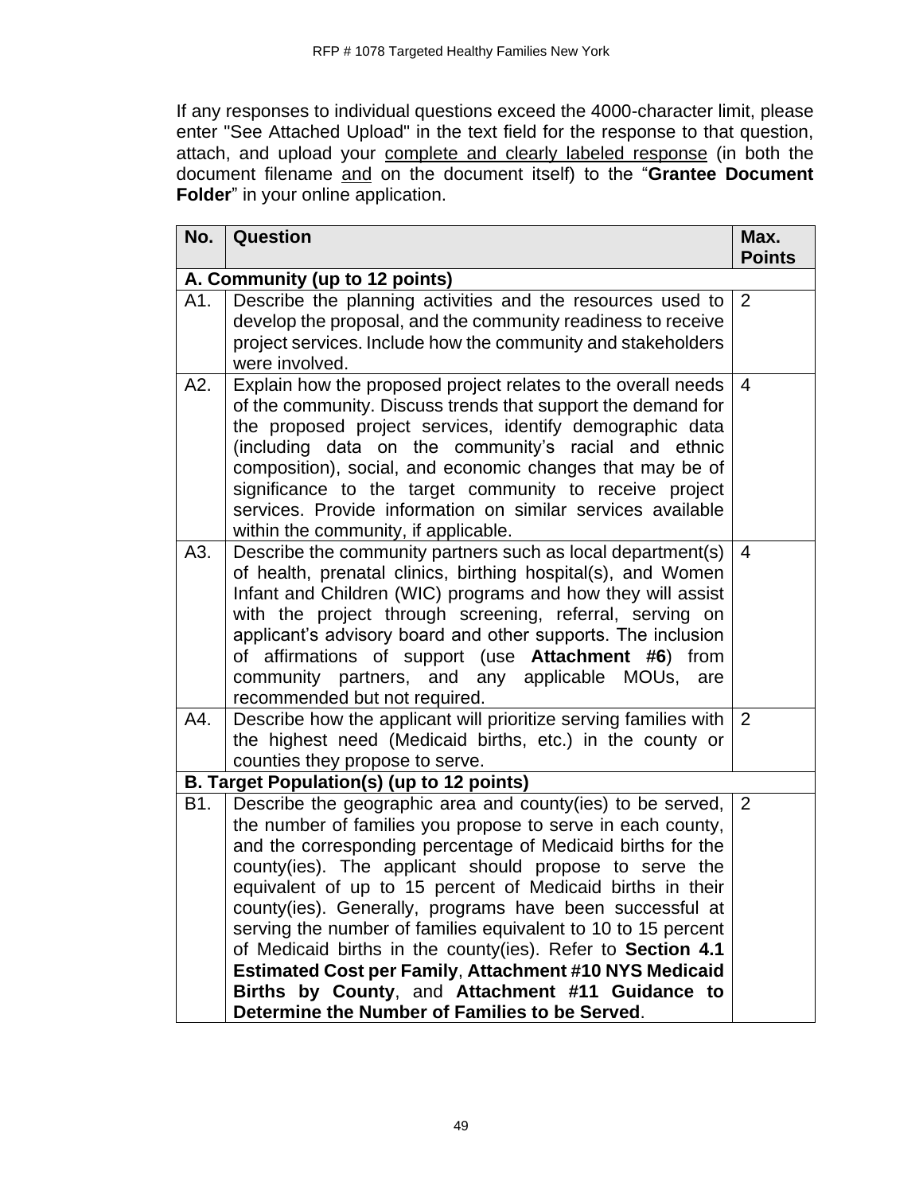If any responses to individual questions exceed the 4000-character limit, please enter "See Attached Upload" in the text field for the response to that question, attach, and upload your complete and clearly labeled response (in both the document filename and on the document itself) to the "**Grantee Document Folder**" in your online application.

| No. | Question | Max. Points |
|---|---|---|
| **A. Community (up to 12 points)** | | |
| A1. | Describe the planning activities and the resources used to develop the proposal, and the community readiness to receive project services. Include how the community and stakeholders were involved. | 2 |
| A2. | Explain how the proposed project relates to the overall needs of the community. Discuss trends that support the demand for the proposed project services, identify demographic data (including data on the community's racial and ethnic composition), social, and economic changes that may be of significance to the target community to receive project services. Provide information on similar services available within the community, if applicable. | 4 |
| A3. | Describe the community partners such as local department(s) of health, prenatal clinics, birthing hospital(s), and Women Infant and Children (WIC) programs and how they will assist with the project through screening, referral, serving on applicant's advisory board and other supports. The inclusion of affirmations of support (use **Attachment #6**) from community partners, and any applicable MOUs, are recommended but not required. | 4 |
| A4. | Describe how the applicant will prioritize serving families with the highest need (Medicaid births, etc.) in the county or counties they propose to serve. | 2 |
| **B. Target Population(s) (up to 12 points)** | | |
| B1. | Describe the geographic area and county(ies) to be served, the number of families you propose to serve in each county, and the corresponding percentage of Medicaid births for the county(ies). The applicant should propose to serve the equivalent of up to 15 percent of Medicaid births in their county(ies). Generally, programs have been successful at serving the number of families equivalent to 10 to 15 percent of Medicaid births in the county(ies). Refer to **Section 4.1 Estimated Cost per Family**, **Attachment #10 NYS Medicaid Births by County**, and **Attachment #11 Guidance to Determine the Number of Families to be Served**. | 2 |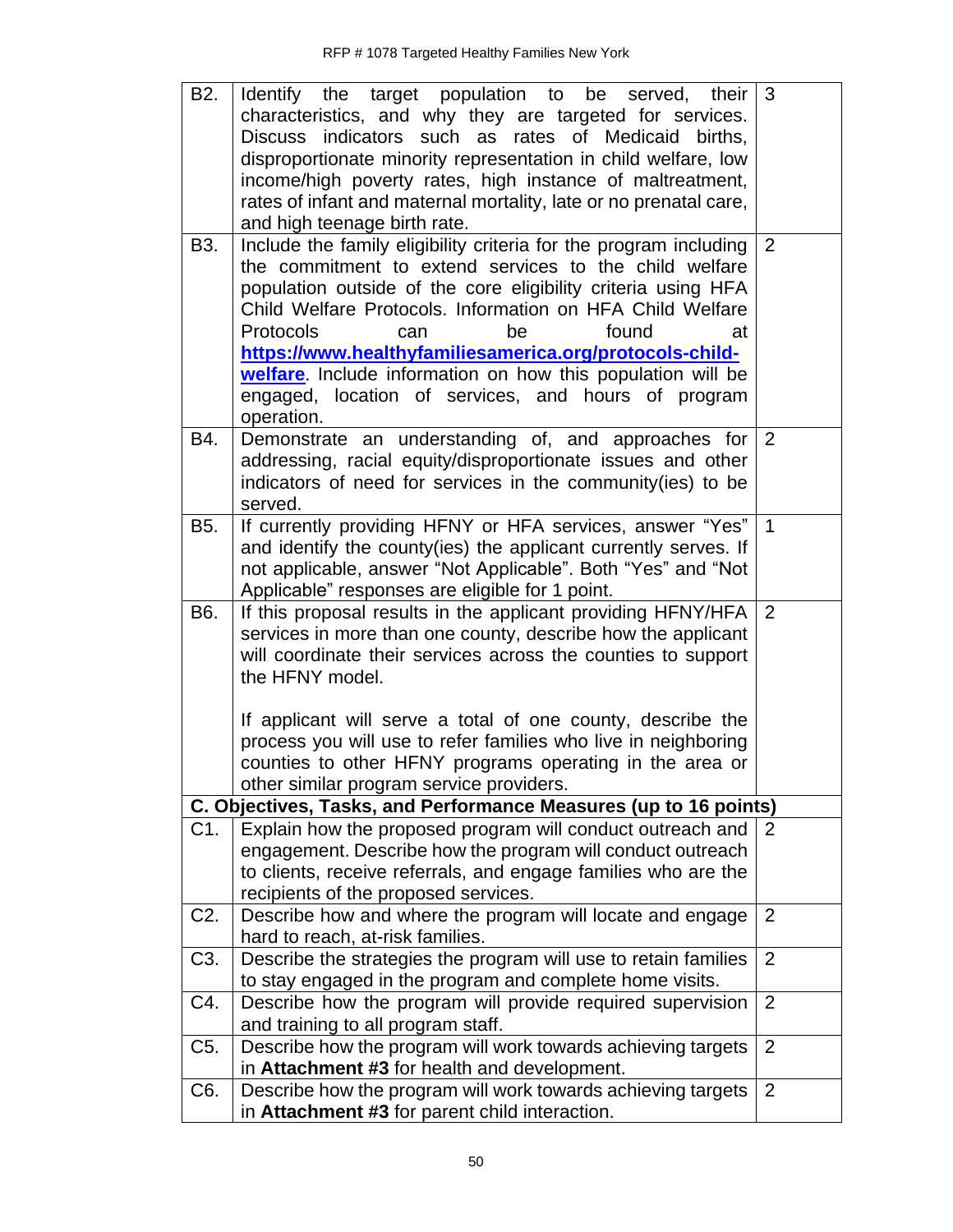| | | |
|---|---|---|
| B2. | Identify the target population to be served, their characteristics, and why they are targeted for services. Discuss indicators such as rates of Medicaid births, disproportionate minority representation in child welfare, low income/high poverty rates, high instance of maltreatment, rates of infant and maternal mortality, late or no prenatal care, and high teenage birth rate. | 3 |
| B3. | Include the family eligibility criteria for the program including the commitment to extend services to the child welfare population outside of the core eligibility criteria using HFA Child Welfare Protocols. Information on HFA Child Welfare Protocols can be found at **[https://www.healthyfamiliesamerica.org/protocols-child-welfare](https://www.healthyfamiliesamerica.org/protocols-child-welfare)**. Include information on how this population will be engaged, location of services, and hours of program operation. | 2 |
| B4. | Demonstrate an understanding of, and approaches for addressing, racial equity/disproportionate issues and other indicators of need for services in the community(ies) to be served. | 2 |
| B5. | If currently providing HFNY or HFA services, answer "Yes" and identify the county(ies) the applicant currently serves. If not applicable, answer "Not Applicable". Both "Yes" and "Not Applicable" responses are eligible for 1 point. | 1 |
| B6. | If this proposal results in the applicant providing HFNY/HFA services in more than one county, describe how the applicant will coordinate their services across the counties to support the HFNY model.<br><br>If applicant will serve a total of one county, describe the process you will use to refer families who live in neighboring counties to other HFNY programs operating in the area or other similar program service providers. | 2 |
| **C. Objectives, Tasks, and Performance Measures (up to 16 points)** | | |
| C1. | Explain how the proposed program will conduct outreach and engagement. Describe how the program will conduct outreach to clients, receive referrals, and engage families who are the recipients of the proposed services. | 2 |
| C2. | Describe how and where the program will locate and engage hard to reach, at-risk families. | 2 |
| C3. | Describe the strategies the program will use to retain families to stay engaged in the program and complete home visits. | 2 |
| C4. | Describe how the program will provide required supervision and training to all program staff. | 2 |
| C5. | Describe how the program will work towards achieving targets in **Attachment #3** for health and development. | 2 |
| C6. | Describe how the program will work towards achieving targets in **Attachment #3** for parent child interaction. | 2 |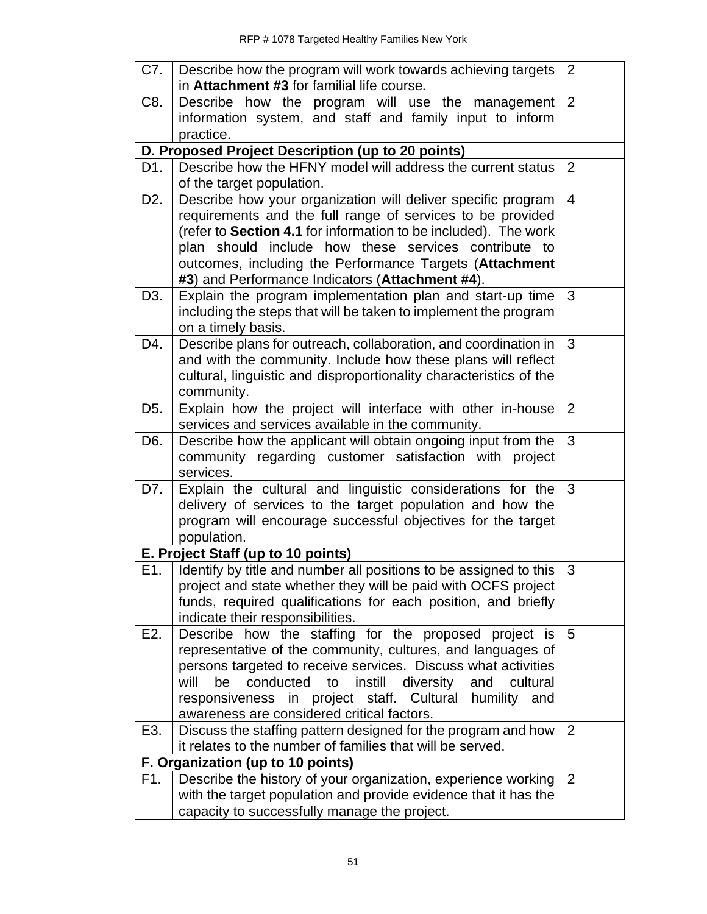| | | |
|---|---|---|
| C7. | Describe how the program will work towards achieving targets in **Attachment #3** for familial life course. | 2 |
| C8. | Describe how the program will use the management information system, and staff and family input to inform practice. | 2 |
| **D. Proposed Project Description (up to 20 points)** | | |
| D1. | Describe how the HFNY model will address the current status of the target population. | 2 |
| D2. | Describe how your organization will deliver specific program requirements and the full range of services to be provided (refer to **Section 4.1** for information to be included). The work plan should include how these services contribute to outcomes, including the Performance Targets (**Attachment #3**) and Performance Indicators (**Attachment #4**). | 4 |
| D3. | Explain the program implementation plan and start-up time including the steps that will be taken to implement the program on a timely basis. | 3 |
| D4. | Describe plans for outreach, collaboration, and coordination in and with the community. Include how these plans will reflect cultural, linguistic and disproportionality characteristics of the community. | 3 |
| D5. | Explain how the project will interface with other in-house services and services available in the community. | 2 |
| D6. | Describe how the applicant will obtain ongoing input from the community regarding customer satisfaction with project services. | 3 |
| D7. | Explain the cultural and linguistic considerations for the delivery of services to the target population and how the program will encourage successful objectives for the target population. | 3 |
| **E. Project Staff (up to 10 points)** | | |
| E1. | Identify by title and number all positions to be assigned to this project and state whether they will be paid with OCFS project funds, required qualifications for each position, and briefly indicate their responsibilities. | 3 |
| E2. | Describe how the staffing for the proposed project is representative of the community, cultures, and languages of persons targeted to receive services. Discuss what activities will be conducted to instill diversity and cultural responsiveness in project staff. Cultural humility and awareness are considered critical factors. | 5 |
| E3. | Discuss the staffing pattern designed for the program and how it relates to the number of families that will be served. | 2 |
| **F. Organization (up to 10 points)** | | |
| F1. | Describe the history of your organization, experience working with the target population and provide evidence that it has the capacity to successfully manage the project. | 2 |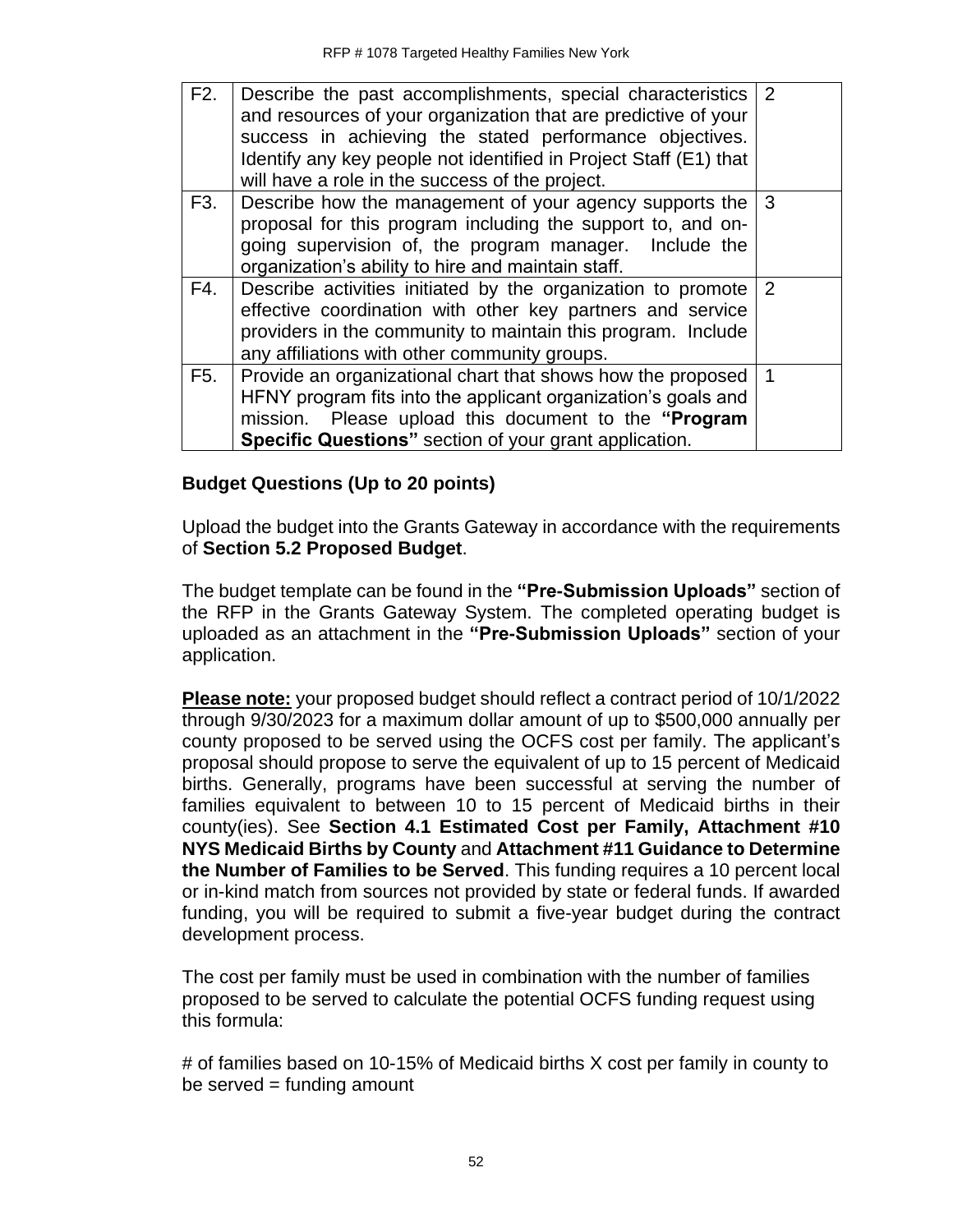| F2. | Describe the past accomplishments, special characteristics and resources of your organization that are predictive of your success in achieving the stated performance objectives. Identify any key people not identified in Project Staff (E1) that will have a role in the success of the project. | 2 |
|---|---|---|
| F3. | Describe how the management of your agency supports the proposal for this program including the support to, and on-going supervision of, the program manager. Include the organization's ability to hire and maintain staff. | 3 |
| F4. | Describe activities initiated by the organization to promote effective coordination with other key partners and service providers in the community to maintain this program. Include any affiliations with other community groups. | 2 |
| F5. | Provide an organizational chart that shows how the proposed HFNY program fits into the applicant organization's goals and mission. Please upload this document to the **"Program Specific Questions"** section of your grant application. | 1 |

**Budget Questions (Up to 20 points)**

Upload the budget into the Grants Gateway in accordance with the requirements of **Section 5.2 Proposed Budget**.

The budget template can be found in the **"Pre-Submission Uploads"** section of the RFP in the Grants Gateway System. The completed operating budget is uploaded as an attachment in the **"Pre-Submission Uploads"** section of your application.

**Please note:** your proposed budget should reflect a contract period of 10/1/2022 through 9/30/2023 for a maximum dollar amount of up to $500,000 annually per county proposed to be served using the OCFS cost per family. The applicant's proposal should propose to serve the equivalent of up to 15 percent of Medicaid births. Generally, programs have been successful at serving the number of families equivalent to between 10 to 15 percent of Medicaid births in their county(ies). See **Section 4.1 Estimated Cost per Family, Attachment #10 NYS Medicaid Births by County** and **Attachment #11 Guidance to Determine the Number of Families to be Served**. This funding requires a 10 percent local or in-kind match from sources not provided by state or federal funds. If awarded funding, you will be required to submit a five-year budget during the contract development process.

The cost per family must be used in combination with the number of families proposed to be served to calculate the potential OCFS funding request using this formula:

# of families based on 10-15% of Medicaid births X cost per family in county to be served = funding amount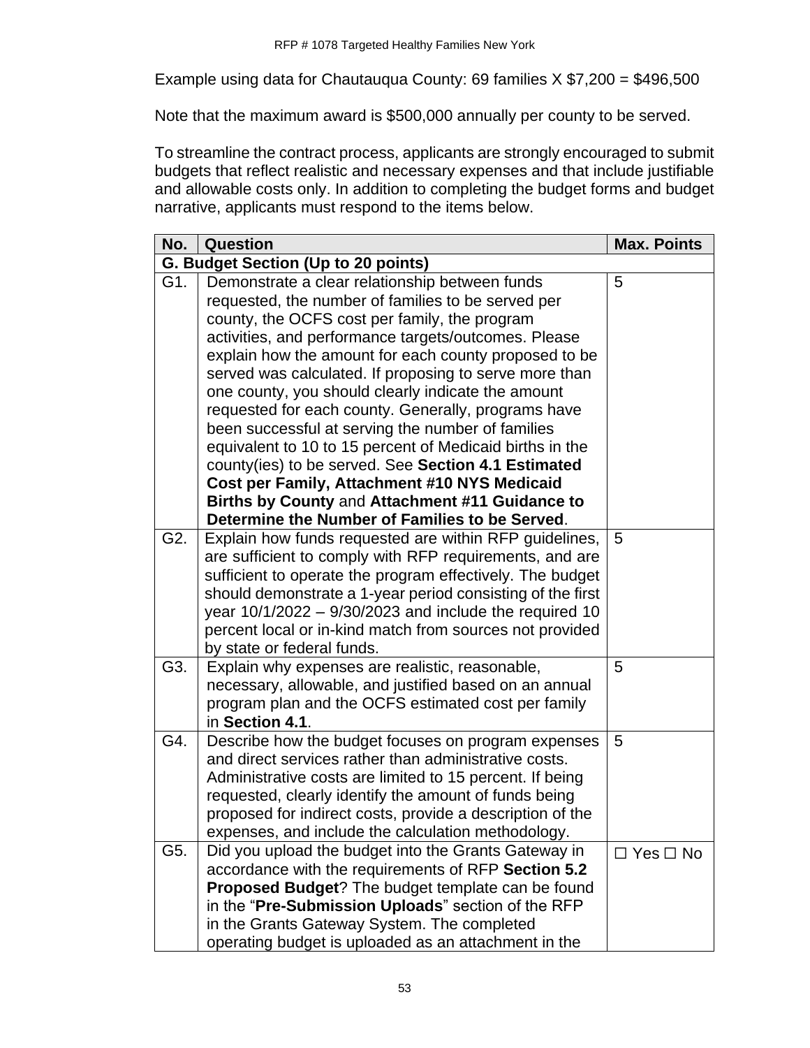Example using data for Chautauqua County: 69 families X $7,200 = $496,500

Note that the maximum award is $500,000 annually per county to be served.

To streamline the contract process, applicants are strongly encouraged to submit budgets that reflect realistic and necessary expenses and that include justifiable and allowable costs only. In addition to completing the budget forms and budget narrative, applicants must respond to the items below.

| No. | Question | Max. Points |
|---|---|---|
| **G. Budget Section (Up to 20 points)** | | |
| G1. | Demonstrate a clear relationship between funds requested, the number of families to be served per county, the OCFS cost per family, the program activities, and performance targets/outcomes. Please explain how the amount for each county proposed to be served was calculated. If proposing to serve more than one county, you should clearly indicate the amount requested for each county. Generally, programs have been successful at serving the number of families equivalent to 10 to 15 percent of Medicaid births in the county(ies) to be served. See **Section 4.1 Estimated Cost per Family, Attachment #10 NYS Medicaid Births by County** and **Attachment #11 Guidance to Determine the Number of Families to be Served**. | 5 |
| G2. | Explain how funds requested are within RFP guidelines, are sufficient to comply with RFP requirements, and are sufficient to operate the program effectively. The budget should demonstrate a 1-year period consisting of the first year 10/1/2022 – 9/30/2023 and include the required 10 percent local or in-kind match from sources not provided by state or federal funds. | 5 |
| G3. | Explain why expenses are realistic, reasonable, necessary, allowable, and justified based on an annual program plan and the OCFS estimated cost per family in **Section 4.1**. | 5 |
| G4. | Describe how the budget focuses on program expenses and direct services rather than administrative costs. Administrative costs are limited to 15 percent. If being requested, clearly identify the amount of funds being proposed for indirect costs, provide a description of the expenses, and include the calculation methodology. | 5 |
| G5. | Did you upload the budget into the Grants Gateway in accordance with the requirements of RFP **Section 5.2 Proposed Budget**? The budget template can be found in the "**Pre-Submission Uploads**" section of the RFP in the Grants Gateway System. The completed operating budget is uploaded as an attachment in the | ☐ Yes ☐ No |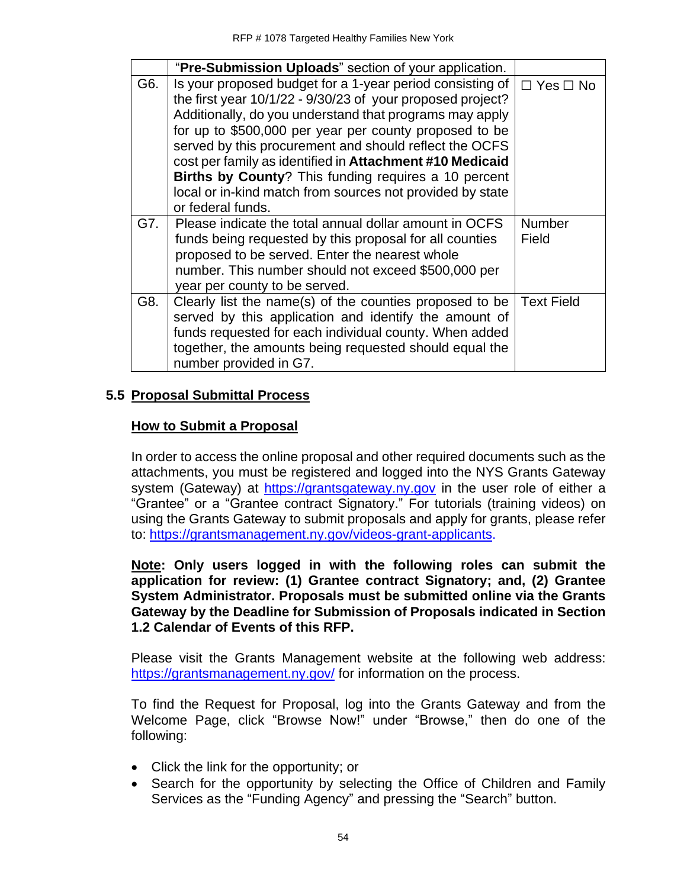|  |  |  |
|---|---|---|
|  | "**Pre-Submission Uploads**" section of your application. |  |
| G6. | Is your proposed budget for a 1-year period consisting of the first year 10/1/22 - 9/30/23 of your proposed project? Additionally, do you understand that programs may apply for up to $500,000 per year per county proposed to be served by this procurement and should reflect the OCFS cost per family as identified in **Attachment #10 Medicaid Births by County**? This funding requires a 10 percent local or in-kind match from sources not provided by state or federal funds. | ☐ Yes ☐ No |
| G7. | Please indicate the total annual dollar amount in OCFS funds being requested by this proposal for all counties proposed to be served. Enter the nearest whole number. This number should not exceed $500,000 per year per county to be served. | Number Field |
| G8. | Clearly list the name(s) of the counties proposed to be served by this application and identify the amount of funds requested for each individual county. When added together, the amounts being requested should equal the number provided in G7. | Text Field |

## 5.5 Proposal Submittal Process

### How to Submit a Proposal

In order to access the online proposal and other required documents such as the attachments, you must be registered and logged into the NYS Grants Gateway system (Gateway) at https://grantsgateway.ny.gov in the user role of either a "Grantee" or a "Grantee contract Signatory." For tutorials (training videos) on using the Grants Gateway to submit proposals and apply for grants, please refer to: https://grantsmanagement.ny.gov/videos-grant-applicants.

**Note: Only users logged in with the following roles can submit the application for review: (1) Grantee contract Signatory; and, (2) Grantee System Administrator. Proposals must be submitted online via the Grants Gateway by the Deadline for Submission of Proposals indicated in Section 1.2 Calendar of Events of this RFP.**

Please visit the Grants Management website at the following web address: https://grantsmanagement.ny.gov/ for information on the process.

To find the Request for Proposal, log into the Grants Gateway and from the Welcome Page, click "Browse Now!" under "Browse," then do one of the following:

- Click the link for the opportunity; or
- Search for the opportunity by selecting the Office of Children and Family Services as the "Funding Agency" and pressing the "Search" button.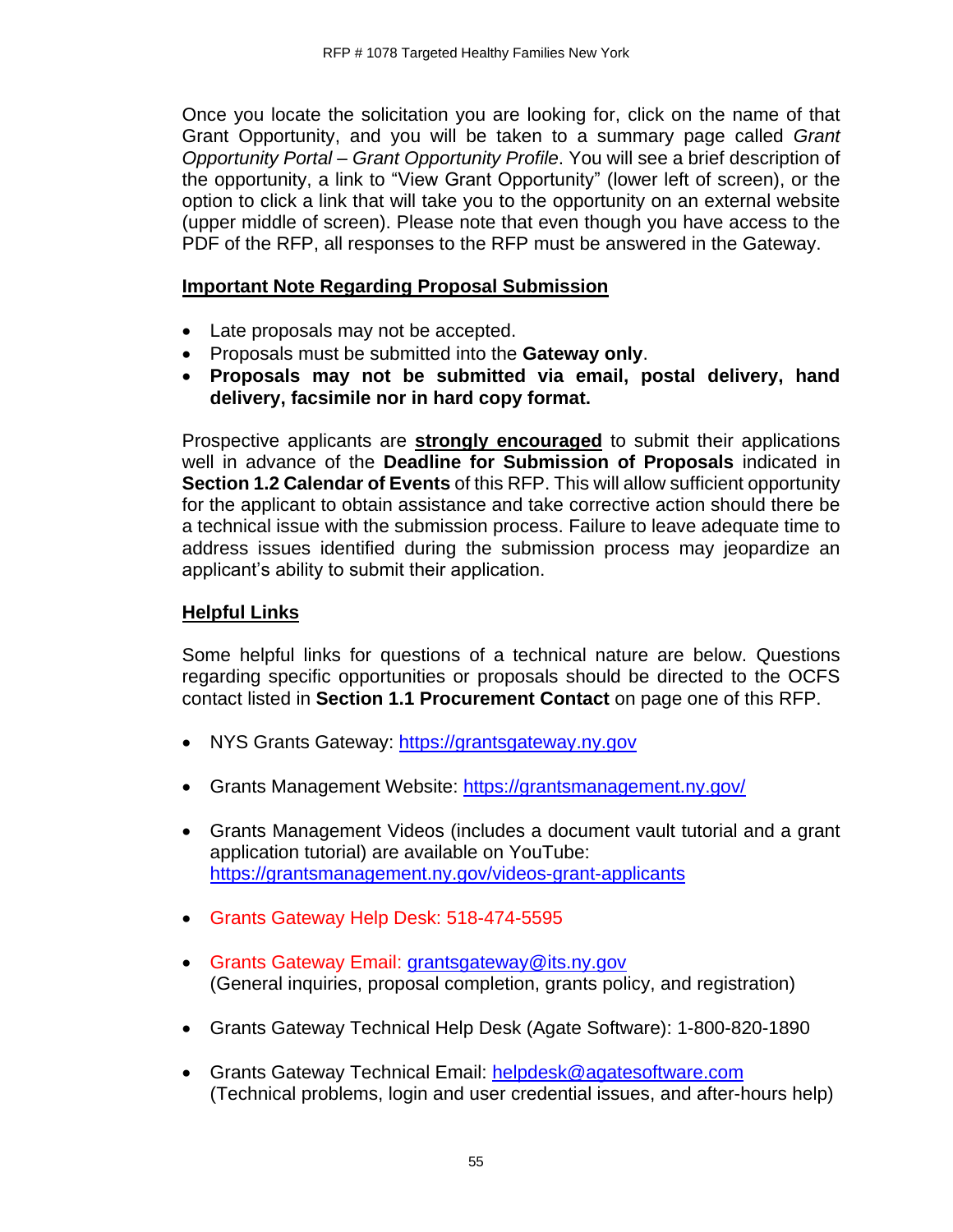Once you locate the solicitation you are looking for, click on the name of that Grant Opportunity, and you will be taken to a summary page called *Grant Opportunity Portal – Grant Opportunity Profile*. You will see a brief description of the opportunity, a link to "View Grant Opportunity" (lower left of screen), or the option to click a link that will take you to the opportunity on an external website (upper middle of screen). Please note that even though you have access to the PDF of the RFP, all responses to the RFP must be answered in the Gateway.

**Important Note Regarding Proposal Submission**

- Late proposals may not be accepted.
- Proposals must be submitted into the **Gateway only**.
- **Proposals may not be submitted via email, postal delivery, hand delivery, facsimile nor in hard copy format.**

Prospective applicants are **strongly encouraged** to submit their applications well in advance of the **Deadline for Submission of Proposals** indicated in **Section 1.2 Calendar of Events** of this RFP. This will allow sufficient opportunity for the applicant to obtain assistance and take corrective action should there be a technical issue with the submission process. Failure to leave adequate time to address issues identified during the submission process may jeopardize an applicant's ability to submit their application.

**Helpful Links**

Some helpful links for questions of a technical nature are below. Questions regarding specific opportunities or proposals should be directed to the OCFS contact listed in **Section 1.1 Procurement Contact** on page one of this RFP.

- NYS Grants Gateway: https://grantsgateway.ny.gov
- Grants Management Website: https://grantsmanagement.ny.gov/
- Grants Management Videos (includes a document vault tutorial and a grant application tutorial) are available on YouTube: https://grantsmanagement.ny.gov/videos-grant-applicants
- Grants Gateway Help Desk: 518-474-5595
- Grants Gateway Email: grantsgateway@its.ny.gov (General inquiries, proposal completion, grants policy, and registration)
- Grants Gateway Technical Help Desk (Agate Software): 1-800-820-1890
- Grants Gateway Technical Email: helpdesk@agatesoftware.com (Technical problems, login and user credential issues, and after-hours help)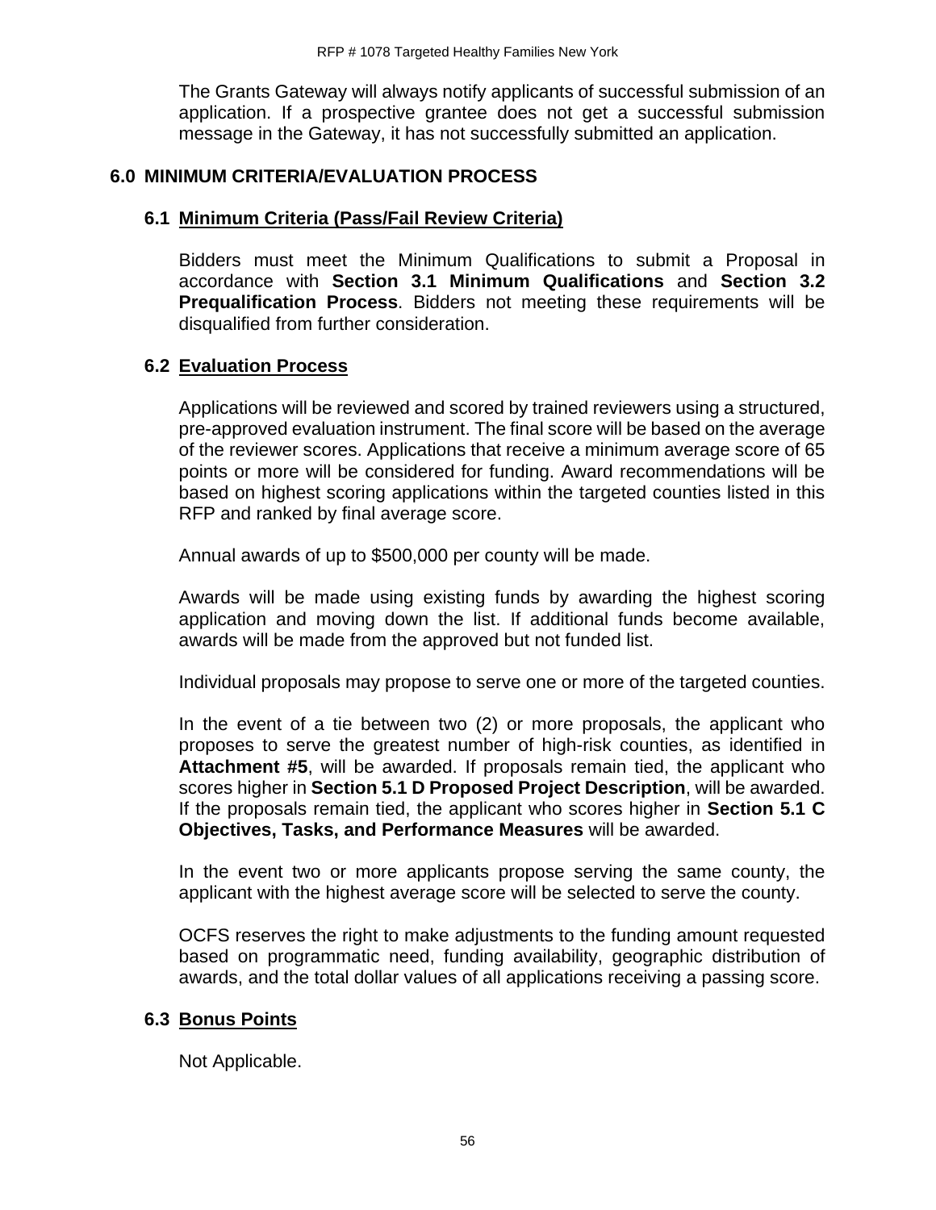The Grants Gateway will always notify applicants of successful submission of an application. If a prospective grantee does not get a successful submission message in the Gateway, it has not successfully submitted an application.

## 6.0 MINIMUM CRITERIA/EVALUATION PROCESS

### 6.1 Minimum Criteria (Pass/Fail Review Criteria)

Bidders must meet the Minimum Qualifications to submit a Proposal in accordance with **Section 3.1 Minimum Qualifications** and **Section 3.2 Prequalification Process**. Bidders not meeting these requirements will be disqualified from further consideration.

### 6.2 Evaluation Process

Applications will be reviewed and scored by trained reviewers using a structured, pre-approved evaluation instrument. The final score will be based on the average of the reviewer scores. Applications that receive a minimum average score of 65 points or more will be considered for funding. Award recommendations will be based on highest scoring applications within the targeted counties listed in this RFP and ranked by final average score.

Annual awards of up to $500,000 per county will be made.

Awards will be made using existing funds by awarding the highest scoring application and moving down the list. If additional funds become available, awards will be made from the approved but not funded list.

Individual proposals may propose to serve one or more of the targeted counties.

In the event of a tie between two (2) or more proposals, the applicant who proposes to serve the greatest number of high-risk counties, as identified in **Attachment #5**, will be awarded. If proposals remain tied, the applicant who scores higher in **Section 5.1 D Proposed Project Description**, will be awarded. If the proposals remain tied, the applicant who scores higher in **Section 5.1 C Objectives, Tasks, and Performance Measures** will be awarded.

In the event two or more applicants propose serving the same county, the applicant with the highest average score will be selected to serve the county.

OCFS reserves the right to make adjustments to the funding amount requested based on programmatic need, funding availability, geographic distribution of awards, and the total dollar values of all applications receiving a passing score.

### 6.3 Bonus Points

Not Applicable.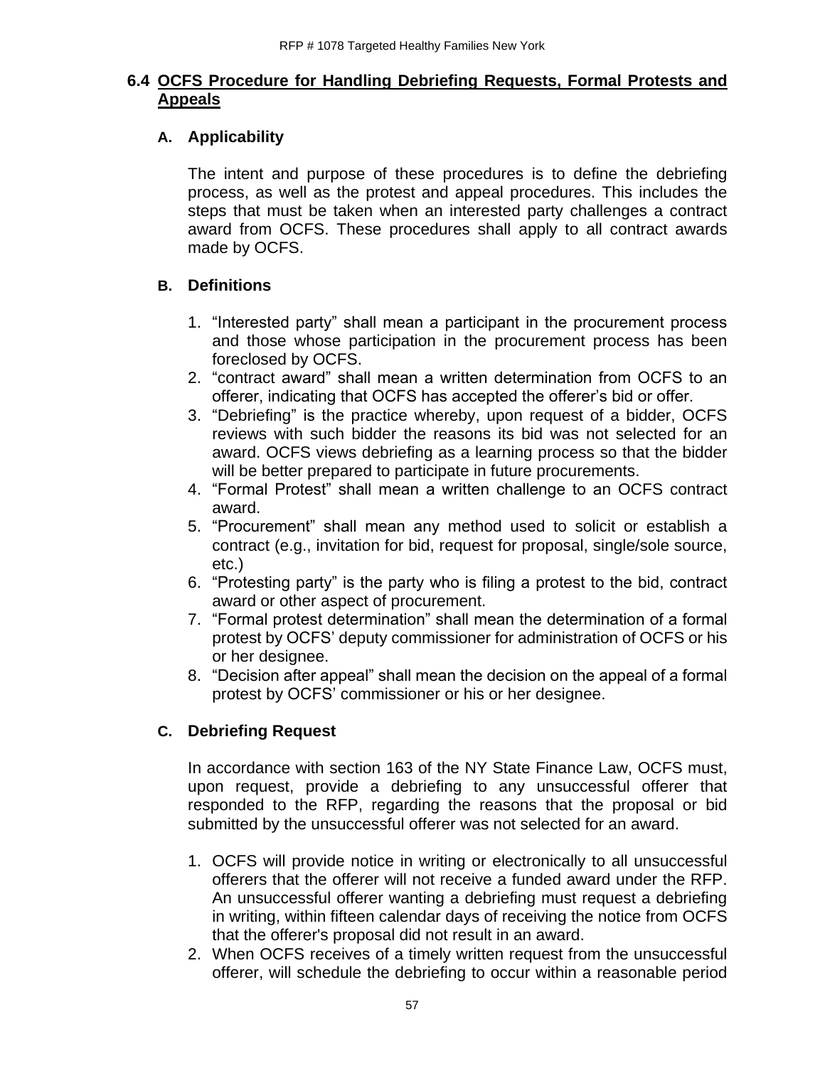## 6.4 OCFS Procedure for Handling Debriefing Requests, Formal Protests and Appeals

### A. Applicability

The intent and purpose of these procedures is to define the debriefing process, as well as the protest and appeal procedures. This includes the steps that must be taken when an interested party challenges a contract award from OCFS. These procedures shall apply to all contract awards made by OCFS.

### B. Definitions

1. "Interested party" shall mean a participant in the procurement process and those whose participation in the procurement process has been foreclosed by OCFS.
2. "contract award" shall mean a written determination from OCFS to an offerer, indicating that OCFS has accepted the offerer's bid or offer.
3. "Debriefing" is the practice whereby, upon request of a bidder, OCFS reviews with such bidder the reasons its bid was not selected for an award. OCFS views debriefing as a learning process so that the bidder will be better prepared to participate in future procurements.
4. "Formal Protest" shall mean a written challenge to an OCFS contract award.
5. "Procurement" shall mean any method used to solicit or establish a contract (e.g., invitation for bid, request for proposal, single/sole source, etc.)
6. "Protesting party" is the party who is filing a protest to the bid, contract award or other aspect of procurement.
7. "Formal protest determination" shall mean the determination of a formal protest by OCFS' deputy commissioner for administration of OCFS or his or her designee.
8. "Decision after appeal" shall mean the decision on the appeal of a formal protest by OCFS' commissioner or his or her designee.

### C. Debriefing Request

In accordance with section 163 of the NY State Finance Law, OCFS must, upon request, provide a debriefing to any unsuccessful offerer that responded to the RFP, regarding the reasons that the proposal or bid submitted by the unsuccessful offerer was not selected for an award.

1. OCFS will provide notice in writing or electronically to all unsuccessful offerers that the offerer will not receive a funded award under the RFP. An unsuccessful offerer wanting a debriefing must request a debriefing in writing, within fifteen calendar days of receiving the notice from OCFS that the offerer's proposal did not result in an award.
2. When OCFS receives of a timely written request from the unsuccessful offerer, will schedule the debriefing to occur within a reasonable period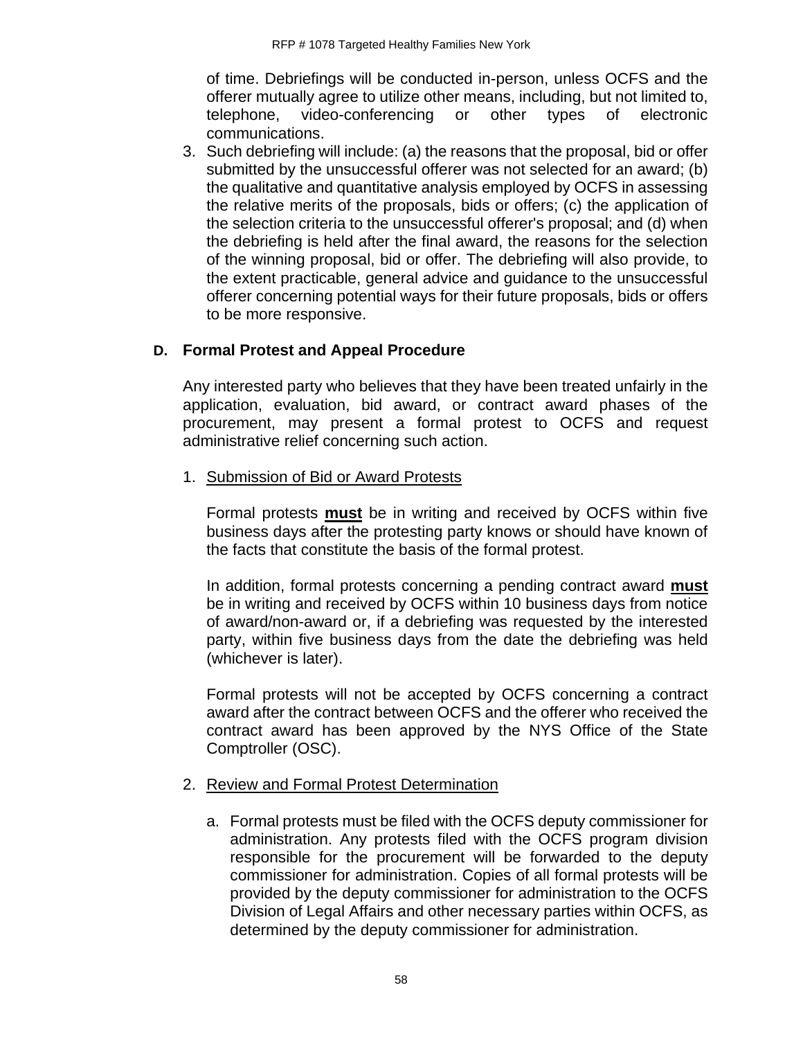of time. Debriefings will be conducted in-person, unless OCFS and the offerer mutually agree to utilize other means, including, but not limited to, telephone, video-conferencing or other types of electronic communications.

3. Such debriefing will include: (a) the reasons that the proposal, bid or offer submitted by the unsuccessful offerer was not selected for an award; (b) the qualitative and quantitative analysis employed by OCFS in assessing the relative merits of the proposals, bids or offers; (c) the application of the selection criteria to the unsuccessful offerer's proposal; and (d) when the debriefing is held after the final award, the reasons for the selection of the winning proposal, bid or offer. The debriefing will also provide, to the extent practicable, general advice and guidance to the unsuccessful offerer concerning potential ways for their future proposals, bids or offers to be more responsive.

### D. Formal Protest and Appeal Procedure

Any interested party who believes that they have been treated unfairly in the application, evaluation, bid award, or contract award phases of the procurement, may present a formal protest to OCFS and request administrative relief concerning such action.

1. Submission of Bid or Award Protests

   Formal protests **must** be in writing and received by OCFS within five business days after the protesting party knows or should have known of the facts that constitute the basis of the formal protest.

   In addition, formal protests concerning a pending contract award **must** be in writing and received by OCFS within 10 business days from notice of award/non-award or, if a debriefing was requested by the interested party, within five business days from the date the debriefing was held (whichever is later).

   Formal protests will not be accepted by OCFS concerning a contract award after the contract between OCFS and the offerer who received the contract award has been approved by the NYS Office of the State Comptroller (OSC).

2. Review and Formal Protest Determination

   a. Formal protests must be filed with the OCFS deputy commissioner for administration. Any protests filed with the OCFS program division responsible for the procurement will be forwarded to the deputy commissioner for administration. Copies of all formal protests will be provided by the deputy commissioner for administration to the OCFS Division of Legal Affairs and other necessary parties within OCFS, as determined by the deputy commissioner for administration.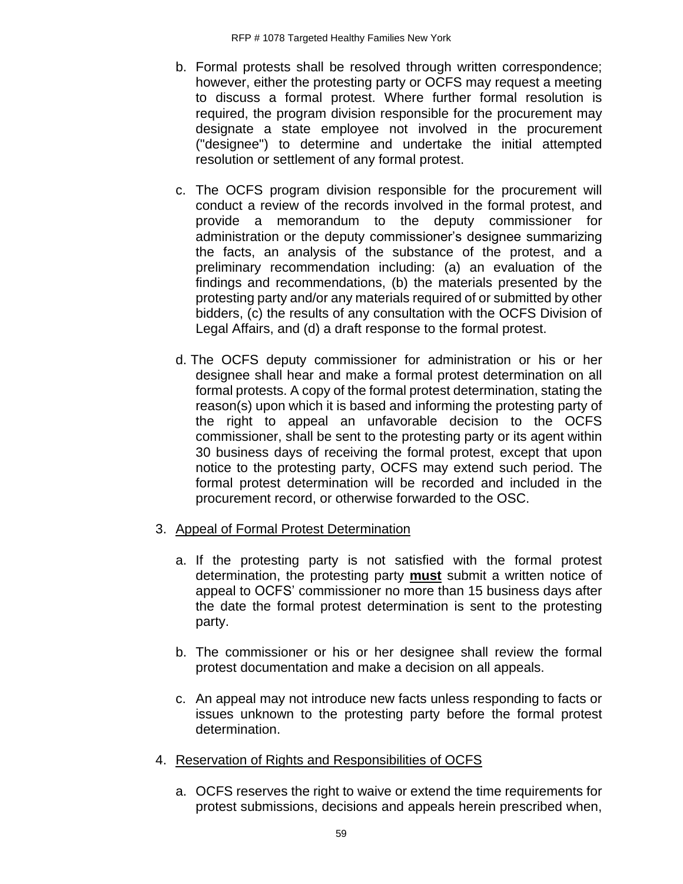b. Formal protests shall be resolved through written correspondence; however, either the protesting party or OCFS may request a meeting to discuss a formal protest. Where further formal resolution is required, the program division responsible for the procurement may designate a state employee not involved in the procurement ("designee") to determine and undertake the initial attempted resolution or settlement of any formal protest.

c. The OCFS program division responsible for the procurement will conduct a review of the records involved in the formal protest, and provide a memorandum to the deputy commissioner for administration or the deputy commissioner's designee summarizing the facts, an analysis of the substance of the protest, and a preliminary recommendation including: (a) an evaluation of the findings and recommendations, (b) the materials presented by the protesting party and/or any materials required of or submitted by other bidders, (c) the results of any consultation with the OCFS Division of Legal Affairs, and (d) a draft response to the formal protest.

d. The OCFS deputy commissioner for administration or his or her designee shall hear and make a formal protest determination on all formal protests. A copy of the formal protest determination, stating the reason(s) upon which it is based and informing the protesting party of the right to appeal an unfavorable decision to the OCFS commissioner, shall be sent to the protesting party or its agent within 30 business days of receiving the formal protest, except that upon notice to the protesting party, OCFS may extend such period. The formal protest determination will be recorded and included in the procurement record, or otherwise forwarded to the OSC.

3. Appeal of Formal Protest Determination

   a. If the protesting party is not satisfied with the formal protest determination, the protesting party **must** submit a written notice of appeal to OCFS' commissioner no more than 15 business days after the date the formal protest determination is sent to the protesting party.

   b. The commissioner or his or her designee shall review the formal protest documentation and make a decision on all appeals.

   c. An appeal may not introduce new facts unless responding to facts or issues unknown to the protesting party before the formal protest determination.

4. Reservation of Rights and Responsibilities of OCFS

   a. OCFS reserves the right to waive or extend the time requirements for protest submissions, decisions and appeals herein prescribed when,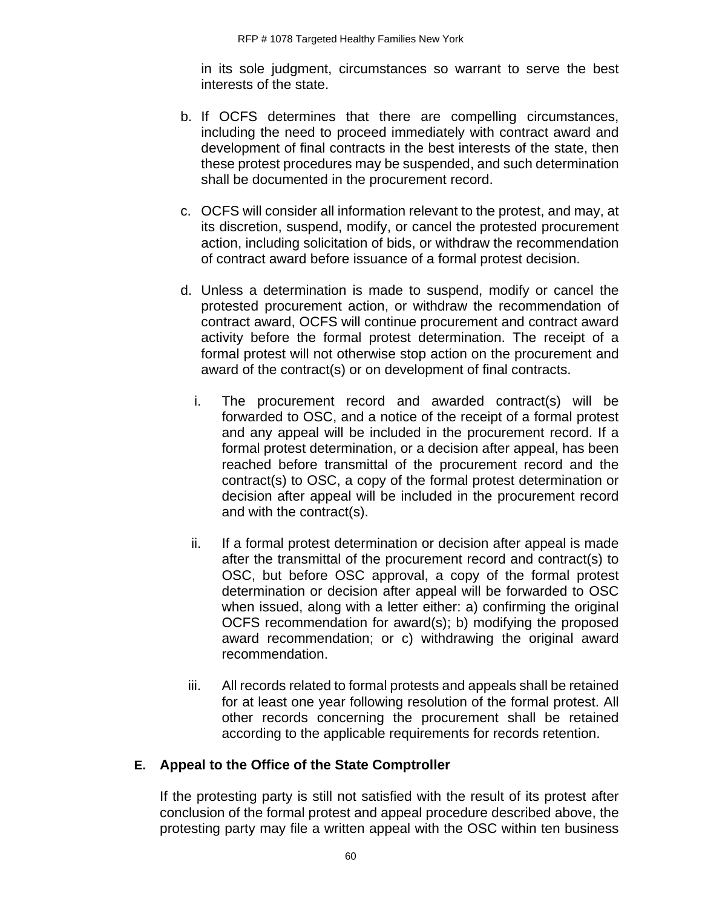in its sole judgment, circumstances so warrant to serve the best interests of the state.

b. If OCFS determines that there are compelling circumstances, including the need to proceed immediately with contract award and development of final contracts in the best interests of the state, then these protest procedures may be suspended, and such determination shall be documented in the procurement record.

c. OCFS will consider all information relevant to the protest, and may, at its discretion, suspend, modify, or cancel the protested procurement action, including solicitation of bids, or withdraw the recommendation of contract award before issuance of a formal protest decision.

d. Unless a determination is made to suspend, modify or cancel the protested procurement action, or withdraw the recommendation of contract award, OCFS will continue procurement and contract award activity before the formal protest determination. The receipt of a formal protest will not otherwise stop action on the procurement and award of the contract(s) or on development of final contracts.

   i. The procurement record and awarded contract(s) will be forwarded to OSC, and a notice of the receipt of a formal protest and any appeal will be included in the procurement record. If a formal protest determination, or a decision after appeal, has been reached before transmittal of the procurement record and the contract(s) to OSC, a copy of the formal protest determination or decision after appeal will be included in the procurement record and with the contract(s).

   ii. If a formal protest determination or decision after appeal is made after the transmittal of the procurement record and contract(s) to OSC, but before OSC approval, a copy of the formal protest determination or decision after appeal will be forwarded to OSC when issued, along with a letter either: a) confirming the original OCFS recommendation for award(s); b) modifying the proposed award recommendation; or c) withdrawing the original award recommendation.

   iii. All records related to formal protests and appeals shall be retained for at least one year following resolution of the formal protest. All other records concerning the procurement shall be retained according to the applicable requirements for records retention.

### E. Appeal to the Office of the State Comptroller

If the protesting party is still not satisfied with the result of its protest after conclusion of the formal protest and appeal procedure described above, the protesting party may file a written appeal with the OSC within ten business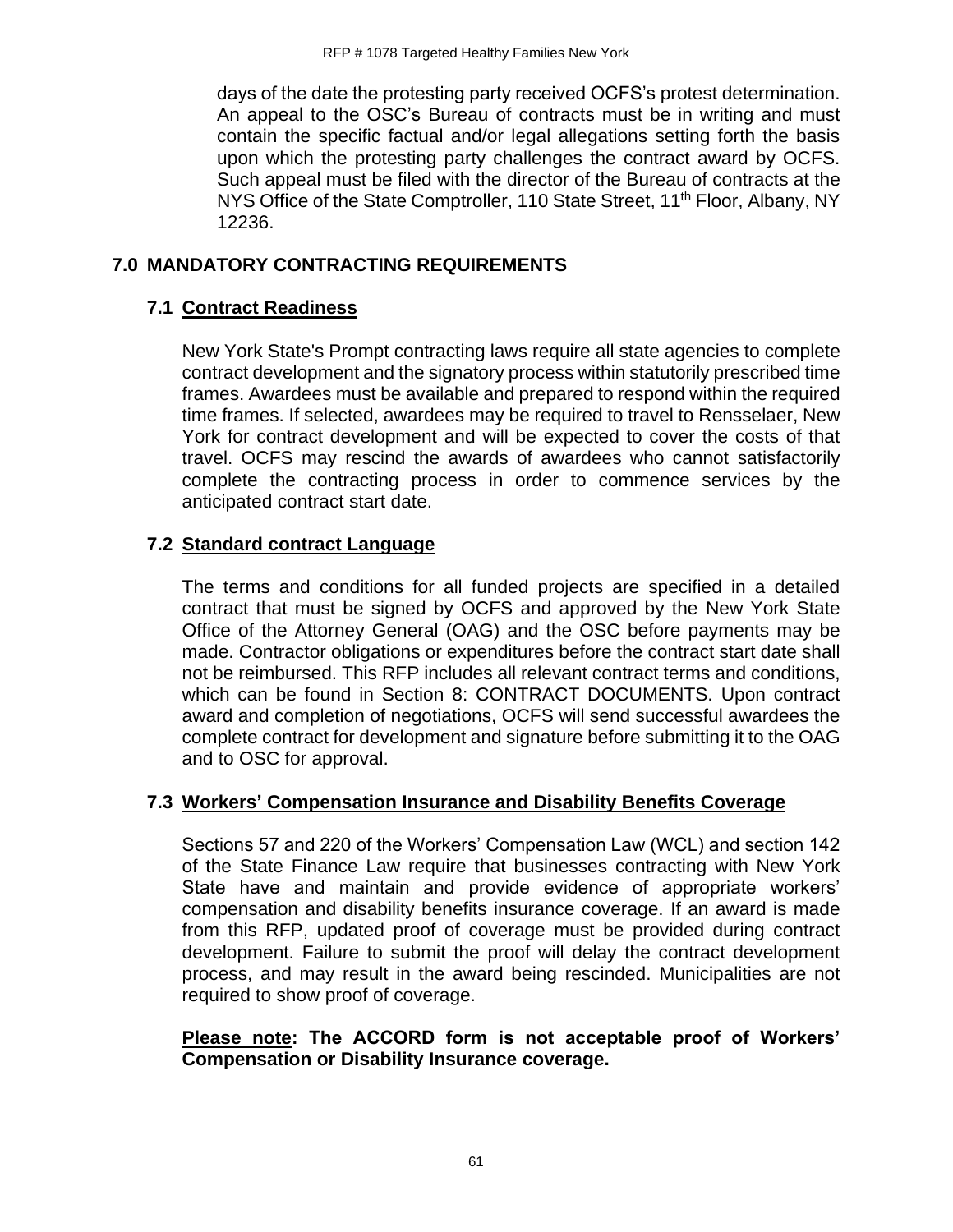days of the date the protesting party received OCFS's protest determination. An appeal to the OSC's Bureau of contracts must be in writing and must contain the specific factual and/or legal allegations setting forth the basis upon which the protesting party challenges the contract award by OCFS. Such appeal must be filed with the director of the Bureau of contracts at the NYS Office of the State Comptroller, 110 State Street, 11th Floor, Albany, NY 12236.

## 7.0 MANDATORY CONTRACTING REQUIREMENTS

### 7.1 Contract Readiness

New York State's Prompt contracting laws require all state agencies to complete contract development and the signatory process within statutorily prescribed time frames. Awardees must be available and prepared to respond within the required time frames. If selected, awardees may be required to travel to Rensselaer, New York for contract development and will be expected to cover the costs of that travel. OCFS may rescind the awards of awardees who cannot satisfactorily complete the contracting process in order to commence services by the anticipated contract start date.

### 7.2 Standard contract Language

The terms and conditions for all funded projects are specified in a detailed contract that must be signed by OCFS and approved by the New York State Office of the Attorney General (OAG) and the OSC before payments may be made. Contractor obligations or expenditures before the contract start date shall not be reimbursed. This RFP includes all relevant contract terms and conditions, which can be found in Section 8: CONTRACT DOCUMENTS. Upon contract award and completion of negotiations, OCFS will send successful awardees the complete contract for development and signature before submitting it to the OAG and to OSC for approval.

### 7.3 Workers' Compensation Insurance and Disability Benefits Coverage

Sections 57 and 220 of the Workers' Compensation Law (WCL) and section 142 of the State Finance Law require that businesses contracting with New York State have and maintain and provide evidence of appropriate workers' compensation and disability benefits insurance coverage. If an award is made from this RFP, updated proof of coverage must be provided during contract development. Failure to submit the proof will delay the contract development process, and may result in the award being rescinded. Municipalities are not required to show proof of coverage.

**Please note: The ACCORD form is not acceptable proof of Workers' Compensation or Disability Insurance coverage.**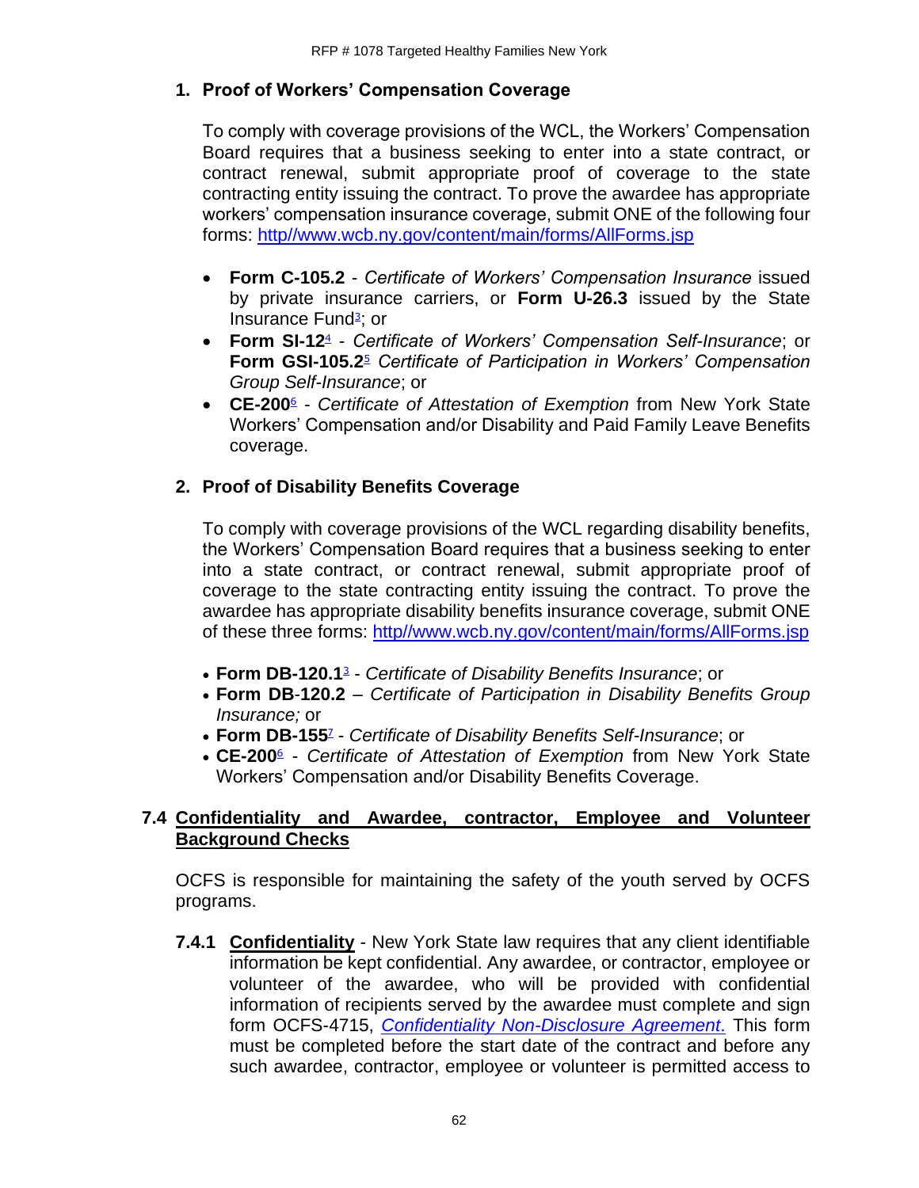## 1. Proof of Workers' Compensation Coverage

To comply with coverage provisions of the WCL, the Workers' Compensation Board requires that a business seeking to enter into a state contract, or contract renewal, submit appropriate proof of coverage to the state contracting entity issuing the contract. To prove the awardee has appropriate workers' compensation insurance coverage, submit ONE of the following four forms: [http//www.wcb.ny.gov/content/main/forms/AllForms.jsp](http//www.wcb.ny.gov/content/main/forms/AllForms.jsp)

- **Form C-105.2** - *Certificate of Workers' Compensation Insurance* issued by private insurance carriers, or **Form U-26.3** issued by the State Insurance Fund[3]; or
- **Form SI-12**[4] - *Certificate of Workers' Compensation Self-Insurance*; or **Form GSI-105.2**[5] *Certificate of Participation in Workers' Compensation Group Self-Insurance*; or
- **CE-200**[6] - *Certificate of Attestation of Exemption* from New York State Workers' Compensation and/or Disability and Paid Family Leave Benefits coverage.

## 2. Proof of Disability Benefits Coverage

To comply with coverage provisions of the WCL regarding disability benefits, the Workers' Compensation Board requires that a business seeking to enter into a state contract, or contract renewal, submit appropriate proof of coverage to the state contracting entity issuing the contract. To prove the awardee has appropriate disability benefits insurance coverage, submit ONE of these three forms: [http//www.wcb.ny.gov/content/main/forms/AllForms.jsp](http//www.wcb.ny.gov/content/main/forms/AllForms.jsp)

- **Form DB-120.1**[3] - *Certificate of Disability Benefits Insurance*; or
- **Form DB-120.2** – *Certificate of Participation in Disability Benefits Group Insurance;* or
- **Form DB-155**[7] - *Certificate of Disability Benefits Self-Insurance*; or
- **CE-200**[6] - *Certificate of Attestation of Exemption* from New York State Workers' Compensation and/or Disability Benefits Coverage.

### 7.4 Confidentiality and Awardee, contractor, Employee and Volunteer Background Checks

OCFS is responsible for maintaining the safety of the youth served by OCFS programs.

**7.4.1 Confidentiality** - New York State law requires that any client identifiable information be kept confidential. Any awardee, or contractor, employee or volunteer of the awardee, who will be provided with confidential information of recipients served by the awardee must complete and sign form OCFS-4715, *Confidentiality Non-Disclosure Agreement*. This form must be completed before the start date of the contract and before any such awardee, contractor, employee or volunteer is permitted access to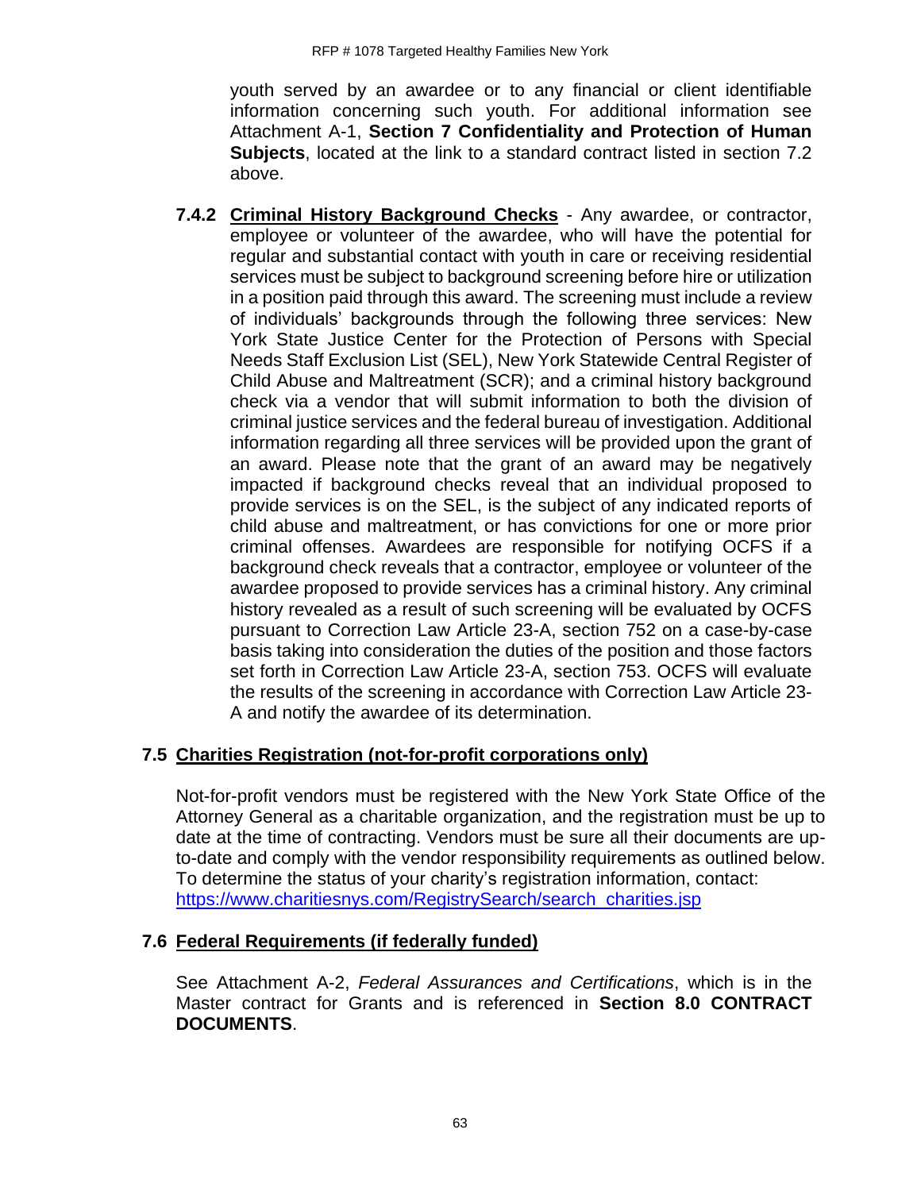youth served by an awardee or to any financial or client identifiable information concerning such youth. For additional information see Attachment A-1, **Section 7 Confidentiality and Protection of Human Subjects**, located at the link to a standard contract listed in section 7.2 above.

**7.4.2 <u>Criminal History Background Checks</u>** - Any awardee, or contractor, employee or volunteer of the awardee, who will have the potential for regular and substantial contact with youth in care or receiving residential services must be subject to background screening before hire or utilization in a position paid through this award. The screening must include a review of individuals' backgrounds through the following three services: New York State Justice Center for the Protection of Persons with Special Needs Staff Exclusion List (SEL), New York Statewide Central Register of Child Abuse and Maltreatment (SCR); and a criminal history background check via a vendor that will submit information to both the division of criminal justice services and the federal bureau of investigation. Additional information regarding all three services will be provided upon the grant of an award. Please note that the grant of an award may be negatively impacted if background checks reveal that an individual proposed to provide services is on the SEL, is the subject of any indicated reports of child abuse and maltreatment, or has convictions for one or more prior criminal offenses. Awardees are responsible for notifying OCFS if a background check reveals that a contractor, employee or volunteer of the awardee proposed to provide services has a criminal history. Any criminal history revealed as a result of such screening will be evaluated by OCFS pursuant to Correction Law Article 23-A, section 752 on a case-by-case basis taking into consideration the duties of the position and those factors set forth in Correction Law Article 23-A, section 753. OCFS will evaluate the results of the screening in accordance with Correction Law Article 23-A and notify the awardee of its determination.

## 7.5 <u>Charities Registration (not-for-profit corporations only)</u>

Not-for-profit vendors must be registered with the New York State Office of the Attorney General as a charitable organization, and the registration must be up to date at the time of contracting. Vendors must be sure all their documents are up-to-date and comply with the vendor responsibility requirements as outlined below. To determine the status of your charity's registration information, contact: https://www.charitiesnys.com/RegistrySearch/search_charities.jsp

## 7.6 <u>Federal Requirements (if federally funded)</u>

See Attachment A-2, *Federal Assurances and Certifications*, which is in the Master contract for Grants and is referenced in **Section 8.0 CONTRACT DOCUMENTS**.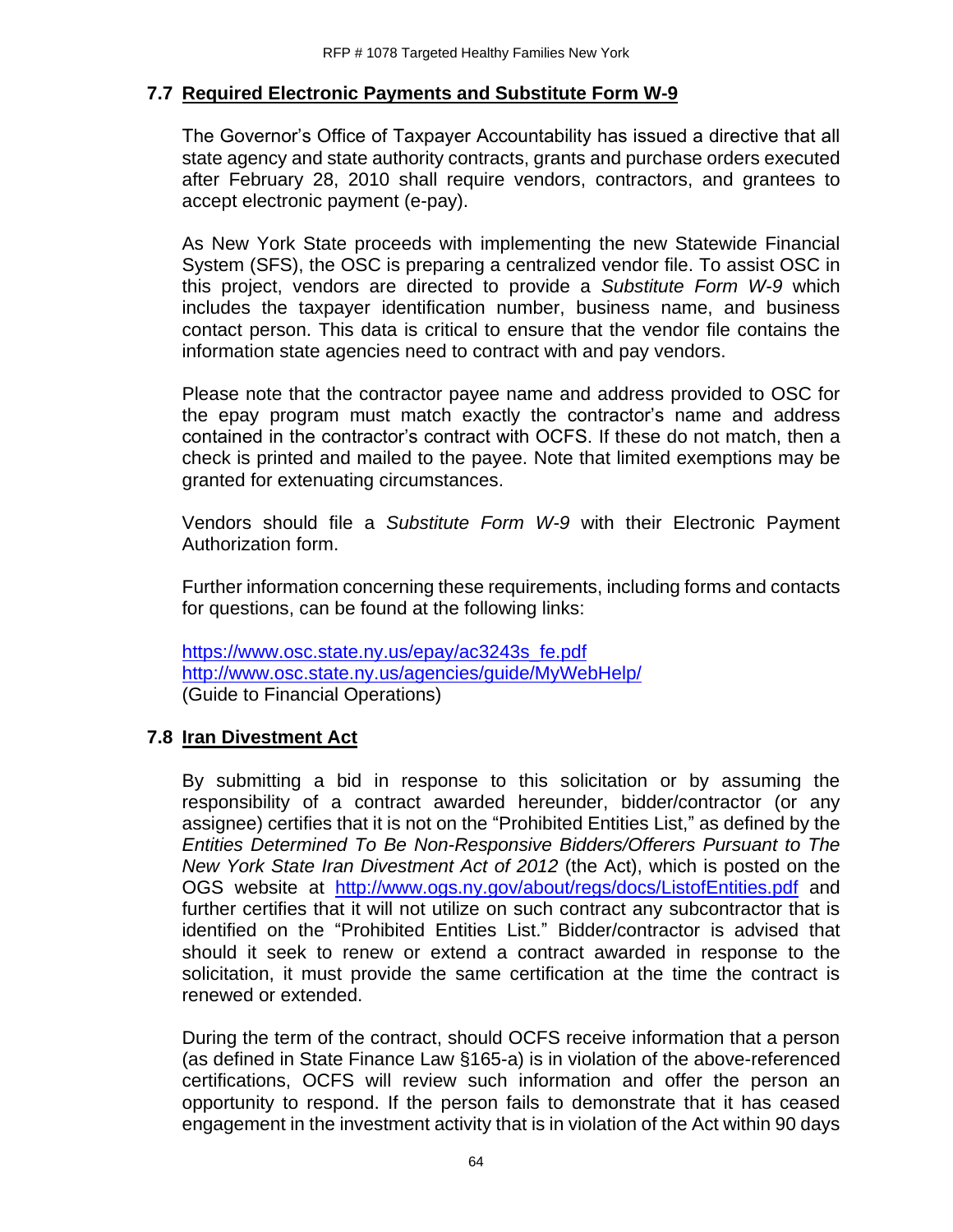## 7.7 Required Electronic Payments and Substitute Form W-9

The Governor's Office of Taxpayer Accountability has issued a directive that all state agency and state authority contracts, grants and purchase orders executed after February 28, 2010 shall require vendors, contractors, and grantees to accept electronic payment (e-pay).

As New York State proceeds with implementing the new Statewide Financial System (SFS), the OSC is preparing a centralized vendor file. To assist OSC in this project, vendors are directed to provide a *Substitute Form W-9* which includes the taxpayer identification number, business name, and business contact person. This data is critical to ensure that the vendor file contains the information state agencies need to contract with and pay vendors.

Please note that the contractor payee name and address provided to OSC for the epay program must match exactly the contractor's name and address contained in the contractor's contract with OCFS. If these do not match, then a check is printed and mailed to the payee. Note that limited exemptions may be granted for extenuating circumstances.

Vendors should file a *Substitute Form W-9* with their Electronic Payment Authorization form.

Further information concerning these requirements, including forms and contacts for questions, can be found at the following links:

https://www.osc.state.ny.us/epay/ac3243s_fe.pdf
http://www.osc.state.ny.us/agencies/guide/MyWebHelp/
(Guide to Financial Operations)

## 7.8 Iran Divestment Act

By submitting a bid in response to this solicitation or by assuming the responsibility of a contract awarded hereunder, bidder/contractor (or any assignee) certifies that it is not on the "Prohibited Entities List," as defined by the *Entities Determined To Be Non-Responsive Bidders/Offerers Pursuant to The New York State Iran Divestment Act of 2012* (the Act), which is posted on the OGS website at http://www.ogs.ny.gov/about/regs/docs/ListofEntities.pdf and further certifies that it will not utilize on such contract any subcontractor that is identified on the "Prohibited Entities List." Bidder/contractor is advised that should it seek to renew or extend a contract awarded in response to the solicitation, it must provide the same certification at the time the contract is renewed or extended.

During the term of the contract, should OCFS receive information that a person (as defined in State Finance Law §165-a) is in violation of the above-referenced certifications, OCFS will review such information and offer the person an opportunity to respond. If the person fails to demonstrate that it has ceased engagement in the investment activity that is in violation of the Act within 90 days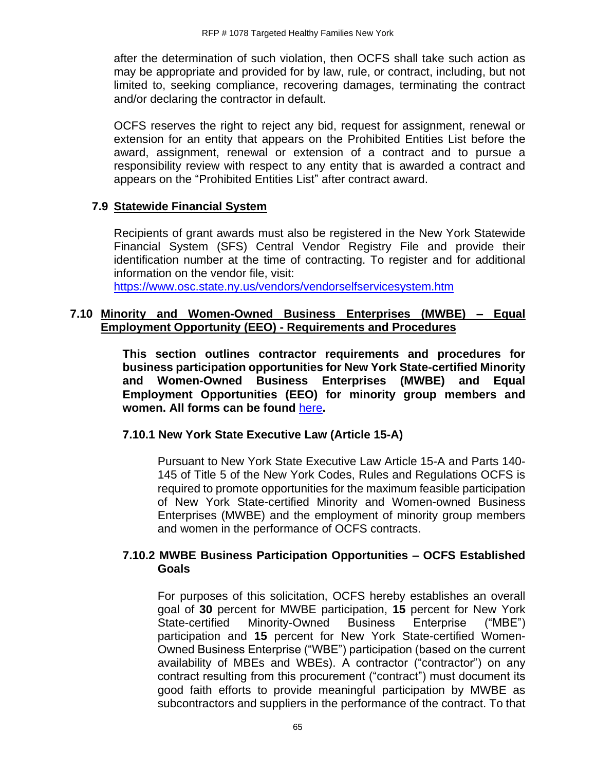after the determination of such violation, then OCFS shall take such action as may be appropriate and provided for by law, rule, or contract, including, but not limited to, seeking compliance, recovering damages, terminating the contract and/or declaring the contractor in default.

OCFS reserves the right to reject any bid, request for assignment, renewal or extension for an entity that appears on the Prohibited Entities List before the award, assignment, renewal or extension of a contract and to pursue a responsibility review with respect to any entity that is awarded a contract and appears on the "Prohibited Entities List" after contract award.

### 7.9 Statewide Financial System

Recipients of grant awards must also be registered in the New York Statewide Financial System (SFS) Central Vendor Registry File and provide their identification number at the time of contracting. To register and for additional information on the vendor file, visit:
https://www.osc.state.ny.us/vendors/vendorselfservicesystem.htm

### 7.10 Minority and Women-Owned Business Enterprises (MWBE) – Equal Employment Opportunity (EEO) - Requirements and Procedures

**This section outlines contractor requirements and procedures for business participation opportunities for New York State-certified Minority and Women-Owned Business Enterprises (MWBE) and Equal Employment Opportunities (EEO) for minority group members and women. All forms can be found here.**

#### 7.10.1 New York State Executive Law (Article 15-A)

Pursuant to New York State Executive Law Article 15-A and Parts 140-145 of Title 5 of the New York Codes, Rules and Regulations OCFS is required to promote opportunities for the maximum feasible participation of New York State-certified Minority and Women-owned Business Enterprises (MWBE) and the employment of minority group members and women in the performance of OCFS contracts.

#### 7.10.2 MWBE Business Participation Opportunities – OCFS Established Goals

For purposes of this solicitation, OCFS hereby establishes an overall goal of **30** percent for MWBE participation, **15** percent for New York State-certified Minority-Owned Business Enterprise ("MBE") participation and **15** percent for New York State-certified Women-Owned Business Enterprise ("WBE") participation (based on the current availability of MBEs and WBEs). A contractor ("contractor") on any contract resulting from this procurement ("contract") must document its good faith efforts to provide meaningful participation by MWBE as subcontractors and suppliers in the performance of the contract. To that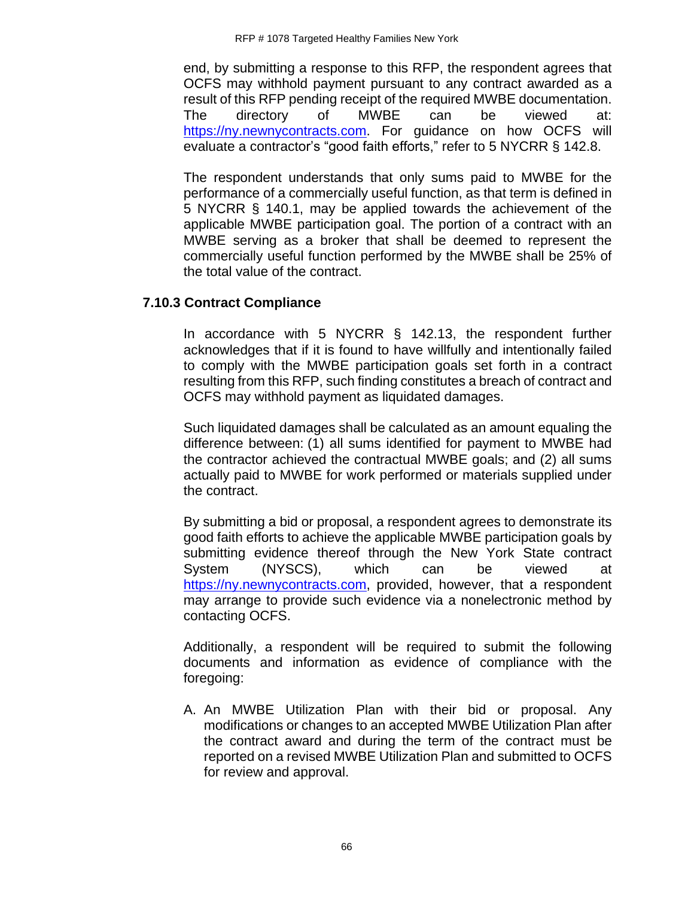end, by submitting a response to this RFP, the respondent agrees that OCFS may withhold payment pursuant to any contract awarded as a result of this RFP pending receipt of the required MWBE documentation. The directory of MWBE can be viewed at: https://ny.newnycontracts.com. For guidance on how OCFS will evaluate a contractor's "good faith efforts," refer to 5 NYCRR § 142.8.

The respondent understands that only sums paid to MWBE for the performance of a commercially useful function, as that term is defined in 5 NYCRR § 140.1, may be applied towards the achievement of the applicable MWBE participation goal. The portion of a contract with an MWBE serving as a broker that shall be deemed to represent the commercially useful function performed by the MWBE shall be 25% of the total value of the contract.

### 7.10.3 Contract Compliance

In accordance with 5 NYCRR § 142.13, the respondent further acknowledges that if it is found to have willfully and intentionally failed to comply with the MWBE participation goals set forth in a contract resulting from this RFP, such finding constitutes a breach of contract and OCFS may withhold payment as liquidated damages.

Such liquidated damages shall be calculated as an amount equaling the difference between: (1) all sums identified for payment to MWBE had the contractor achieved the contractual MWBE goals; and (2) all sums actually paid to MWBE for work performed or materials supplied under the contract.

By submitting a bid or proposal, a respondent agrees to demonstrate its good faith efforts to achieve the applicable MWBE participation goals by submitting evidence thereof through the New York State contract System (NYSCS), which can be viewed at https://ny.newnycontracts.com, provided, however, that a respondent may arrange to provide such evidence via a nonelectronic method by contacting OCFS.

Additionally, a respondent will be required to submit the following documents and information as evidence of compliance with the foregoing:

A. An MWBE Utilization Plan with their bid or proposal. Any modifications or changes to an accepted MWBE Utilization Plan after the contract award and during the term of the contract must be reported on a revised MWBE Utilization Plan and submitted to OCFS for review and approval.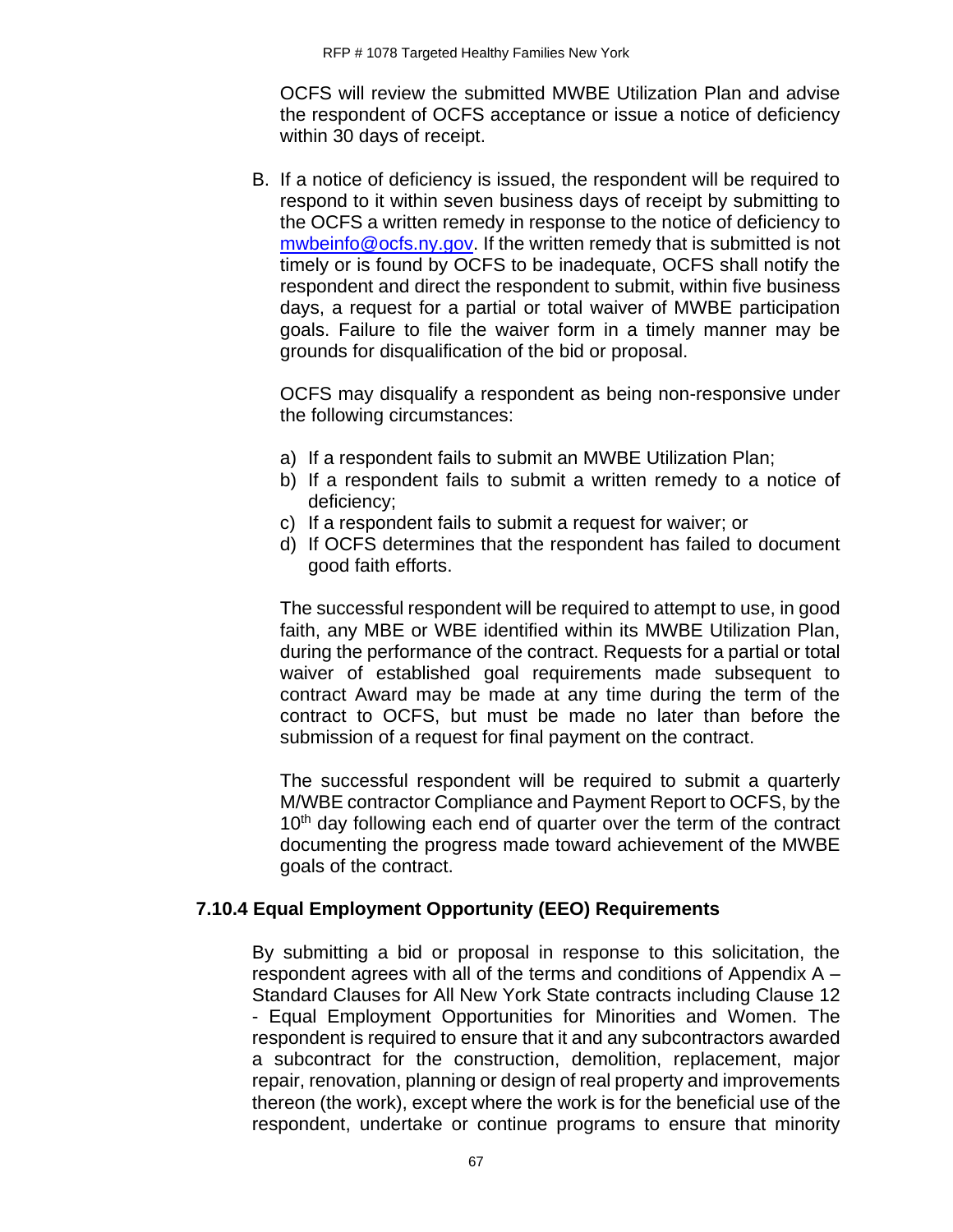OCFS will review the submitted MWBE Utilization Plan and advise the respondent of OCFS acceptance or issue a notice of deficiency within 30 days of receipt.

B. If a notice of deficiency is issued, the respondent will be required to respond to it within seven business days of receipt by submitting to the OCFS a written remedy in response to the notice of deficiency to mwbeinfo@ocfs.ny.gov. If the written remedy that is submitted is not timely or is found by OCFS to be inadequate, OCFS shall notify the respondent and direct the respondent to submit, within five business days, a request for a partial or total waiver of MWBE participation goals. Failure to file the waiver form in a timely manner may be grounds for disqualification of the bid or proposal.

OCFS may disqualify a respondent as being non-responsive under the following circumstances:

a) If a respondent fails to submit an MWBE Utilization Plan;
b) If a respondent fails to submit a written remedy to a notice of deficiency;
c) If a respondent fails to submit a request for waiver; or
d) If OCFS determines that the respondent has failed to document good faith efforts.

The successful respondent will be required to attempt to use, in good faith, any MBE or WBE identified within its MWBE Utilization Plan, during the performance of the contract. Requests for a partial or total waiver of established goal requirements made subsequent to contract Award may be made at any time during the term of the contract to OCFS, but must be made no later than before the submission of a request for final payment on the contract.

The successful respondent will be required to submit a quarterly M/WBE contractor Compliance and Payment Report to OCFS, by the 10th day following each end of quarter over the term of the contract documenting the progress made toward achievement of the MWBE goals of the contract.

### 7.10.4 Equal Employment Opportunity (EEO) Requirements

By submitting a bid or proposal in response to this solicitation, the respondent agrees with all of the terms and conditions of Appendix A – Standard Clauses for All New York State contracts including Clause 12 - Equal Employment Opportunities for Minorities and Women. The respondent is required to ensure that it and any subcontractors awarded a subcontract for the construction, demolition, replacement, major repair, renovation, planning or design of real property and improvements thereon (the work), except where the work is for the beneficial use of the respondent, undertake or continue programs to ensure that minority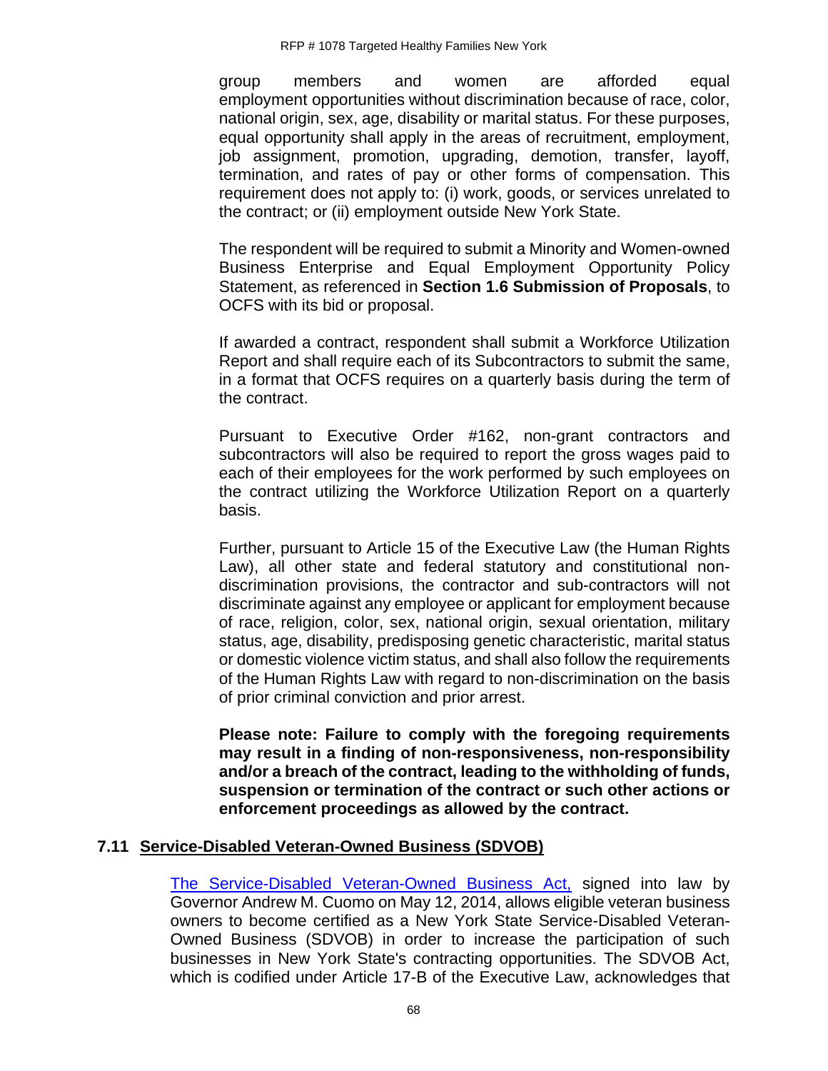group members and women are afforded equal employment opportunities without discrimination because of race, color, national origin, sex, age, disability or marital status. For these purposes, equal opportunity shall apply in the areas of recruitment, employment, job assignment, promotion, upgrading, demotion, transfer, layoff, termination, and rates of pay or other forms of compensation. This requirement does not apply to: (i) work, goods, or services unrelated to the contract; or (ii) employment outside New York State.

The respondent will be required to submit a Minority and Women-owned Business Enterprise and Equal Employment Opportunity Policy Statement, as referenced in **Section 1.6 Submission of Proposals**, to OCFS with its bid or proposal.

If awarded a contract, respondent shall submit a Workforce Utilization Report and shall require each of its Subcontractors to submit the same, in a format that OCFS requires on a quarterly basis during the term of the contract.

Pursuant to Executive Order #162, non-grant contractors and subcontractors will also be required to report the gross wages paid to each of their employees for the work performed by such employees on the contract utilizing the Workforce Utilization Report on a quarterly basis.

Further, pursuant to Article 15 of the Executive Law (the Human Rights Law), all other state and federal statutory and constitutional non-discrimination provisions, the contractor and sub-contractors will not discriminate against any employee or applicant for employment because of race, religion, color, sex, national origin, sexual orientation, military status, age, disability, predisposing genetic characteristic, marital status or domestic violence victim status, and shall also follow the requirements of the Human Rights Law with regard to non-discrimination on the basis of prior criminal conviction and prior arrest.

**Please note: Failure to comply with the foregoing requirements may result in a finding of non-responsiveness, non-responsibility and/or a breach of the contract, leading to the withholding of funds, suspension or termination of the contract or such other actions or enforcement proceedings as allowed by the contract.**

## 7.11 Service-Disabled Veteran-Owned Business (SDVOB)

The Service-Disabled Veteran-Owned Business Act, signed into law by Governor Andrew M. Cuomo on May 12, 2014, allows eligible veteran business owners to become certified as a New York State Service-Disabled Veteran-Owned Business (SDVOB) in order to increase the participation of such businesses in New York State's contracting opportunities. The SDVOB Act, which is codified under Article 17-B of the Executive Law, acknowledges that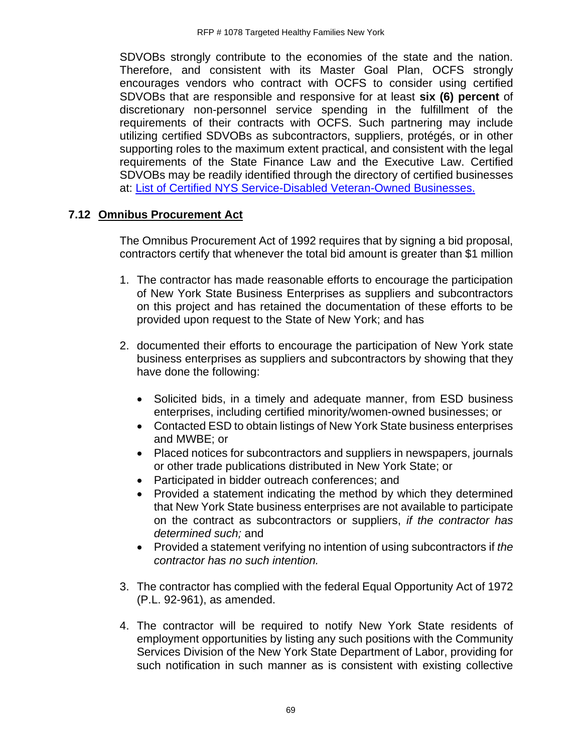SDVOBs strongly contribute to the economies of the state and the nation. Therefore, and consistent with its Master Goal Plan, OCFS strongly encourages vendors who contract with OCFS to consider using certified SDVOBs that are responsible and responsive for at least **six (6) percent** of discretionary non-personnel service spending in the fulfillment of the requirements of their contracts with OCFS. Such partnering may include utilizing certified SDVOBs as subcontractors, suppliers, protégés, or in other supporting roles to the maximum extent practical, and consistent with the legal requirements of the State Finance Law and the Executive Law. Certified SDVOBs may be readily identified through the directory of certified businesses at: List of Certified NYS Service-Disabled Veteran-Owned Businesses.

### 7.12 Omnibus Procurement Act

The Omnibus Procurement Act of 1992 requires that by signing a bid proposal, contractors certify that whenever the total bid amount is greater than $1 million

1. The contractor has made reasonable efforts to encourage the participation of New York State Business Enterprises as suppliers and subcontractors on this project and has retained the documentation of these efforts to be provided upon request to the State of New York; and has

2. documented their efforts to encourage the participation of New York state business enterprises as suppliers and subcontractors by showing that they have done the following:

   - Solicited bids, in a timely and adequate manner, from ESD business enterprises, including certified minority/women-owned businesses; or
   - Contacted ESD to obtain listings of New York State business enterprises and MWBE; or
   - Placed notices for subcontractors and suppliers in newspapers, journals or other trade publications distributed in New York State; or
   - Participated in bidder outreach conferences; and
   - Provided a statement indicating the method by which they determined that New York State business enterprises are not available to participate on the contract as subcontractors or suppliers, *if the contractor has determined such;* and
   - Provided a statement verifying no intention of using subcontractors if *the contractor has no such intention.*

3. The contractor has complied with the federal Equal Opportunity Act of 1972 (P.L. 92-961), as amended.

4. The contractor will be required to notify New York State residents of employment opportunities by listing any such positions with the Community Services Division of the New York State Department of Labor, providing for such notification in such manner as is consistent with existing collective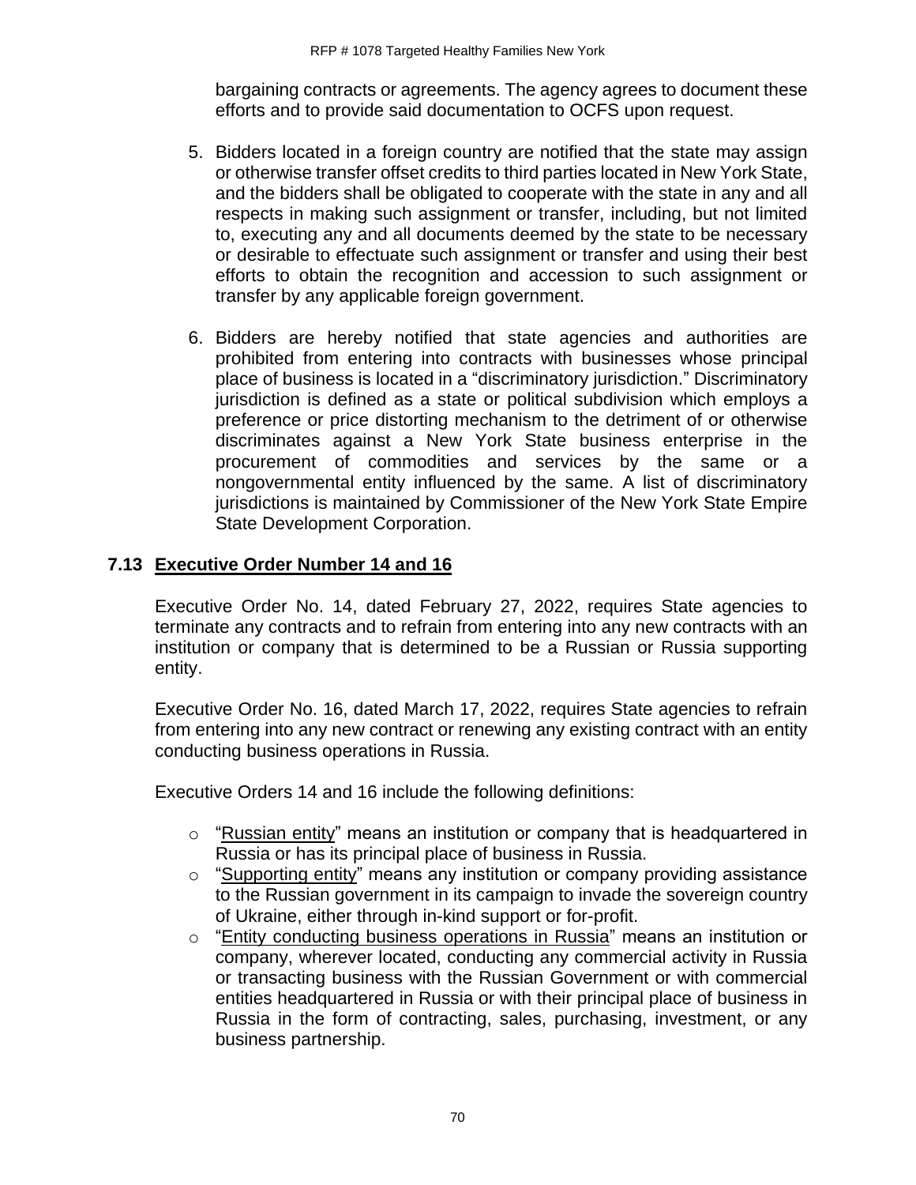bargaining contracts or agreements. The agency agrees to document these efforts and to provide said documentation to OCFS upon request.

5. Bidders located in a foreign country are notified that the state may assign or otherwise transfer offset credits to third parties located in New York State, and the bidders shall be obligated to cooperate with the state in any and all respects in making such assignment or transfer, including, but not limited to, executing any and all documents deemed by the state to be necessary or desirable to effectuate such assignment or transfer and using their best efforts to obtain the recognition and accession to such assignment or transfer by any applicable foreign government.

6. Bidders are hereby notified that state agencies and authorities are prohibited from entering into contracts with businesses whose principal place of business is located in a "discriminatory jurisdiction." Discriminatory jurisdiction is defined as a state or political subdivision which employs a preference or price distorting mechanism to the detriment of or otherwise discriminates against a New York State business enterprise in the procurement of commodities and services by the same or a nongovernmental entity influenced by the same. A list of discriminatory jurisdictions is maintained by Commissioner of the New York State Empire State Development Corporation.

## 7.13 Executive Order Number 14 and 16

Executive Order No. 14, dated February 27, 2022, requires State agencies to terminate any contracts and to refrain from entering into any new contracts with an institution or company that is determined to be a Russian or Russia supporting entity.

Executive Order No. 16, dated March 17, 2022, requires State agencies to refrain from entering into any new contract or renewing any existing contract with an entity conducting business operations in Russia.

Executive Orders 14 and 16 include the following definitions:

- "Russian entity" means an institution or company that is headquartered in Russia or has its principal place of business in Russia.
- "Supporting entity" means any institution or company providing assistance to the Russian government in its campaign to invade the sovereign country of Ukraine, either through in-kind support or for-profit.
- "Entity conducting business operations in Russia" means an institution or company, wherever located, conducting any commercial activity in Russia or transacting business with the Russian Government or with commercial entities headquartered in Russia or with their principal place of business in Russia in the form of contracting, sales, purchasing, investment, or any business partnership.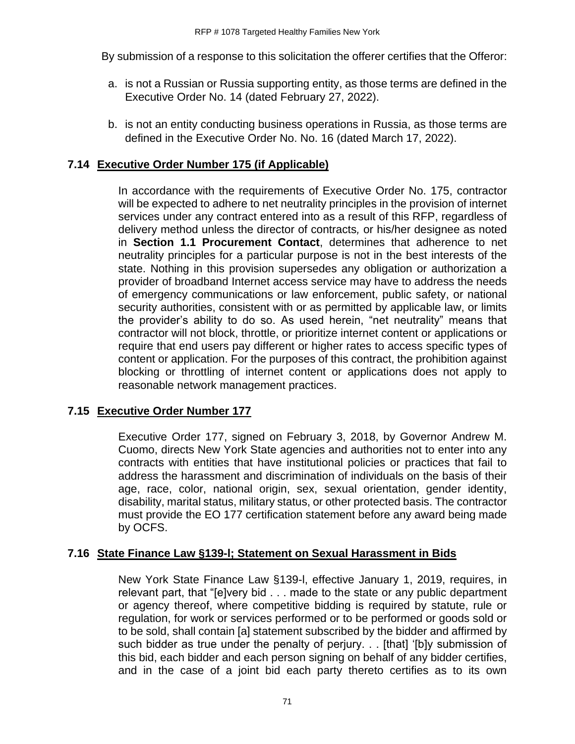By submission of a response to this solicitation the offerer certifies that the Offeror:

a. is not a Russian or Russia supporting entity, as those terms are defined in the Executive Order No. 14 (dated February 27, 2022).

b. is not an entity conducting business operations in Russia, as those terms are defined in the Executive Order No. No. 16 (dated March 17, 2022).

## 7.14 Executive Order Number 175 (if Applicable)

In accordance with the requirements of Executive Order No. 175, contractor will be expected to adhere to net neutrality principles in the provision of internet services under any contract entered into as a result of this RFP, regardless of delivery method unless the director of contracts, or his/her designee as noted in **Section 1.1 Procurement Contact**, determines that adherence to net neutrality principles for a particular purpose is not in the best interests of the state. Nothing in this provision supersedes any obligation or authorization a provider of broadband Internet access service may have to address the needs of emergency communications or law enforcement, public safety, or national security authorities, consistent with or as permitted by applicable law, or limits the provider's ability to do so. As used herein, "net neutrality" means that contractor will not block, throttle, or prioritize internet content or applications or require that end users pay different or higher rates to access specific types of content or application. For the purposes of this contract, the prohibition against blocking or throttling of internet content or applications does not apply to reasonable network management practices.

## 7.15 Executive Order Number 177

Executive Order 177, signed on February 3, 2018, by Governor Andrew M. Cuomo, directs New York State agencies and authorities not to enter into any contracts with entities that have institutional policies or practices that fail to address the harassment and discrimination of individuals on the basis of their age, race, color, national origin, sex, sexual orientation, gender identity, disability, marital status, military status, or other protected basis. The contractor must provide the EO 177 certification statement before any award being made by OCFS.

## 7.16 State Finance Law §139-l; Statement on Sexual Harassment in Bids

New York State Finance Law §139-l, effective January 1, 2019, requires, in relevant part, that "[e]very bid . . . made to the state or any public department or agency thereof, where competitive bidding is required by statute, rule or regulation, for work or services performed or to be performed or goods sold or to be sold, shall contain [a] statement subscribed by the bidder and affirmed by such bidder as true under the penalty of perjury. . . [that] '[b]y submission of this bid, each bidder and each person signing on behalf of any bidder certifies, and in the case of a joint bid each party thereto certifies as to its own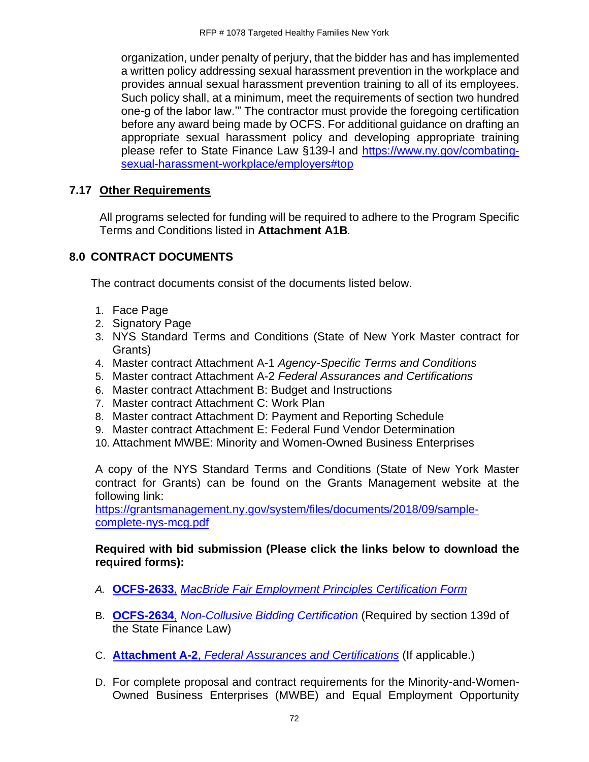organization, under penalty of perjury, that the bidder has and has implemented a written policy addressing sexual harassment prevention in the workplace and provides annual sexual harassment prevention training to all of its employees. Such policy shall, at a minimum, meet the requirements of section two hundred one-g of the labor law.'" The contractor must provide the foregoing certification before any award being made by OCFS. For additional guidance on drafting an appropriate sexual harassment policy and developing appropriate training please refer to State Finance Law §139-l and [https://www.ny.gov/combating-sexual-harassment-workplace/employers#top](https://www.ny.gov/combating-sexual-harassment-workplace/employers#top)

### 7.17 Other Requirements

All programs selected for funding will be required to adhere to the Program Specific Terms and Conditions listed in **Attachment A1B**.

## 8.0 CONTRACT DOCUMENTS

The contract documents consist of the documents listed below.

1. Face Page
2. Signatory Page
3. NYS Standard Terms and Conditions (State of New York Master contract for Grants)
4. Master contract Attachment A-1 *Agency-Specific Terms and Conditions*
5. Master contract Attachment A-2 *Federal Assurances and Certifications*
6. Master contract Attachment B: Budget and Instructions
7. Master contract Attachment C: Work Plan
8. Master contract Attachment D: Payment and Reporting Schedule
9. Master contract Attachment E: Federal Fund Vendor Determination
10. Attachment MWBE: Minority and Women-Owned Business Enterprises

A copy of the NYS Standard Terms and Conditions (State of New York Master contract for Grants) can be found on the Grants Management website at the following link: [https://grantsmanagement.ny.gov/system/files/documents/2018/09/sample-complete-nys-mcg.pdf](https://grantsmanagement.ny.gov/system/files/documents/2018/09/sample-complete-nys-mcg.pdf)

**Required with bid submission (Please click the links below to download the required forms):**

A. **OCFS-2633**, *MacBride Fair Employment Principles Certification Form*

B. **OCFS-2634**, *Non-Collusive Bidding Certification* (Required by section 139d of the State Finance Law)

C. **Attachment A-2**, *Federal Assurances and Certifications* (If applicable.)

D. For complete proposal and contract requirements for the Minority-and-Women-Owned Business Enterprises (MWBE) and Equal Employment Opportunity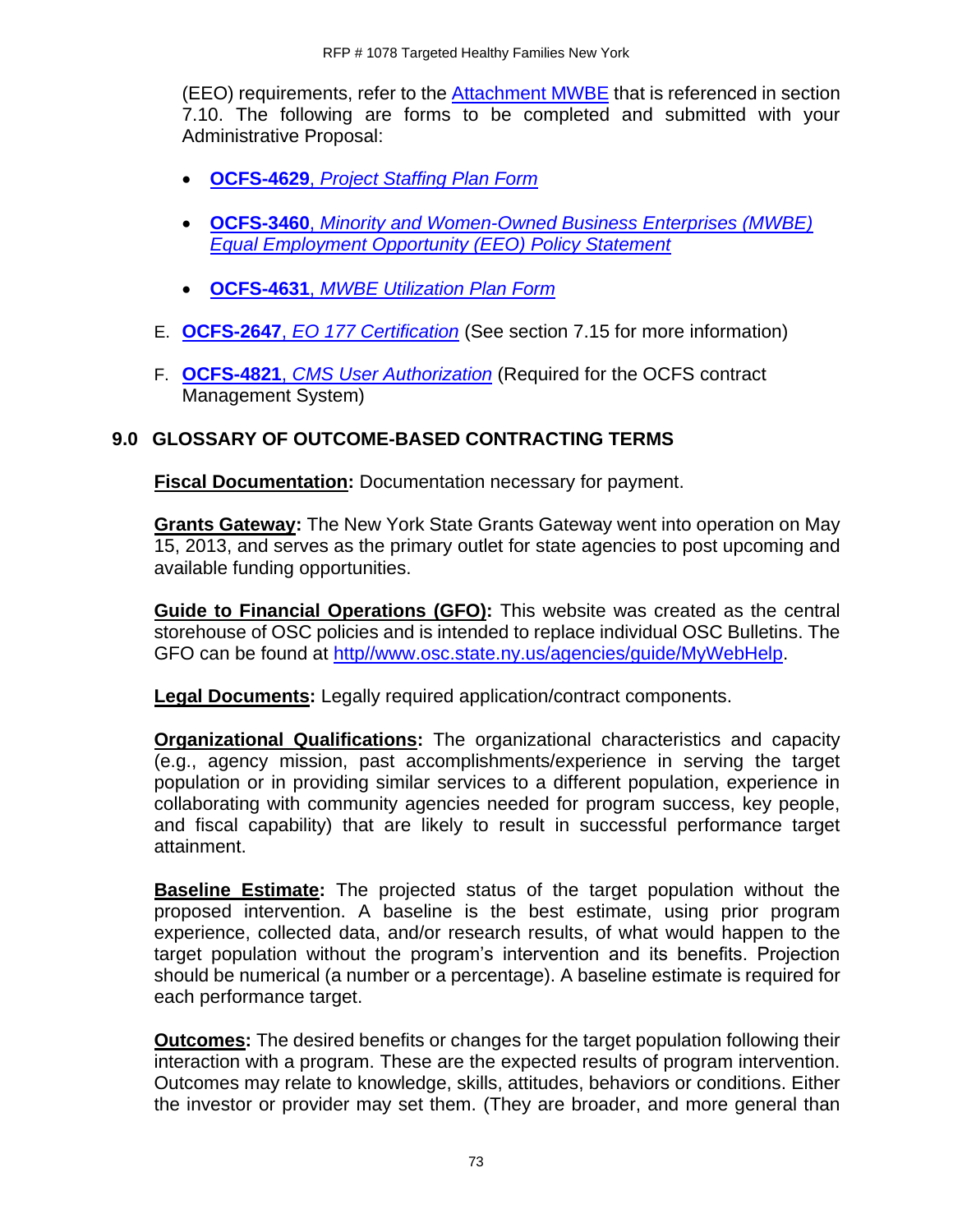(EEO) requirements, refer to the Attachment MWBE that is referenced in section 7.10. The following are forms to be completed and submitted with your Administrative Proposal:

- **OCFS-4629**, *Project Staffing Plan Form*
- **OCFS-3460**, *Minority and Women-Owned Business Enterprises (MWBE) Equal Employment Opportunity (EEO) Policy Statement*
- **OCFS-4631**, *MWBE Utilization Plan Form*

E. **OCFS-2647**, *EO 177 Certification* (See section 7.15 for more information)

F. **OCFS-4821**, *CMS User Authorization* (Required for the OCFS contract Management System)

## 9.0 GLOSSARY OF OUTCOME-BASED CONTRACTING TERMS

**Fiscal Documentation:** Documentation necessary for payment.

**Grants Gateway:** The New York State Grants Gateway went into operation on May 15, 2013, and serves as the primary outlet for state agencies to post upcoming and available funding opportunities.

**Guide to Financial Operations (GFO):** This website was created as the central storehouse of OSC policies and is intended to replace individual OSC Bulletins. The GFO can be found at http//www.osc.state.ny.us/agencies/guide/MyWebHelp.

**Legal Documents:** Legally required application/contract components.

**Organizational Qualifications:** The organizational characteristics and capacity (e.g., agency mission, past accomplishments/experience in serving the target population or in providing similar services to a different population, experience in collaborating with community agencies needed for program success, key people, and fiscal capability) that are likely to result in successful performance target attainment.

**Baseline Estimate:** The projected status of the target population without the proposed intervention. A baseline is the best estimate, using prior program experience, collected data, and/or research results, of what would happen to the target population without the program's intervention and its benefits. Projection should be numerical (a number or a percentage). A baseline estimate is required for each performance target.

**Outcomes:** The desired benefits or changes for the target population following their interaction with a program. These are the expected results of program intervention. Outcomes may relate to knowledge, skills, attitudes, behaviors or conditions. Either the investor or provider may set them. (They are broader, and more general than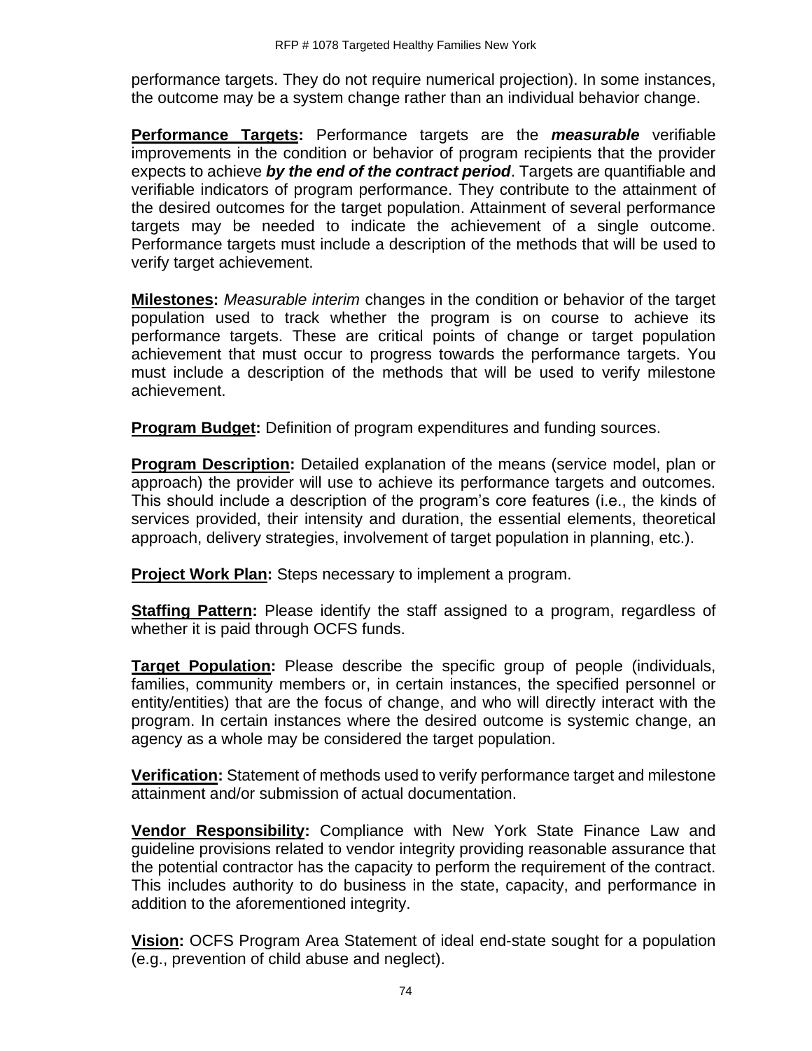performance targets. They do not require numerical projection). In some instances, the outcome may be a system change rather than an individual behavior change.

**Performance Targets:** Performance targets are the ***measurable*** verifiable improvements in the condition or behavior of program recipients that the provider expects to achieve ***by the end of the contract period***. Targets are quantifiable and verifiable indicators of program performance. They contribute to the attainment of the desired outcomes for the target population. Attainment of several performance targets may be needed to indicate the achievement of a single outcome. Performance targets must include a description of the methods that will be used to verify target achievement.

**Milestones:** *Measurable interim* changes in the condition or behavior of the target population used to track whether the program is on course to achieve its performance targets. These are critical points of change or target population achievement that must occur to progress towards the performance targets. You must include a description of the methods that will be used to verify milestone achievement.

**Program Budget:** Definition of program expenditures and funding sources.

**Program Description:** Detailed explanation of the means (service model, plan or approach) the provider will use to achieve its performance targets and outcomes. This should include a description of the program's core features (i.e., the kinds of services provided, their intensity and duration, the essential elements, theoretical approach, delivery strategies, involvement of target population in planning, etc.).

**Project Work Plan:** Steps necessary to implement a program.

**Staffing Pattern:** Please identify the staff assigned to a program, regardless of whether it is paid through OCFS funds.

**Target Population:** Please describe the specific group of people (individuals, families, community members or, in certain instances, the specified personnel or entity/entities) that are the focus of change, and who will directly interact with the program. In certain instances where the desired outcome is systemic change, an agency as a whole may be considered the target population.

**Verification:** Statement of methods used to verify performance target and milestone attainment and/or submission of actual documentation.

**Vendor Responsibility:** Compliance with New York State Finance Law and guideline provisions related to vendor integrity providing reasonable assurance that the potential contractor has the capacity to perform the requirement of the contract. This includes authority to do business in the state, capacity, and performance in addition to the aforementioned integrity.

**Vision:** OCFS Program Area Statement of ideal end-state sought for a population (e.g., prevention of child abuse and neglect).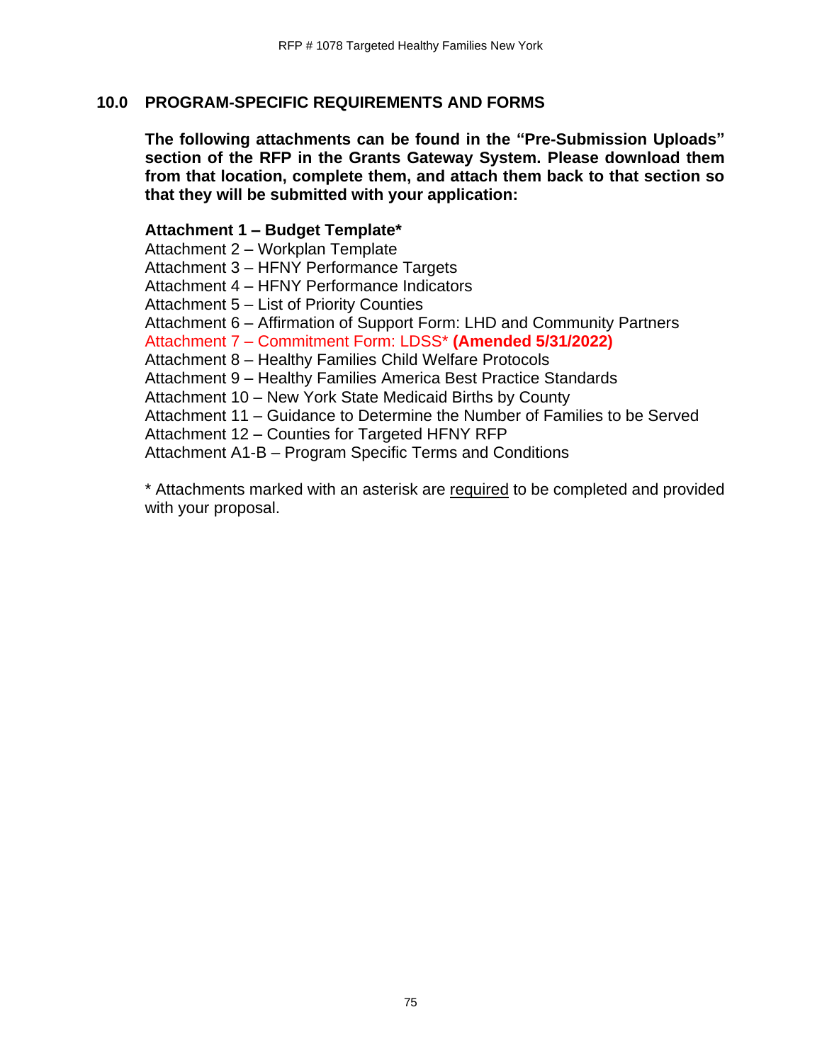## 10.0 PROGRAM-SPECIFIC REQUIREMENTS AND FORMS

**The following attachments can be found in the "Pre-Submission Uploads" section of the RFP in the Grants Gateway System. Please download them from that location, complete them, and attach them back to that section so that they will be submitted with your application:**

**Attachment 1 – Budget Template***
Attachment 2 – Workplan Template
Attachment 3 – HFNY Performance Targets
Attachment 4 – HFNY Performance Indicators
Attachment 5 – List of Priority Counties
Attachment 6 – Affirmation of Support Form: LHD and Community Partners
Attachment 7 – Commitment Form: LDSS* **(Amended 5/31/2022)**
Attachment 8 – Healthy Families Child Welfare Protocols
Attachment 9 – Healthy Families America Best Practice Standards
Attachment 10 – New York State Medicaid Births by County
Attachment 11 – Guidance to Determine the Number of Families to be Served
Attachment 12 – Counties for Targeted HFNY RFP
Attachment A1-B – Program Specific Terms and Conditions

* Attachments marked with an asterisk are required to be completed and provided with your proposal.